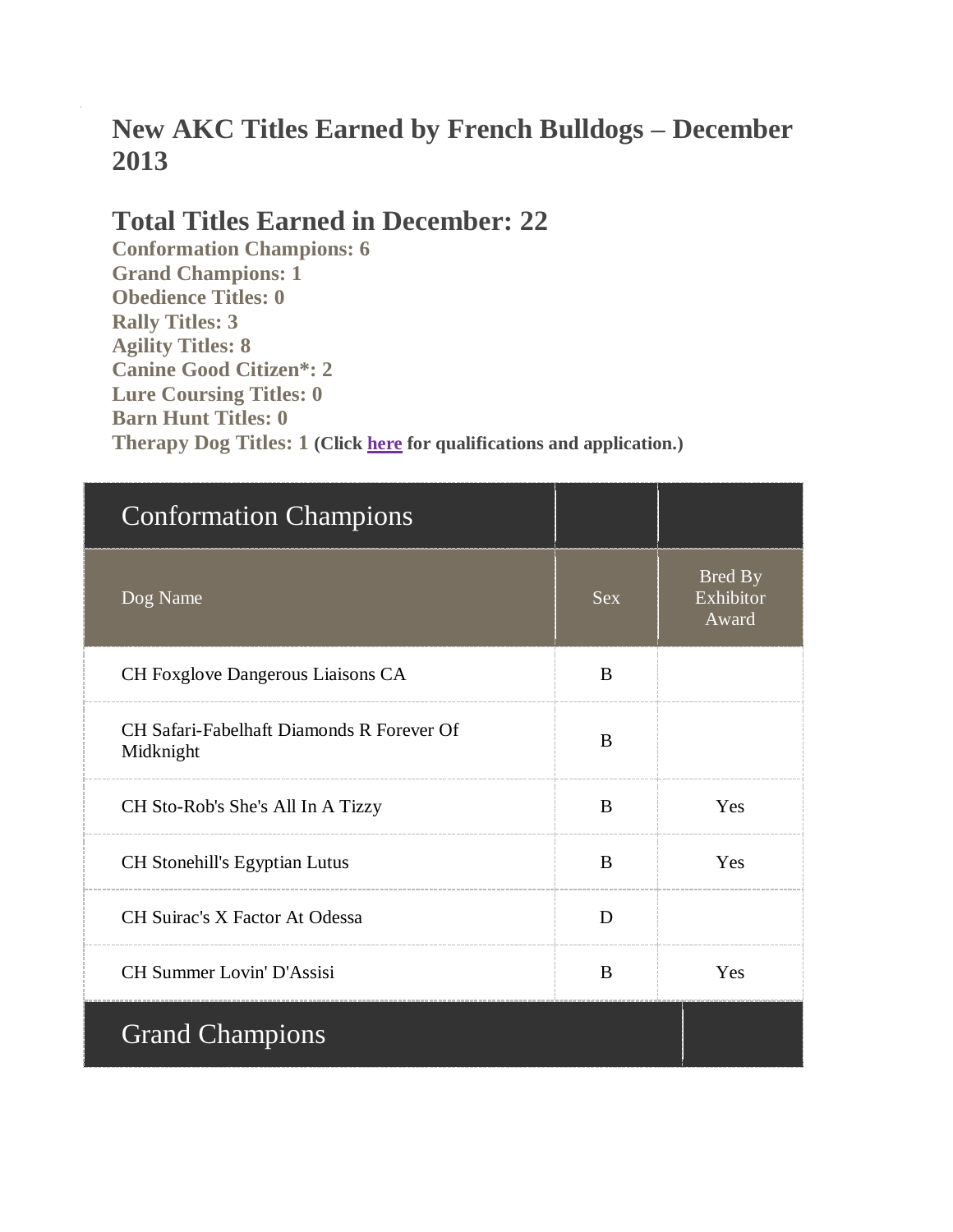# New AKC Titles Earned by French Bulldogs – December 2013

## Total Titles Earned in December: 22

**Conformation Champions: 6**
**Grand Champions: 1**
**Obedience Titles: 0**
**Rally Titles: 3**
**Agility Titles: 8**
**Canine Good Citizen*: 2**
**Lure Coursing Titles: 0**
**Barn Hunt Titles: 0**
**Therapy Dog Titles: 1** **(Click here for qualifications and application.)**

| Conformation Champions | | |
|---|---|---|
| Dog Name | Sex | Bred By Exhibitor Award |
| CH Foxglove Dangerous Liaisons CA | B | |
| CH Safari-Fabelhaft Diamonds R Forever Of Midknight | B | |
| CH Sto-Rob's She's All In A Tizzy | B | Yes |
| CH Stonehill's Egyptian Lutus | B | Yes |
| CH Suirac's X Factor At Odessa | D | |
| CH Summer Lovin' D'Assisi | B | Yes |

| Grand Champions | |
|---|---|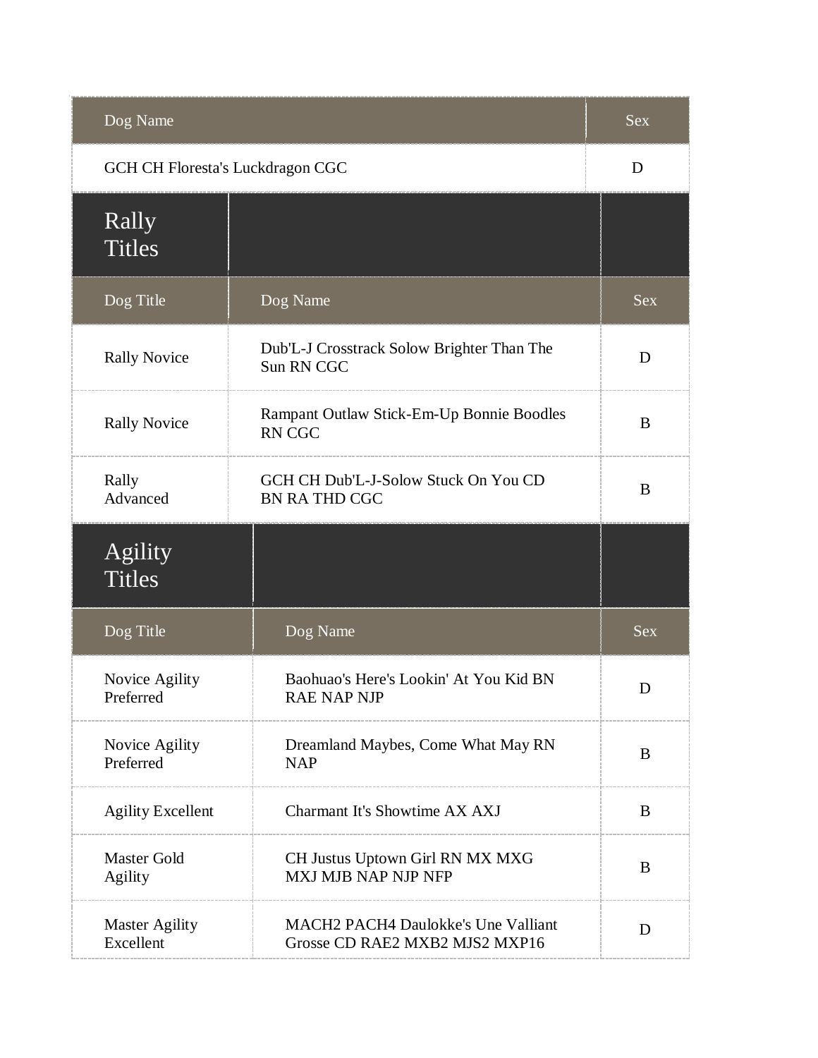| Dog Name | Sex |
|---|---|
| GCH CH Floresta's Luckdragon CGC | D |

## Rally Titles

| Dog Title | Dog Name | Sex |
|---|---|---|
| Rally Novice | Dub'L-J Crosstrack Solow Brighter Than The Sun RN CGC | D |
| Rally Novice | Rampant Outlaw Stick-Em-Up Bonnie Boodles RN CGC | B |
| Rally Advanced | GCH CH Dub'L-J-Solow Stuck On You CD BN RA THD CGC | B |

## Agility Titles

| Dog Title | Dog Name | Sex |
|---|---|---|
| Novice Agility Preferred | Baohuao's Here's Lookin' At You Kid BN RAE NAP NJP | D |
| Novice Agility Preferred | Dreamland Maybes, Come What May RN NAP | B |
| Agility Excellent | Charmant It's Showtime AX AXJ | B |
| Master Gold Agility | CH Justus Uptown Girl RN MX MXG MXJ MJB NAP NJP NFP | B |
| Master Agility Excellent | MACH2 PACH4 Daulokke's Une Valliant Grosse CD RAE2 MXB2 MJS2 MXP16 | D |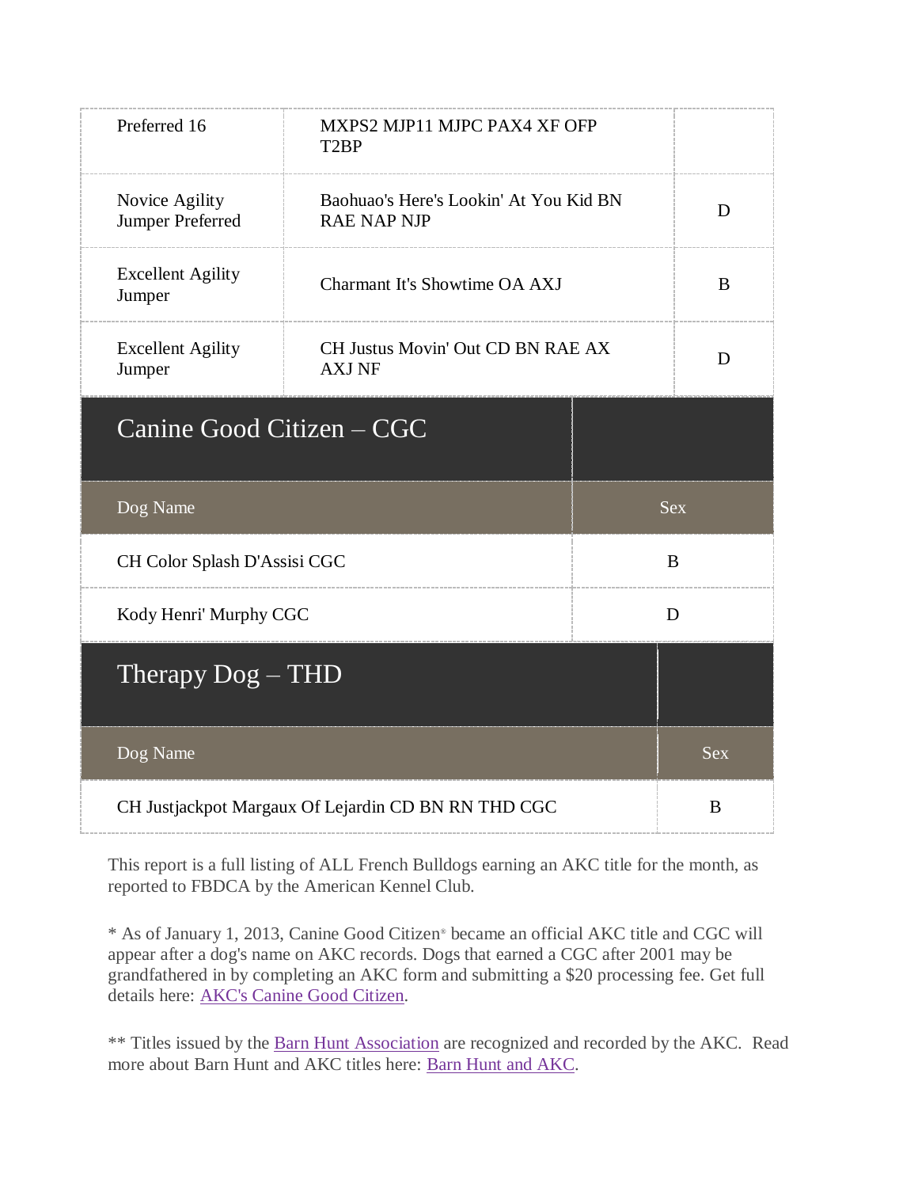| | | |
|---|---|---|
| Preferred 16 | MXPS2 MJP11 MJPC PAX4 XF OFP T2BP | |
| Novice Agility Jumper Preferred | Baohuao's Here's Lookin' At You Kid BN RAE NAP NJP | D |
| Excellent Agility Jumper | Charmant It's Showtime OA AXJ | B |
| Excellent Agility Jumper | CH Justus Movin' Out CD BN RAE AX AXJ NF | D |

## Canine Good Citizen – CGC

| Dog Name | Sex |
|---|---|
| CH Color Splash D'Assisi CGC | B |
| Kody Henri' Murphy CGC | D |

## Therapy Dog – THD

| Dog Name | Sex |
|---|---|
| CH Justjackpot Margaux Of Lejardin CD BN RN THD CGC | B |

This report is a full listing of ALL French Bulldogs earning an AKC title for the month, as reported to FBDCA by the American Kennel Club.

* As of January 1, 2013, Canine Good Citizen® became an official AKC title and CGC will appear after a dog's name on AKC records. Dogs that earned a CGC after 2001 may be grandfathered in by completing an AKC form and submitting a $20 processing fee. Get full details here: AKC's Canine Good Citizen.

** Titles issued by the Barn Hunt Association are recognized and recorded by the AKC. Read more about Barn Hunt and AKC titles here: Barn Hunt and AKC.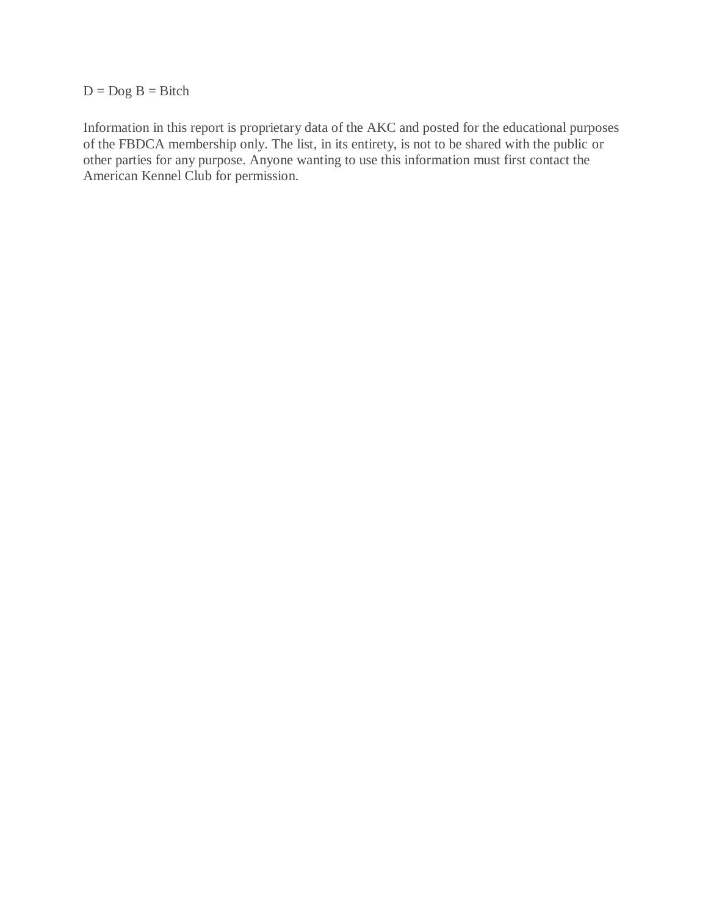D = Dog B = Bitch

Information in this report is proprietary data of the AKC and posted for the educational purposes of the FBDCA membership only. The list, in its entirety, is not to be shared with the public or other parties for any purpose. Anyone wanting to use this information must first contact the American Kennel Club for permission.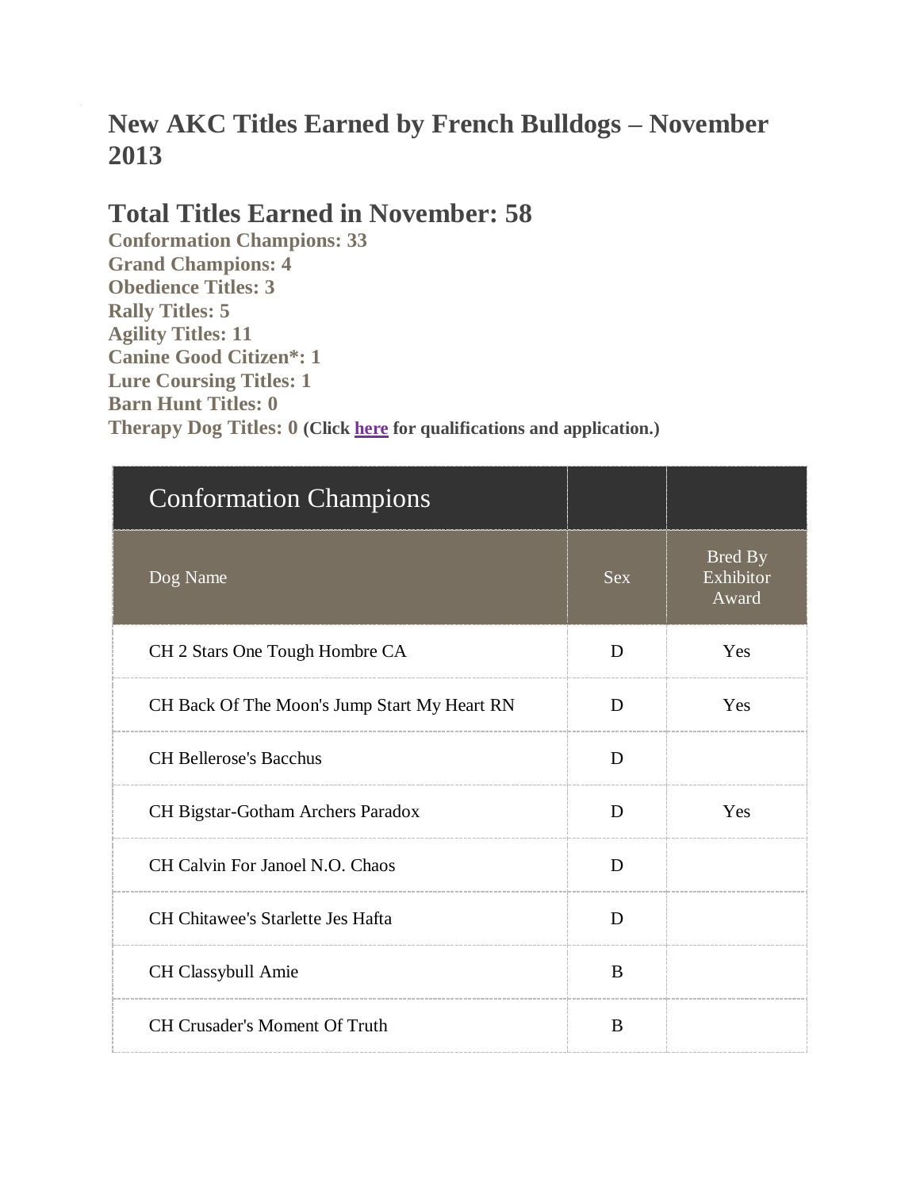## New AKC Titles Earned by French Bulldogs – November 2013

## Total Titles Earned in November: 58

**Conformation Champions: 33**
**Grand Champions: 4**
**Obedience Titles: 3**
**Rally Titles: 5**
**Agility Titles: 11**
**Canine Good Citizen*: 1**
**Lure Coursing Titles: 1**
**Barn Hunt Titles: 0**
**Therapy Dog Titles: 0** **(Click here for qualifications and application.)**

| Conformation Champions | | |
|---|---|---|
| Dog Name | Sex | Bred By Exhibitor Award |
| CH 2 Stars One Tough Hombre CA | D | Yes |
| CH Back Of The Moon's Jump Start My Heart RN | D | Yes |
| CH Bellerose's Bacchus | D | |
| CH Bigstar-Gotham Archers Paradox | D | Yes |
| CH Calvin For Janoel N.O. Chaos | D | |
| CH Chitawee's Starlette Jes Hafta | D | |
| CH Classybull Amie | B | |
| CH Crusader's Moment Of Truth | B | |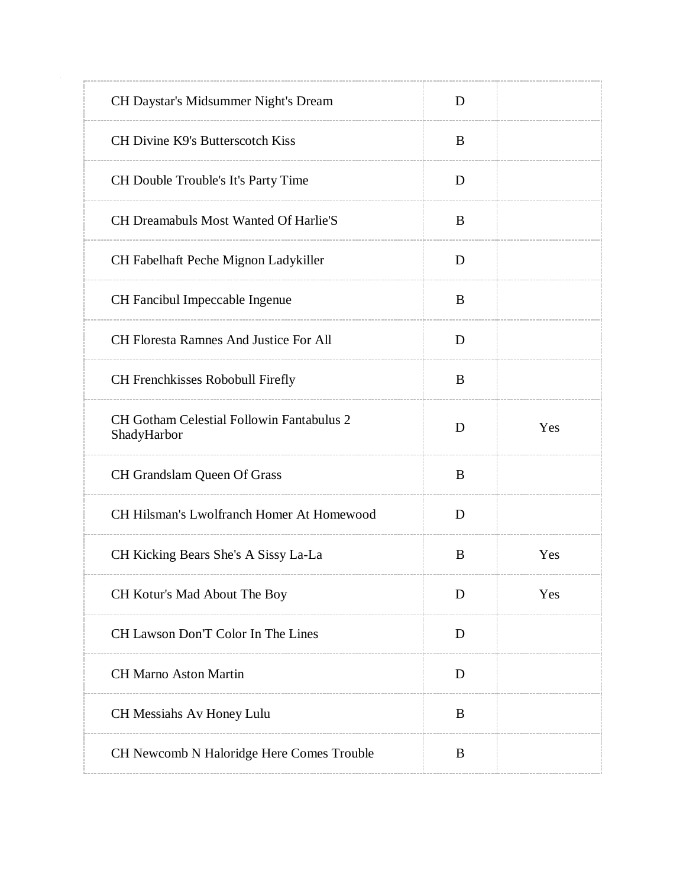| | | |
|---|---|---|
| CH Daystar's Midsummer Night's Dream | D | |
| CH Divine K9's Butterscotch Kiss | B | |
| CH Double Trouble's It's Party Time | D | |
| CH Dreamabuls Most Wanted Of Harlie'S | B | |
| CH Fabelhaft Peche Mignon Ladykiller | D | |
| CH Fancibul Impeccable Ingenue | B | |
| CH Floresta Ramnes And Justice For All | D | |
| CH Frenchkisses Robobull Firefly | B | |
| CH Gotham Celestial Followin Fantabulus 2 ShadyHarbor | D | Yes |
| CH Grandslam Queen Of Grass | B | |
| CH Hilsman's Lwolfranch Homer At Homewood | D | |
| CH Kicking Bears She's A Sissy La-La | B | Yes |
| CH Kotur's Mad About The Boy | D | Yes |
| CH Lawson Don'T Color In The Lines | D | |
| CH Marno Aston Martin | D | |
| CH Messiahs Av Honey Lulu | B | |
| CH Newcomb N Haloridge Here Comes Trouble | B | |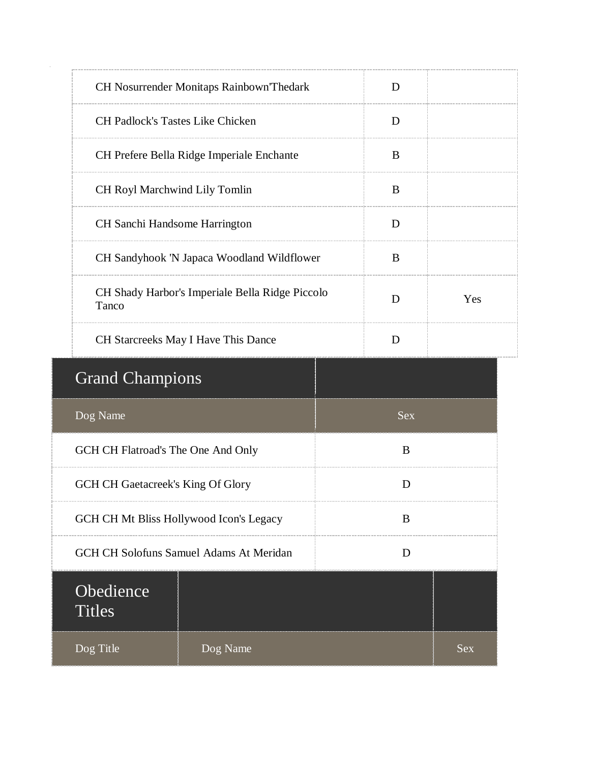| | | |
|---|---|---|
| CH Nosurrender Monitaps Rainbown'Thedark | D | |
| CH Padlock's Tastes Like Chicken | D | |
| CH Prefere Bella Ridge Imperiale Enchante | B | |
| CH Royl Marchwind Lily Tomlin | B | |
| CH Sanchi Handsome Harrington | D | |
| CH Sandyhook 'N Japaca Woodland Wildflower | B | |
| CH Shady Harbor's Imperiale Bella Ridge Piccolo Tanco | D | Yes |
| CH Starcreeks May I Have This Dance | D | |

## Grand Champions

| Dog Name | Sex |
|---|---|
| GCH CH Flatroad's The One And Only | B |
| GCH CH Gaetacreek's King Of Glory | D |
| GCH CH Mt Bliss Hollywood Icon's Legacy | B |
| GCH CH Solofuns Samuel Adams At Meridan | D |

## Obedience Titles

| Dog Title | Dog Name | Sex |
|---|---|---|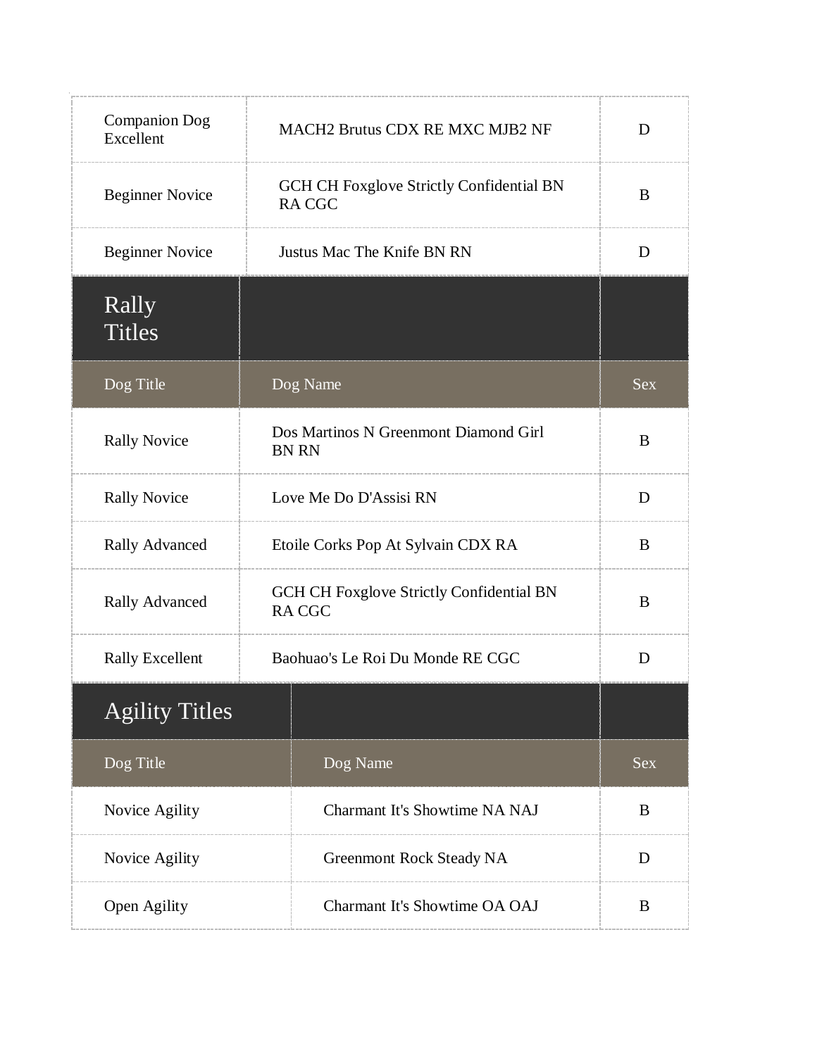| | | |
|---|---|---|
| Companion Dog Excellent | MACH2 Brutus CDX RE MXC MJB2 NF | D |
| Beginner Novice | GCH CH Foxglove Strictly Confidential BN RA CGC | B |
| Beginner Novice | Justus Mac The Knife BN RN | D |

## Rally Titles

| Dog Title | Dog Name | Sex |
|---|---|---|
| Rally Novice | Dos Martinos N Greenmont Diamond Girl BN RN | B |
| Rally Novice | Love Me Do D'Assisi RN | D |
| Rally Advanced | Etoile Corks Pop At Sylvain CDX RA | B |
| Rally Advanced | GCH CH Foxglove Strictly Confidential BN RA CGC | B |
| Rally Excellent | Baohuao's Le Roi Du Monde RE CGC | D |

## Agility Titles

| Dog Title | Dog Name | Sex |
|---|---|---|
| Novice Agility | Charmant It's Showtime NA NAJ | B |
| Novice Agility | Greenmont Rock Steady NA | D |
| Open Agility | Charmant It's Showtime OA OAJ | B |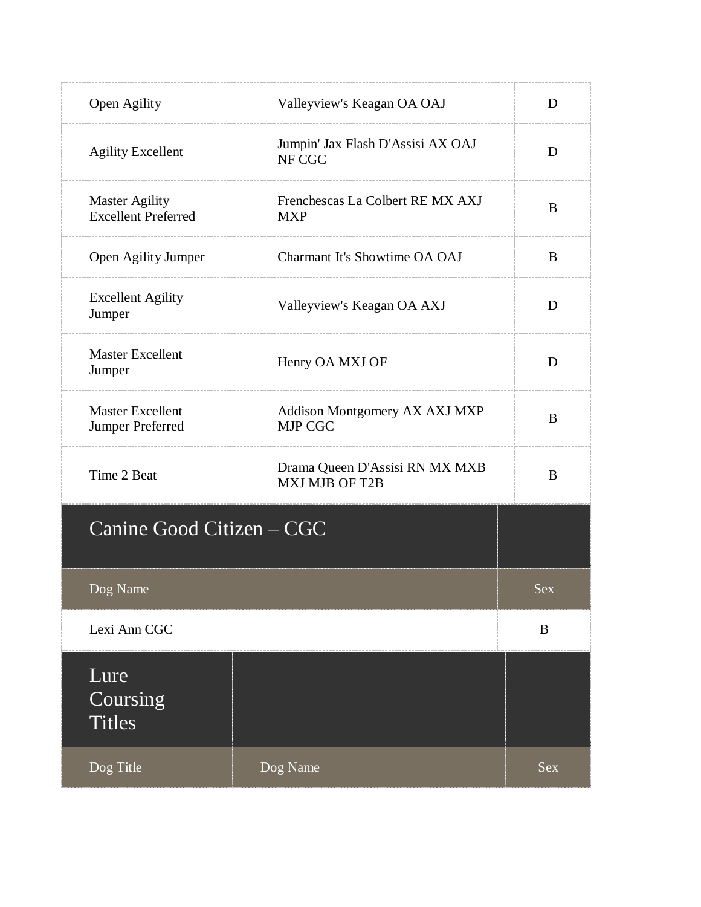| | | |
|---|---|---|
| Open Agility | Valleyview's Keagan OA OAJ | D |
| Agility Excellent | Jumpin' Jax Flash D'Assisi AX OAJ NF CGC | D |
| Master Agility Excellent Preferred | Frenchescas La Colbert RE MX AXJ MXP | B |
| Open Agility Jumper | Charmant It's Showtime OA OAJ | B |
| Excellent Agility Jumper | Valleyview's Keagan OA AXJ | D |
| Master Excellent Jumper | Henry OA MXJ OF | D |
| Master Excellent Jumper Preferred | Addison Montgomery AX AXJ MXP MJP CGC | B |
| Time 2 Beat | Drama Queen D'Assisi RN MX MXB MXJ MJB OF T2B | B |

## Canine Good Citizen – CGC

| Dog Name | Sex |
|---|---|
| Lexi Ann CGC | B |

## Lure Coursing Titles

| Dog Title | Dog Name | Sex |
|---|---|---|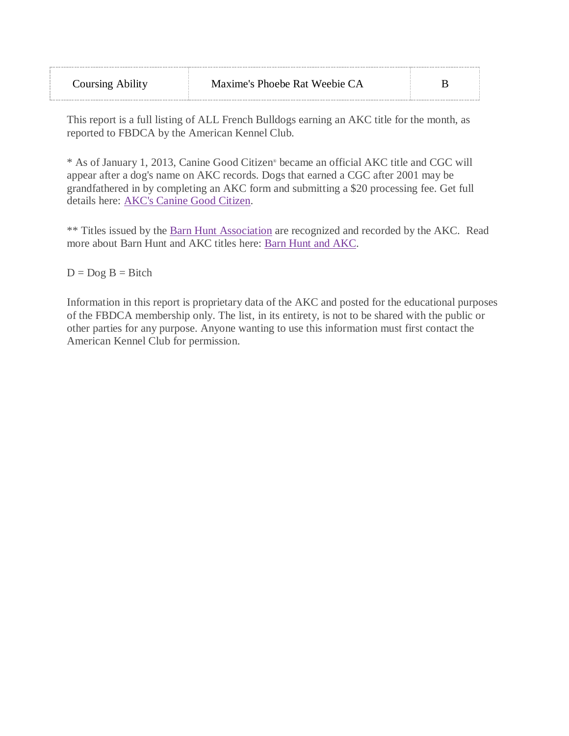| Coursing Ability | Maxime's Phoebe Rat Weebie CA | B |
| --- | --- | --- |

This report is a full listing of ALL French Bulldogs earning an AKC title for the month, as reported to FBDCA by the American Kennel Club.

* As of January 1, 2013, Canine Good Citizen® became an official AKC title and CGC will appear after a dog's name on AKC records. Dogs that earned a CGC after 2001 may be grandfathered in by completing an AKC form and submitting a $20 processing fee. Get full details here: AKC's Canine Good Citizen.

** Titles issued by the Barn Hunt Association are recognized and recorded by the AKC. Read more about Barn Hunt and AKC titles here: Barn Hunt and AKC.

D = Dog B = Bitch

Information in this report is proprietary data of the AKC and posted for the educational purposes of the FBDCA membership only. The list, in its entirety, is not to be shared with the public or other parties for any purpose. Anyone wanting to use this information must first contact the American Kennel Club for permission.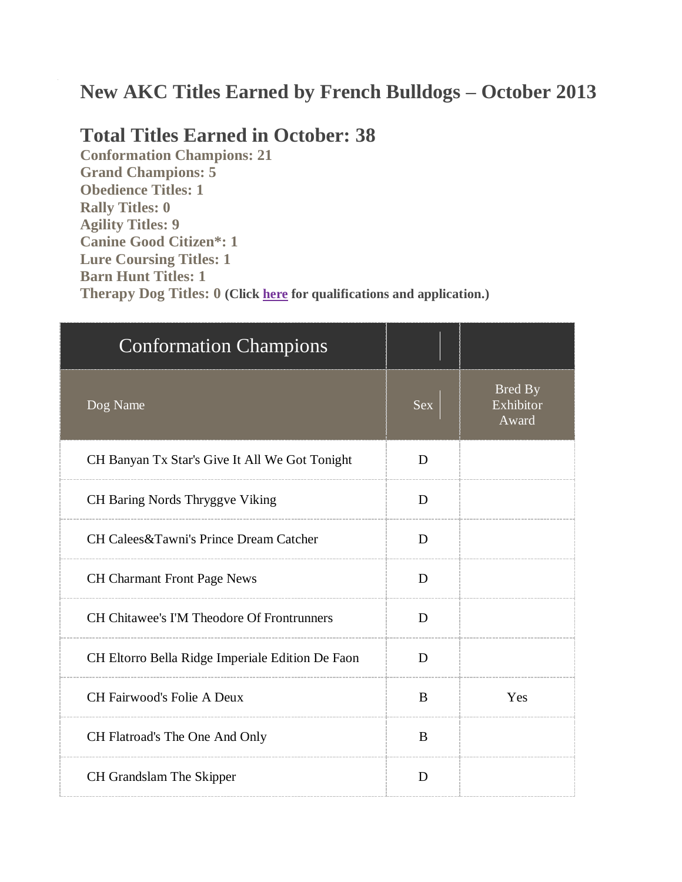# New AKC Titles Earned by French Bulldogs – October 2013

## Total Titles Earned in October: 38

**Conformation Champions: 21**
**Grand Champions: 5**
**Obedience Titles: 1**
**Rally Titles: 0**
**Agility Titles: 9**
**Canine Good Citizen*: 1**
**Lure Coursing Titles: 1**
**Barn Hunt Titles: 1**
**Therapy Dog Titles: 0** **(Click here for qualifications and application.)**

| Conformation Champions | | |
|---|---|---|
| Dog Name | Sex | Bred By Exhibitor Award |
| CH Banyan Tx Star's Give It All We Got Tonight | D | |
| CH Baring Nords Thryggve Viking | D | |
| CH Calees&Tawni's Prince Dream Catcher | D | |
| CH Charmant Front Page News | D | |
| CH Chitawee's I'M Theodore Of Frontrunners | D | |
| CH Eltorro Bella Ridge Imperiale Edition De Faon | D | |
| CH Fairwood's Folie A Deux | B | Yes |
| CH Flatroad's The One And Only | B | |
| CH Grandslam The Skipper | D | |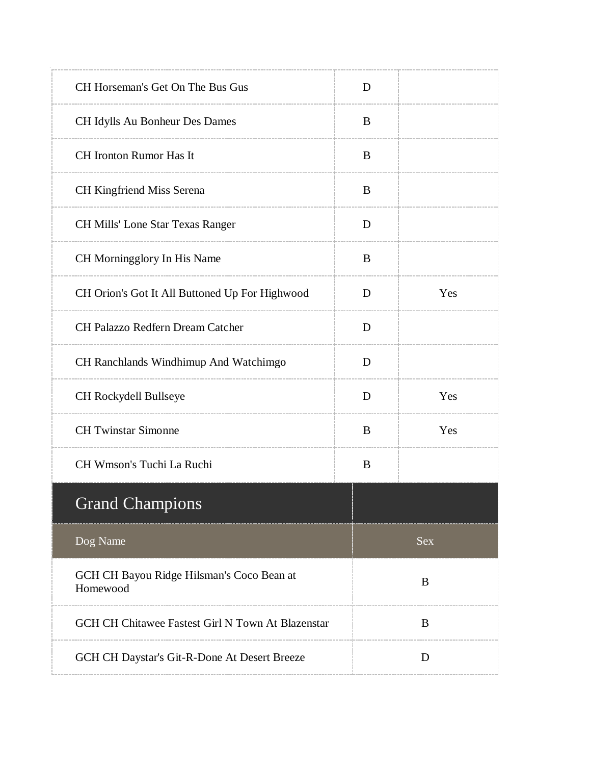| | | |
|---|---|---|
| CH Horseman's Get On The Bus Gus | D | |
| CH Idylls Au Bonheur Des Dames | B | |
| CH Ironton Rumor Has It | B | |
| CH Kingfriend Miss Serena | B | |
| CH Mills' Lone Star Texas Ranger | D | |
| CH Morningglory In His Name | B | |
| CH Orion's Got It All Buttoned Up For Highwood | D | Yes |
| CH Palazzo Redfern Dream Catcher | D | |
| CH Ranchlands Windhimup And Watchimgo | D | |
| CH Rockydell Bullseye | D | Yes |
| CH Twinstar Simonne | B | Yes |
| CH Wmson's Tuchi La Ruchi | B | |

## Grand Champions

| Dog Name | Sex |
|---|---|
| GCH CH Bayou Ridge Hilsman's Coco Bean at Homewood | B |
| GCH CH Chitawee Fastest Girl N Town At Blazenstar | B |
| GCH CH Daystar's Git-R-Done At Desert Breeze | D |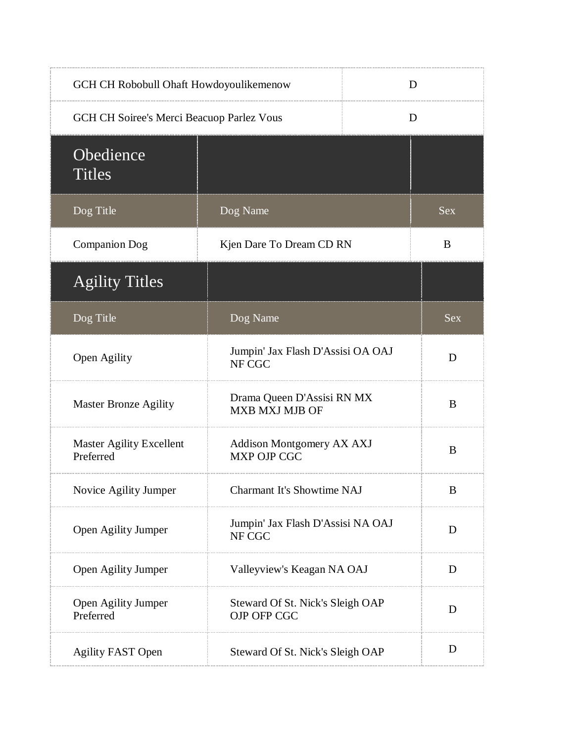| GCH CH Robobull Ohaft Howdoyoulikemenow | D |
|---|---|
| GCH CH Soiree's Merci Beacuop Parlez Vous | D |

## Obedience Titles

| Dog Title | Dog Name | Sex |
|---|---|---|
| Companion Dog | Kjen Dare To Dream CD RN | B |

## Agility Titles

| Dog Title | Dog Name | Sex |
|---|---|---|
| Open Agility | Jumpin' Jax Flash D'Assisi OA OAJ NF CGC | D |
| Master Bronze Agility | Drama Queen D'Assisi RN MX MXB MXJ MJB OF | B |
| Master Agility Excellent Preferred | Addison Montgomery AX AXJ MXP OJP CGC | B |
| Novice Agility Jumper | Charmant It's Showtime NAJ | B |
| Open Agility Jumper | Jumpin' Jax Flash D'Assisi NA OAJ NF CGC | D |
| Open Agility Jumper | Valleyview's Keagan NA OAJ | D |
| Open Agility Jumper Preferred | Steward Of St. Nick's Sleigh OAP OJP OFP CGC | D |
| Agility FAST Open | Steward Of St. Nick's Sleigh OAP | D |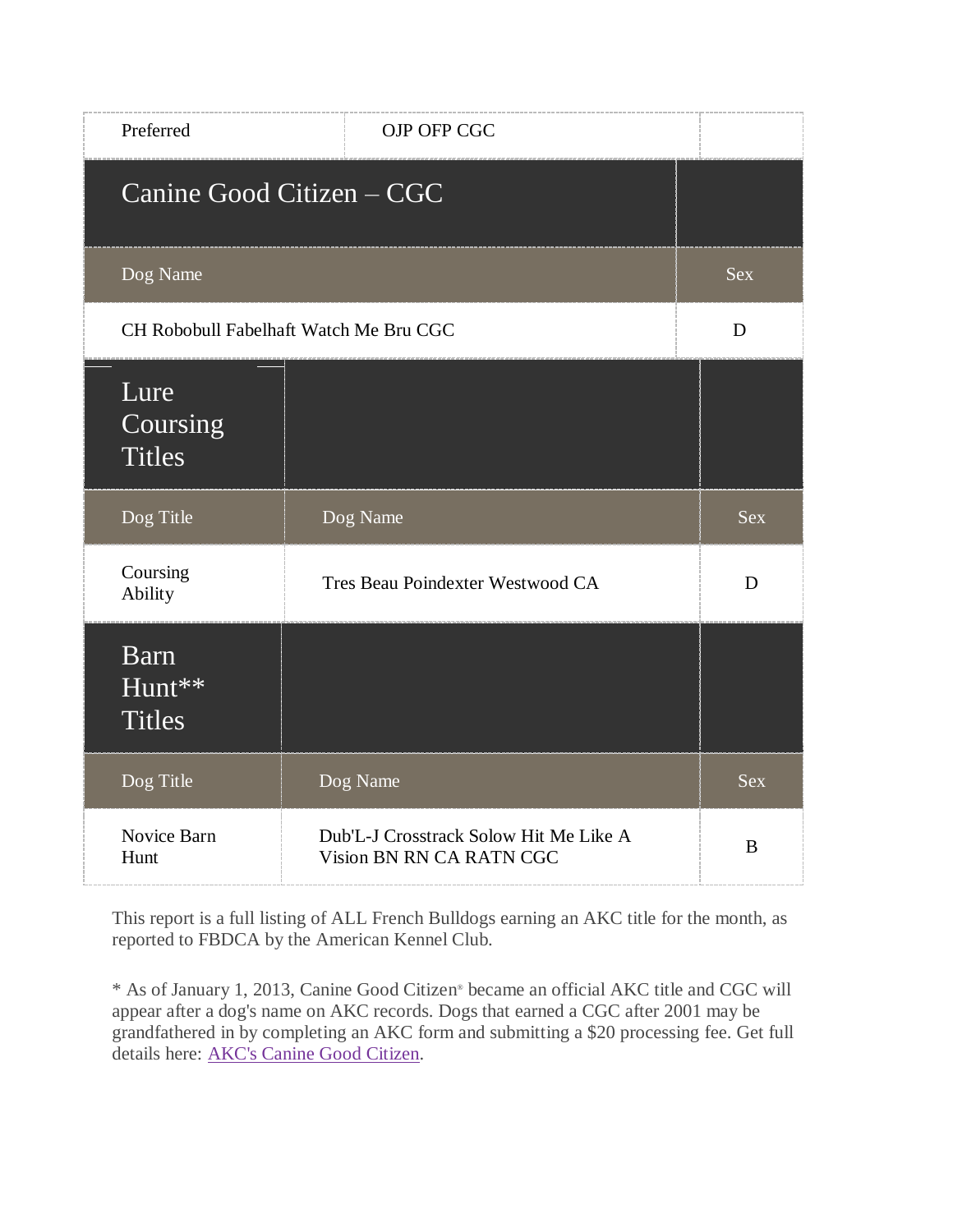| Preferred | OJP OFP CGC | |
|---|---|---|

## Canine Good Citizen – CGC

| Dog Name | Sex |
|---|---|
| CH Robobull Fabelhaft Watch Me Bru CGC | D |

## Lure Coursing Titles

| Dog Title | Dog Name | Sex |
|---|---|---|
| Coursing Ability | Tres Beau Poindexter Westwood CA | D |

## Barn Hunt** Titles

| Dog Title | Dog Name | Sex |
|---|---|---|
| Novice Barn Hunt | Dub'L-J Crosstrack Solow Hit Me Like A Vision BN RN CA RATN CGC | B |

This report is a full listing of ALL French Bulldogs earning an AKC title for the month, as reported to FBDCA by the American Kennel Club.

* As of January 1, 2013, Canine Good Citizen® became an official AKC title and CGC will appear after a dog's name on AKC records. Dogs that earned a CGC after 2001 may be grandfathered in by completing an AKC form and submitting a $20 processing fee. Get full details here: AKC's Canine Good Citizen.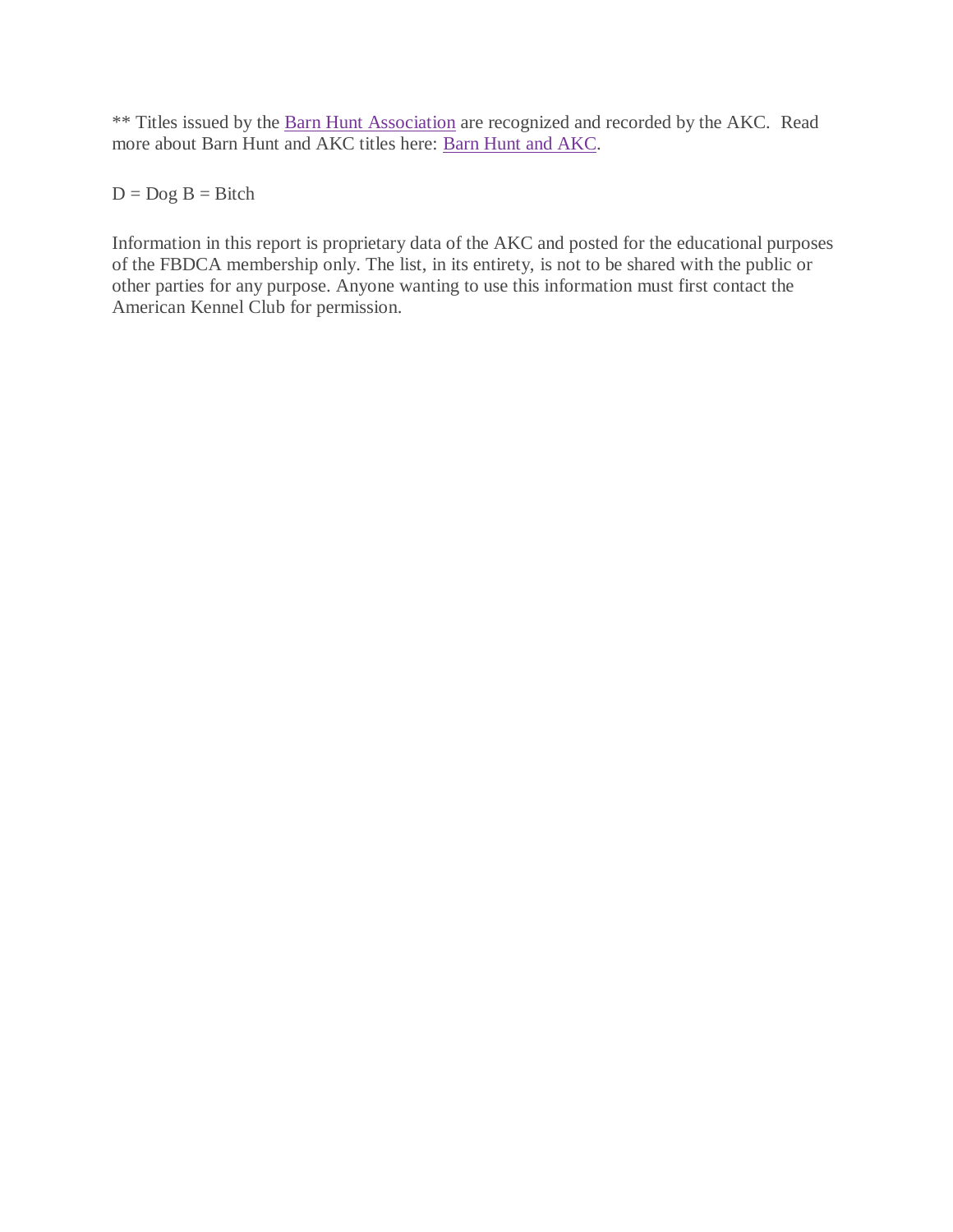** Titles issued by the [Barn Hunt Association] are recognized and recorded by the AKC.  Read more about Barn Hunt and AKC titles here: [Barn Hunt and AKC].

D = Dog B = Bitch

Information in this report is proprietary data of the AKC and posted for the educational purposes of the FBDCA membership only. The list, in its entirety, is not to be shared with the public or other parties for any purpose. Anyone wanting to use this information must first contact the American Kennel Club for permission.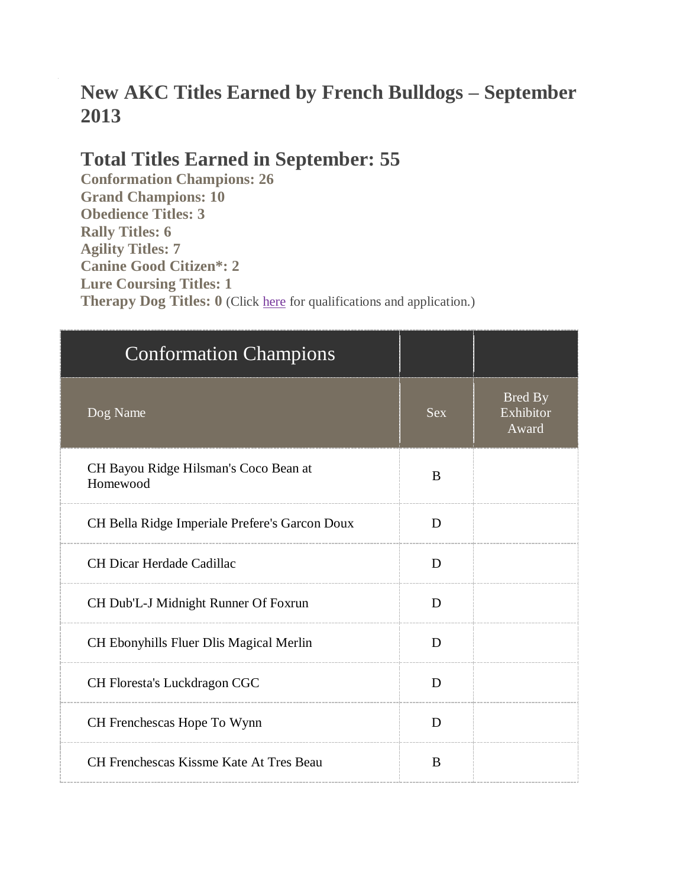# New AKC Titles Earned by French Bulldogs – September 2013

## Total Titles Earned in September: 55

**Conformation Champions: 26**
**Grand Champions: 10**
**Obedience Titles: 3**
**Rally Titles: 6**
**Agility Titles: 7**
**Canine Good Citizen*: 2**
**Lure Coursing Titles: 1**
**Therapy Dog Titles: 0** (Click here for qualifications and application.)

| Conformation Champions | | |
|---|---|---|
| Dog Name | Sex | Bred By Exhibitor Award |
| CH Bayou Ridge Hilsman's Coco Bean at Homewood | B | |
| CH Bella Ridge Imperiale Prefere's Garcon Doux | D | |
| CH Dicar Herdade Cadillac | D | |
| CH Dub'L-J Midnight Runner Of Foxrun | D | |
| CH Ebonyhills Fluer Dlis Magical Merlin | D | |
| CH Floresta's Luckdragon CGC | D | |
| CH Frenchescas Hope To Wynn | D | |
| CH Frenchescas Kissme Kate At Tres Beau | B | |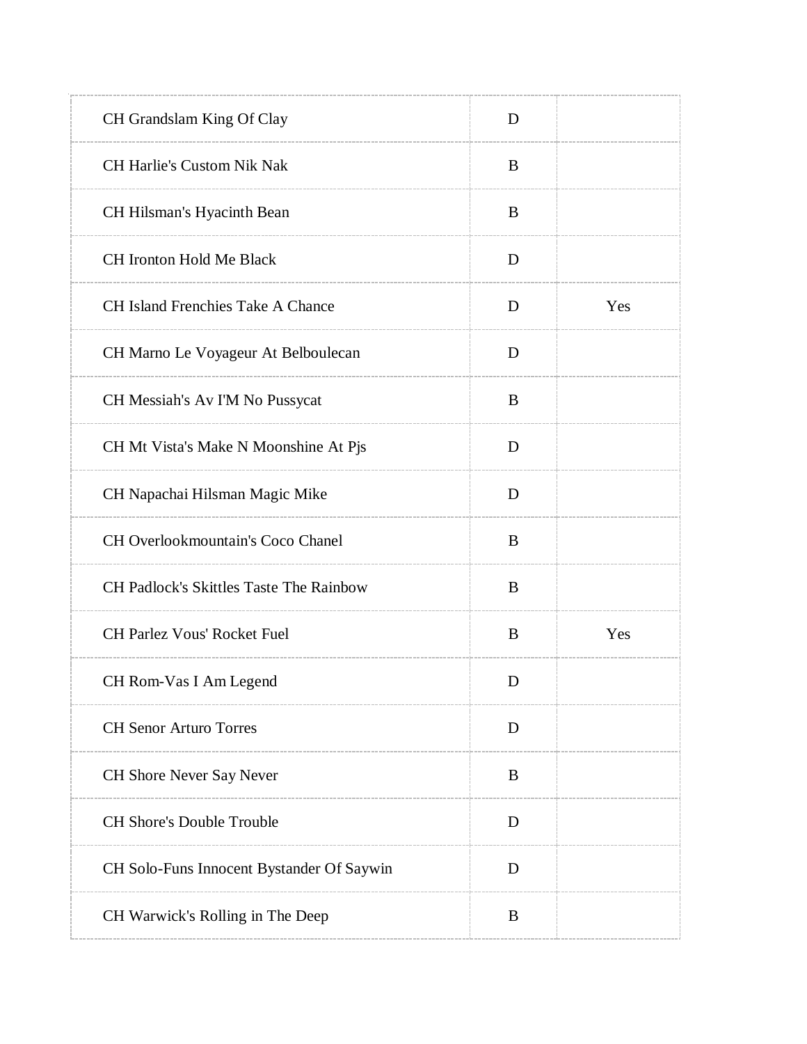| | | |
|---|---|---|
| CH Grandslam King Of Clay | D | |
| CH Harlie's Custom Nik Nak | B | |
| CH Hilsman's Hyacinth Bean | B | |
| CH Ironton Hold Me Black | D | |
| CH Island Frenchies Take A Chance | D | Yes |
| CH Marno Le Voyageur At Belboulecan | D | |
| CH Messiah's Av I'M No Pussycat | B | |
| CH Mt Vista's Make N Moonshine At Pjs | D | |
| CH Napachai Hilsman Magic Mike | D | |
| CH Overlookmountain's Coco Chanel | B | |
| CH Padlock's Skittles Taste The Rainbow | B | |
| CH Parlez Vous' Rocket Fuel | B | Yes |
| CH Rom-Vas I Am Legend | D | |
| CH Senor Arturo Torres | D | |
| CH Shore Never Say Never | B | |
| CH Shore's Double Trouble | D | |
| CH Solo-Funs Innocent Bystander Of Saywin | D | |
| CH Warwick's Rolling in The Deep | B | |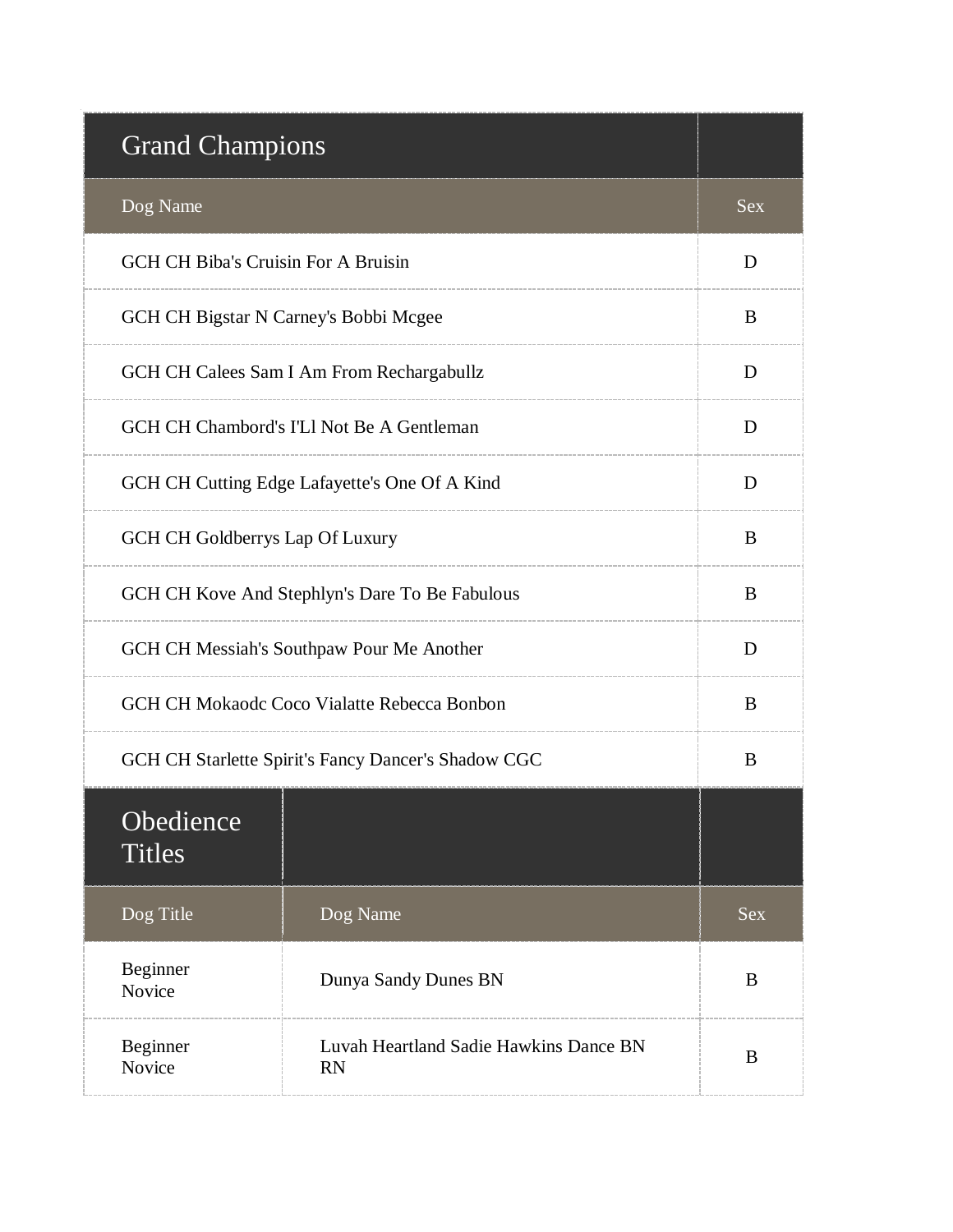## Grand Champions

| Dog Name | Sex |
|---|---|
| GCH CH Biba's Cruisin For A Bruisin | D |
| GCH CH Bigstar N Carney's Bobbi Mcgee | B |
| GCH CH Calees Sam I Am From Rechargabullz | D |
| GCH CH Chambord's I'Ll Not Be A Gentleman | D |
| GCH CH Cutting Edge Lafayette's One Of A Kind | D |
| GCH CH Goldberrys Lap Of Luxury | B |
| GCH CH Kove And Stephlyn's Dare To Be Fabulous | B |
| GCH CH Messiah's Southpaw Pour Me Another | D |
| GCH CH Mokaodc Coco Vialatte Rebecca Bonbon | B |
| GCH CH Starlette Spirit's Fancy Dancer's Shadow CGC | B |

## Obedience Titles

| Dog Title | Dog Name | Sex |
|---|---|---|
| Beginner Novice | Dunya Sandy Dunes BN | B |
| Beginner Novice | Luvah Heartland Sadie Hawkins Dance BN RN | B |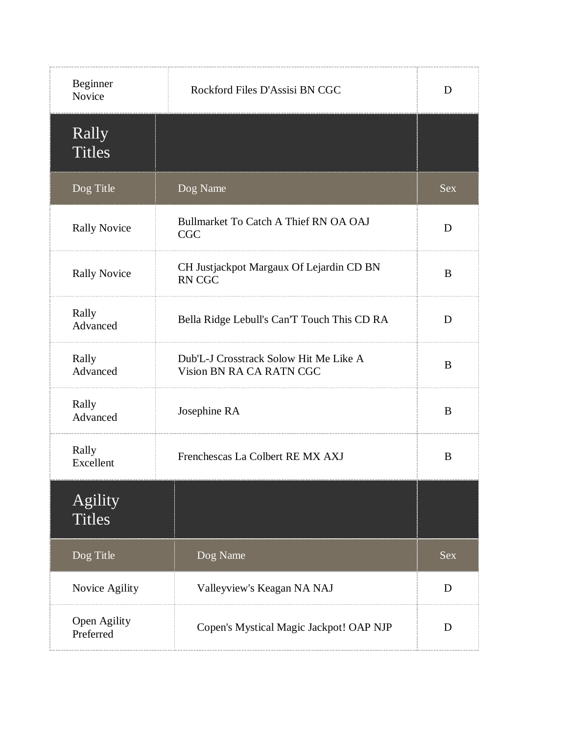| | | |
|---|---|---|
| Beginner Novice | Rockford Files D'Assisi BN CGC | D |

## Rally Titles

| Dog Title | Dog Name | Sex |
|---|---|---|
| Rally Novice | Bullmarket To Catch A Thief RN OA OAJ CGC | D |
| Rally Novice | CH Justjackpot Margaux Of Lejardin CD BN RN CGC | B |
| Rally Advanced | Bella Ridge Lebull's Can'T Touch This CD RA | D |
| Rally Advanced | Dub'L-J Crosstrack Solow Hit Me Like A Vision BN RA CA RATN CGC | B |
| Rally Advanced | Josephine RA | B |
| Rally Excellent | Frenchescas La Colbert RE MX AXJ | B |

## Agility Titles

| Dog Title | Dog Name | Sex |
|---|---|---|
| Novice Agility | Valleyview's Keagan NA NAJ | D |
| Open Agility Preferred | Copen's Mystical Magic Jackpot! OAP NJP | D |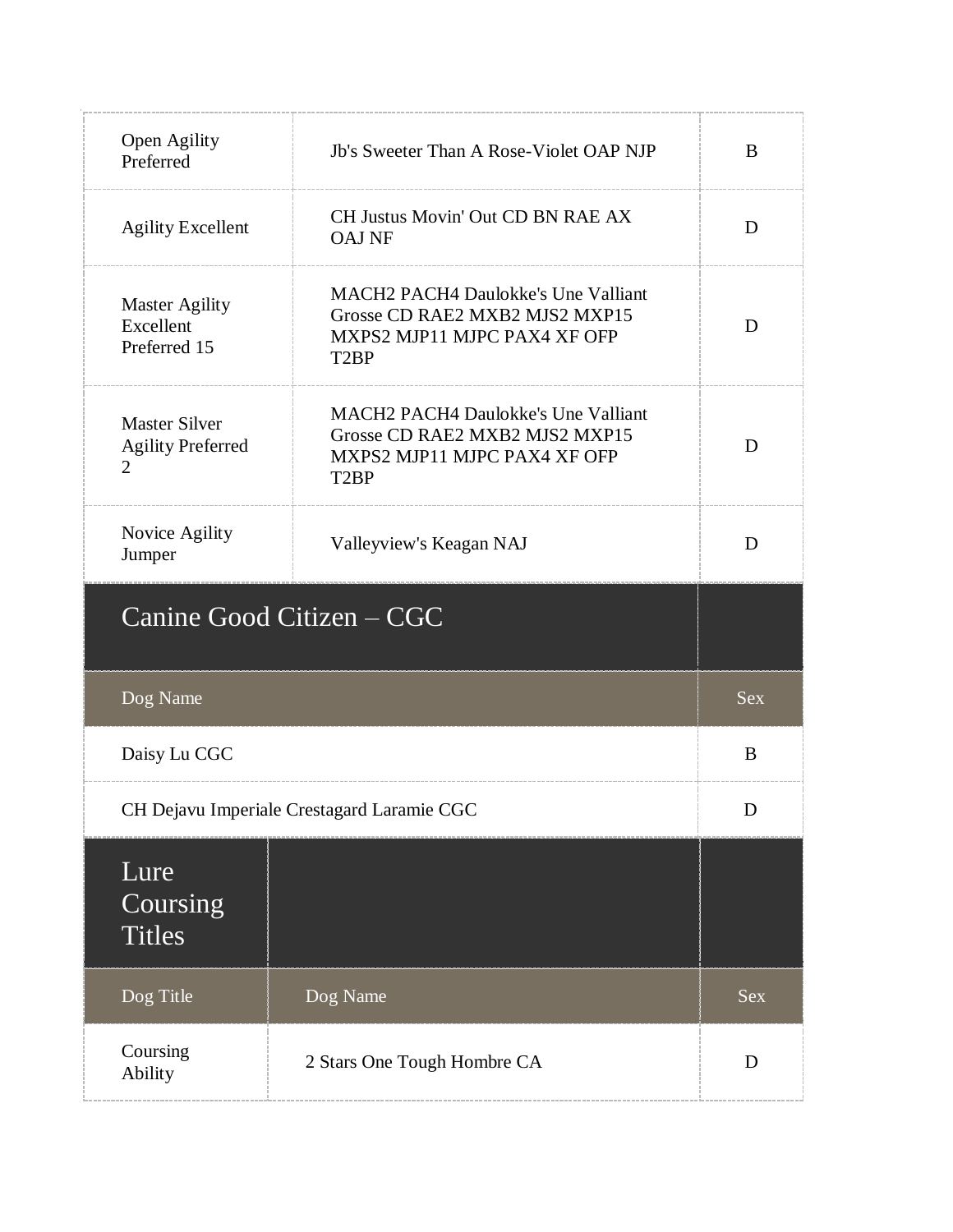| Open Agility Preferred | Jb's Sweeter Than A Rose-Violet OAP NJP | B |
|---|---|---|
| Agility Excellent | CH Justus Movin' Out CD BN RAE AX OAJ NF | D |
| Master Agility Excellent Preferred 15 | MACH2 PACH4 Daulokke's Une Valliant Grosse CD RAE2 MXB2 MJS2 MXP15 MXPS2 MJP11 MJPC PAX4 XF OFP T2BP | D |
| Master Silver Agility Preferred 2 | MACH2 PACH4 Daulokke's Une Valliant Grosse CD RAE2 MXB2 MJS2 MXP15 MXPS2 MJP11 MJPC PAX4 XF OFP T2BP | D |
| Novice Agility Jumper | Valleyview's Keagan NAJ | D |

## Canine Good Citizen – CGC

| Dog Name | Sex |
|---|---|
| Daisy Lu CGC | B |
| CH Dejavu Imperiale Crestagard Laramie CGC | D |

## Lure Coursing Titles

| Dog Title | Dog Name | Sex |
|---|---|---|
| Coursing Ability | 2 Stars One Tough Hombre CA | D |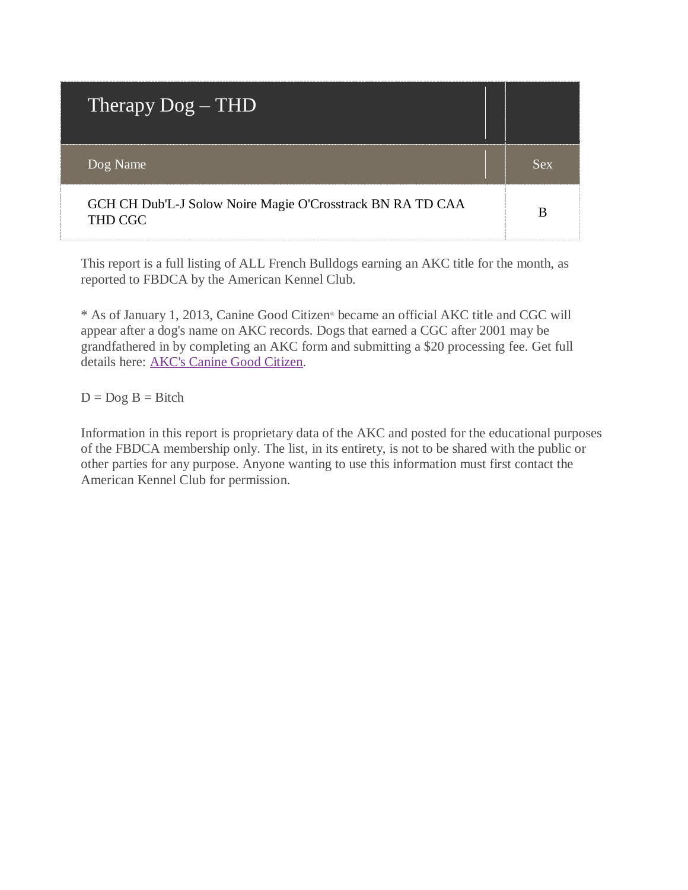| Therapy Dog – THD | |
|---|---|
| Dog Name | Sex |
| GCH CH Dub'L-J Solow Noire Magie O'Crosstrack BN RA TD CAA THD CGC | B |

This report is a full listing of ALL French Bulldogs earning an AKC title for the month, as reported to FBDCA by the American Kennel Club.

* As of January 1, 2013, Canine Good Citizen® became an official AKC title and CGC will appear after a dog's name on AKC records. Dogs that earned a CGC after 2001 may be grandfathered in by completing an AKC form and submitting a $20 processing fee. Get full details here: [AKC's Canine Good Citizen](AKC's Canine Good Citizen).

D = Dog B = Bitch

Information in this report is proprietary data of the AKC and posted for the educational purposes of the FBDCA membership only. The list, in its entirety, is not to be shared with the public or other parties for any purpose. Anyone wanting to use this information must first contact the American Kennel Club for permission.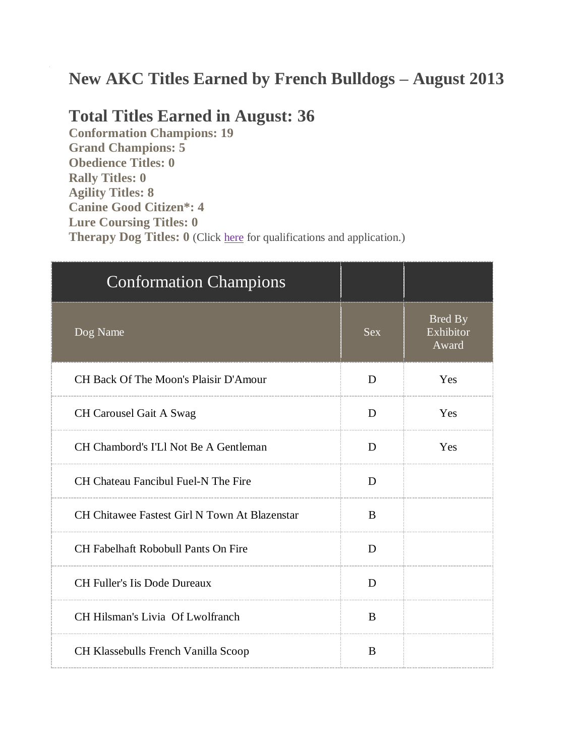# New AKC Titles Earned by French Bulldogs – August 2013

## Total Titles Earned in August: 36

**Conformation Champions: 19**
**Grand Champions: 5**
**Obedience Titles: 0**
**Rally Titles: 0**
**Agility Titles: 8**
**Canine Good Citizen*: 4**
**Lure Coursing Titles: 0**
**Therapy Dog Titles: 0** (Click here for qualifications and application.)

| Conformation Champions | | |
|---|---|---|
| Dog Name | Sex | Bred By Exhibitor Award |
| CH Back Of The Moon's Plaisir D'Amour | D | Yes |
| CH Carousel Gait A Swag | D | Yes |
| CH Chambord's I'Ll Not Be A Gentleman | D | Yes |
| CH Chateau Fancibul Fuel-N The Fire | D | |
| CH Chitawee Fastest Girl N Town At Blazenstar | B | |
| CH Fabelhaft Robobull Pants On Fire | D | |
| CH Fuller's Iis Dode Dureaux | D | |
| CH Hilsman's Livia Of Lwolfranch | B | |
| CH Klassebulls French Vanilla Scoop | B | |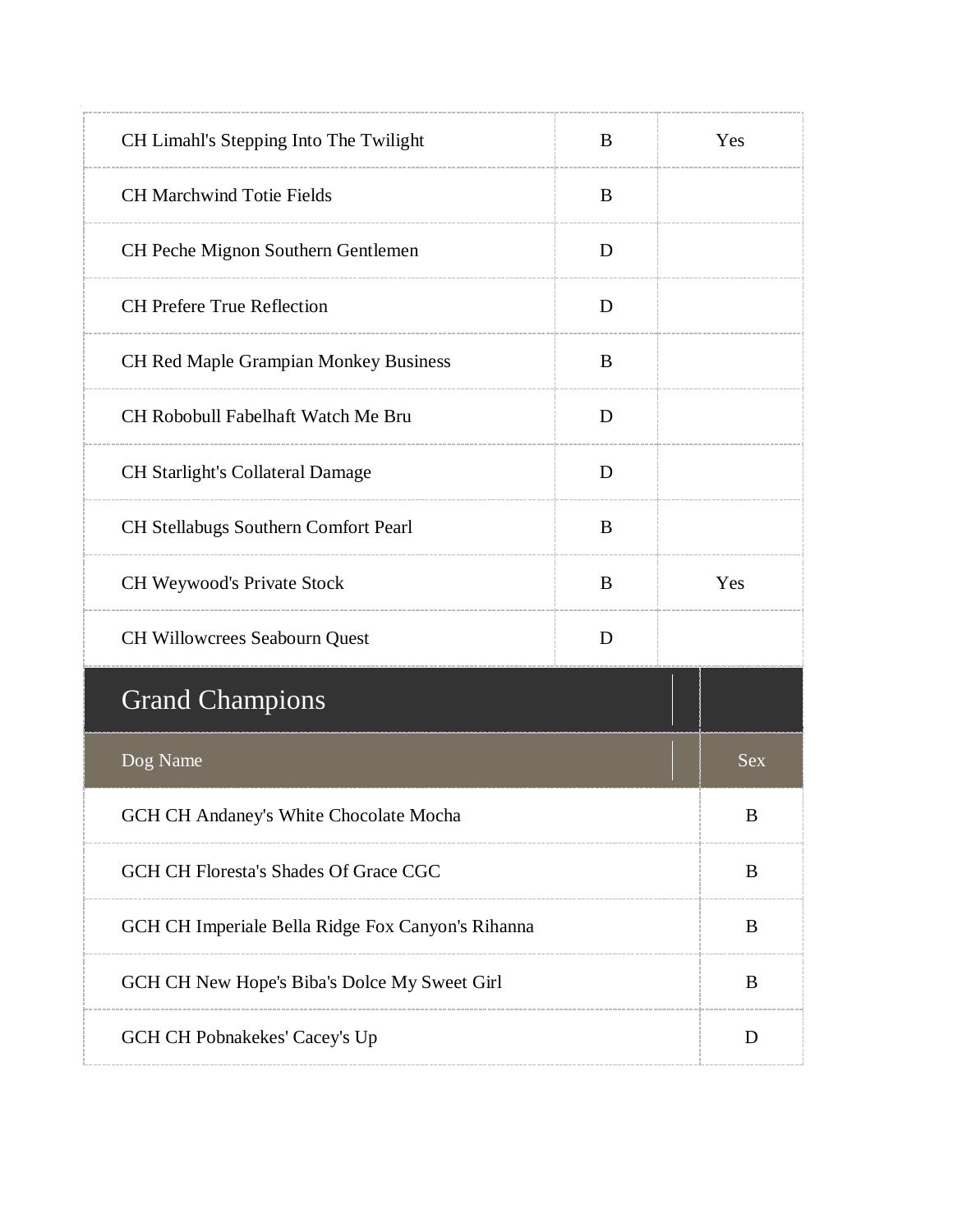| | | |
|---|---|---|
| CH Limahl's Stepping Into The Twilight | B | Yes |
| CH Marchwind Totie Fields | B | |
| CH Peche Mignon Southern Gentlemen | D | |
| CH Prefere True Reflection | D | |
| CH Red Maple Grampian Monkey Business | B | |
| CH Robobull Fabelhaft Watch Me Bru | D | |
| CH Starlight's Collateral Damage | D | |
| CH Stellabugs Southern Comfort Pearl | B | |
| CH Weywood's Private Stock | B | Yes |
| CH Willowcrees Seabourn Quest | D | |

## Grand Champions

| Dog Name | Sex |
|---|---|
| GCH CH Andaney's White Chocolate Mocha | B |
| GCH CH Floresta's Shades Of Grace CGC | B |
| GCH CH Imperiale Bella Ridge Fox Canyon's Rihanna | B |
| GCH CH New Hope's Biba's Dolce My Sweet Girl | B |
| GCH CH Pobnakekes' Cacey's Up | D |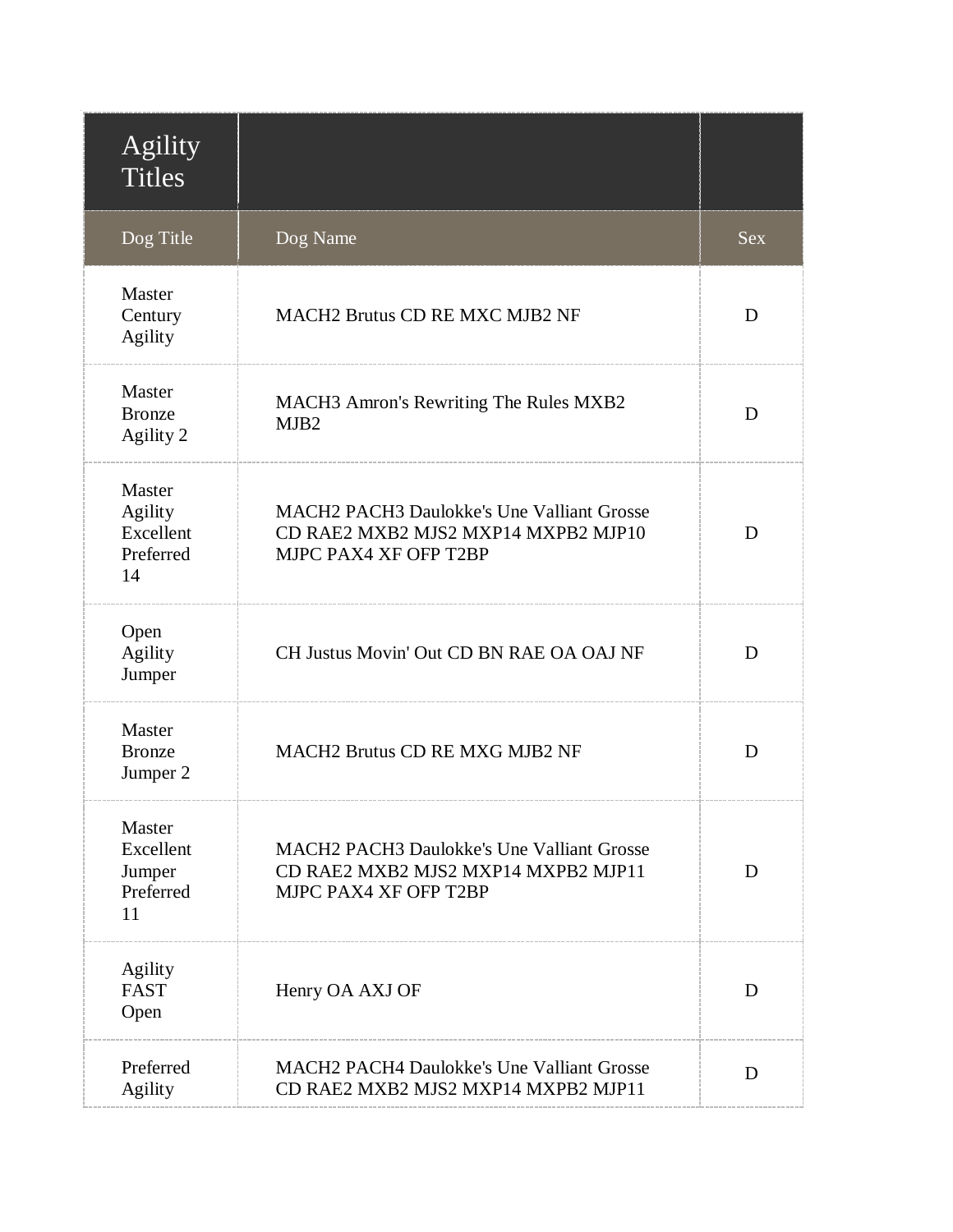| Agility Titles | | |
|---|---|---|
| Dog Title | Dog Name | Sex |
| Master Century Agility | MACH2 Brutus CD RE MXC MJB2 NF | D |
| Master Bronze Agility 2 | MACH3 Amron's Rewriting The Rules MXB2 MJB2 | D |
| Master Agility Excellent Preferred 14 | MACH2 PACH3 Daulokke's Une Valliant Grosse CD RAE2 MXB2 MJS2 MXP14 MXPB2 MJP10 MJPC PAX4 XF OFP T2BP | D |
| Open Agility Jumper | CH Justus Movin' Out CD BN RAE OA OAJ NF | D |
| Master Bronze Jumper 2 | MACH2 Brutus CD RE MXG MJB2 NF | D |
| Master Excellent Jumper Preferred 11 | MACH2 PACH3 Daulokke's Une Valliant Grosse CD RAE2 MXB2 MJS2 MXP14 MXPB2 MJP11 MJPC PAX4 XF OFP T2BP | D |
| Agility FAST Open | Henry OA AXJ OF | D |
| Preferred Agility | MACH2 PACH4 Daulokke's Une Valliant Grosse CD RAE2 MXB2 MJS2 MXP14 MXPB2 MJP11 | D |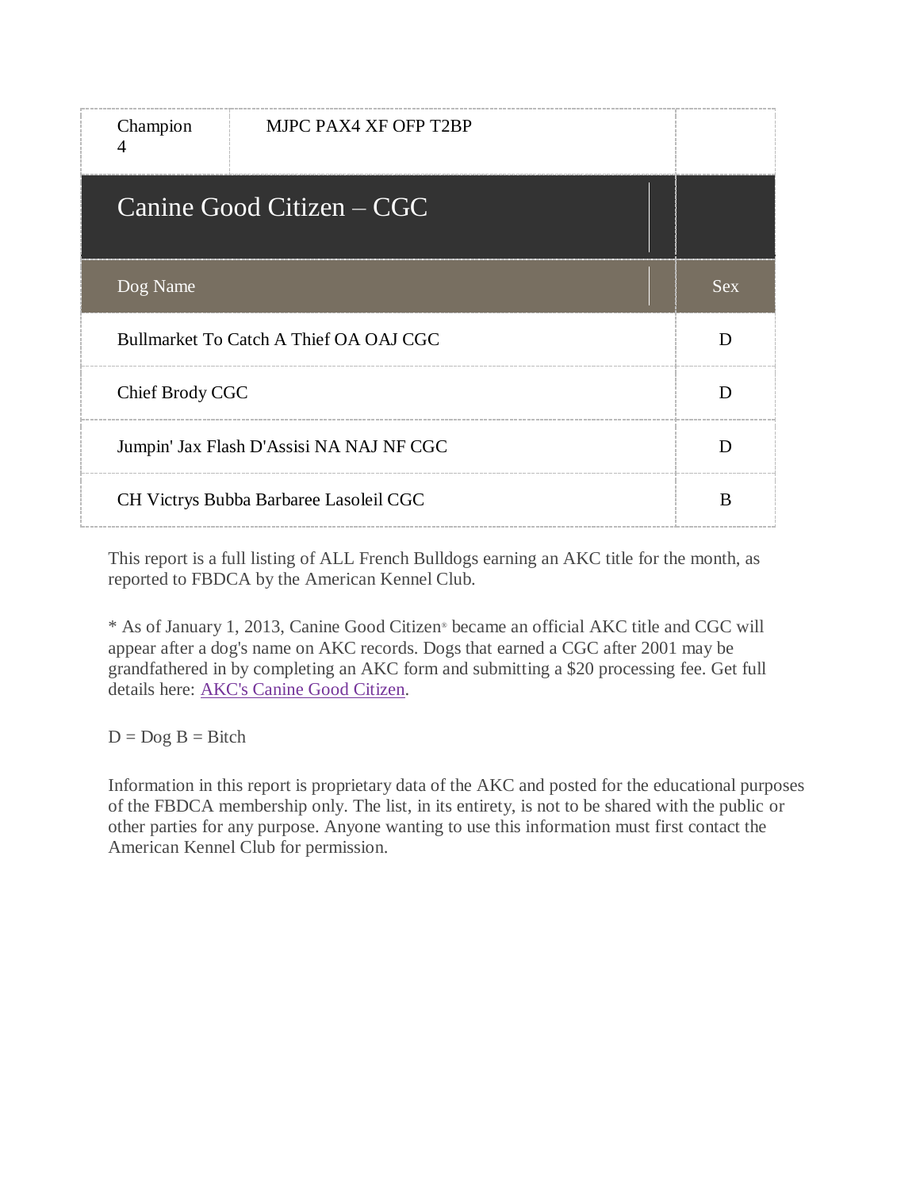| Champion 4 | MJPC PAX4 XF OFP T2BP | |
|---|---|---|

## Canine Good Citizen – CGC

| Dog Name | Sex |
|---|---|
| Bullmarket To Catch A Thief OA OAJ CGC | D |
| Chief Brody CGC | D |
| Jumpin' Jax Flash D'Assisi NA NAJ NF CGC | D |
| CH Victrys Bubba Barbaree Lasoleil CGC | B |

This report is a full listing of ALL French Bulldogs earning an AKC title for the month, as reported to FBDCA by the American Kennel Club.

* As of January 1, 2013, Canine Good Citizen® became an official AKC title and CGC will appear after a dog's name on AKC records. Dogs that earned a CGC after 2001 may be grandfathered in by completing an AKC form and submitting a $20 processing fee. Get full details here: AKC's Canine Good Citizen.

D = Dog B = Bitch

Information in this report is proprietary data of the AKC and posted for the educational purposes of the FBDCA membership only. The list, in its entirety, is not to be shared with the public or other parties for any purpose. Anyone wanting to use this information must first contact the American Kennel Club for permission.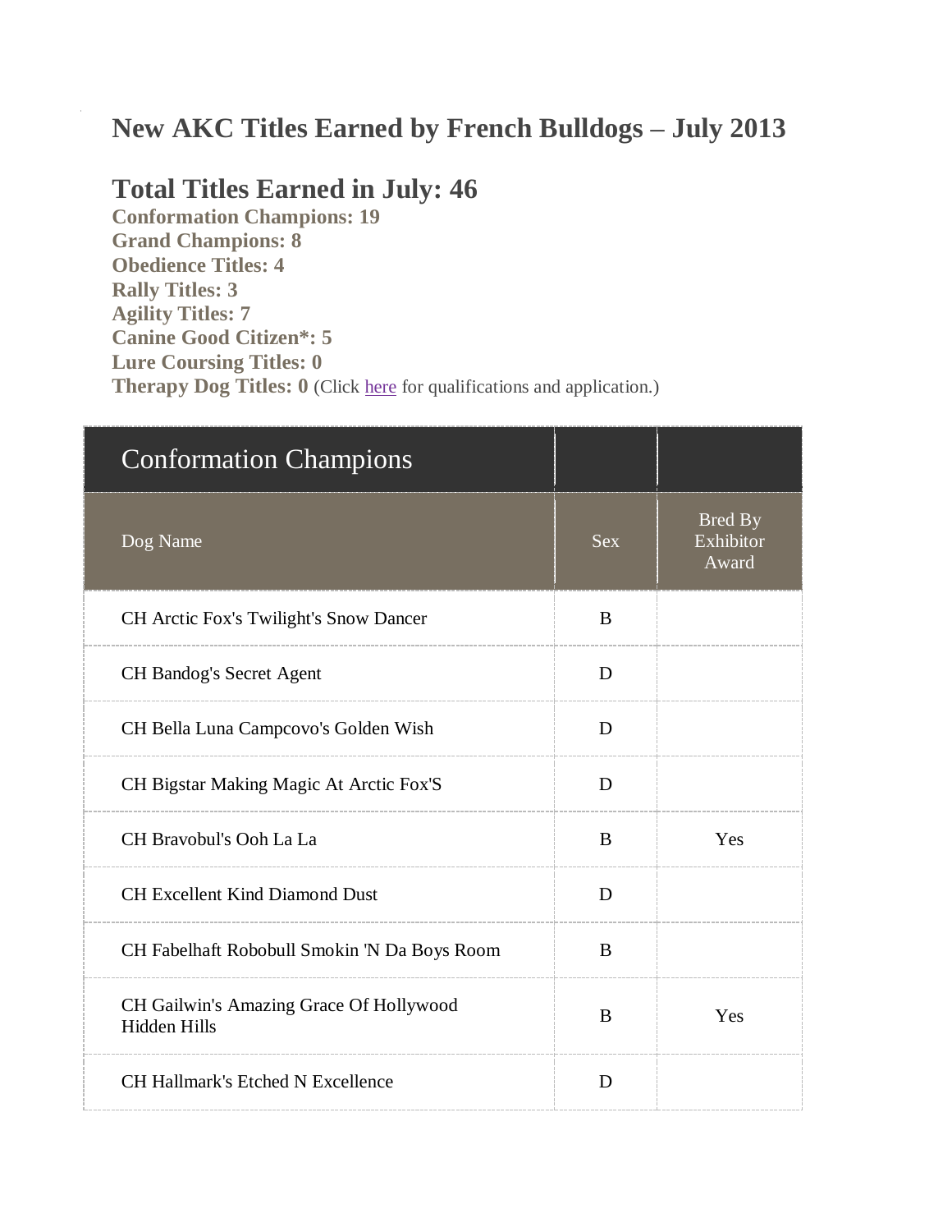# New AKC Titles Earned by French Bulldogs – July 2013

## Total Titles Earned in July: 46

**Conformation Champions: 19**
**Grand Champions: 8**
**Obedience Titles: 4**
**Rally Titles: 3**
**Agility Titles: 7**
**Canine Good Citizen*: 5**
**Lure Coursing Titles: 0**
**Therapy Dog Titles: 0** (Click here for qualifications and application.)

| Conformation Champions | | |
|---|---|---|
| Dog Name | Sex | Bred By Exhibitor Award |
| CH Arctic Fox's Twilight's Snow Dancer | B | |
| CH Bandog's Secret Agent | D | |
| CH Bella Luna Campcovo's Golden Wish | D | |
| CH Bigstar Making Magic At Arctic Fox'S | D | |
| CH Bravobul's Ooh La La | B | Yes |
| CH Excellent Kind Diamond Dust | D | |
| CH Fabelhaft Robobull Smokin 'N Da Boys Room | B | |
| CH Gailwin's Amazing Grace Of Hollywood Hidden Hills | B | Yes |
| CH Hallmark's Etched N Excellence | D | |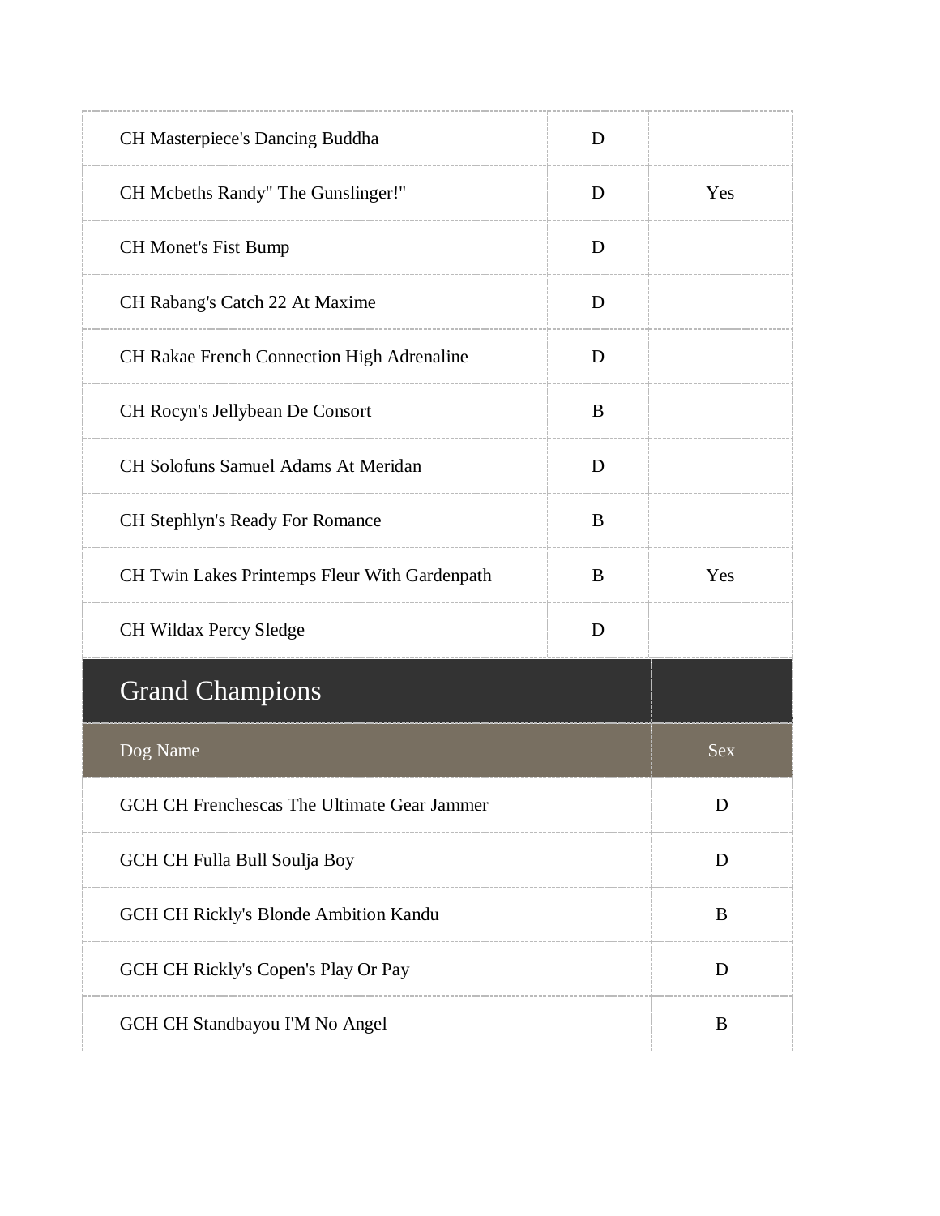| | | |
|---|---|---|
| CH Masterpiece's Dancing Buddha | D | |
| CH Mcbeths Randy" The Gunslinger!" | D | Yes |
| CH Monet's Fist Bump | D | |
| CH Rabang's Catch 22 At Maxime | D | |
| CH Rakae French Connection High Adrenaline | D | |
| CH Rocyn's Jellybean De Consort | B | |
| CH Solofuns Samuel Adams At Meridan | D | |
| CH Stephlyn's Ready For Romance | B | |
| CH Twin Lakes Printemps Fleur With Gardenpath | B | Yes |
| CH Wildax Percy Sledge | D | |

## Grand Champions

| Dog Name | Sex |
|---|---|
| GCH CH Frenchescas The Ultimate Gear Jammer | D |
| GCH CH Fulla Bull Soulja Boy | D |
| GCH CH Rickly's Blonde Ambition Kandu | B |
| GCH CH Rickly's Copen's Play Or Pay | D |
| GCH CH Standbayou I'M No Angel | B |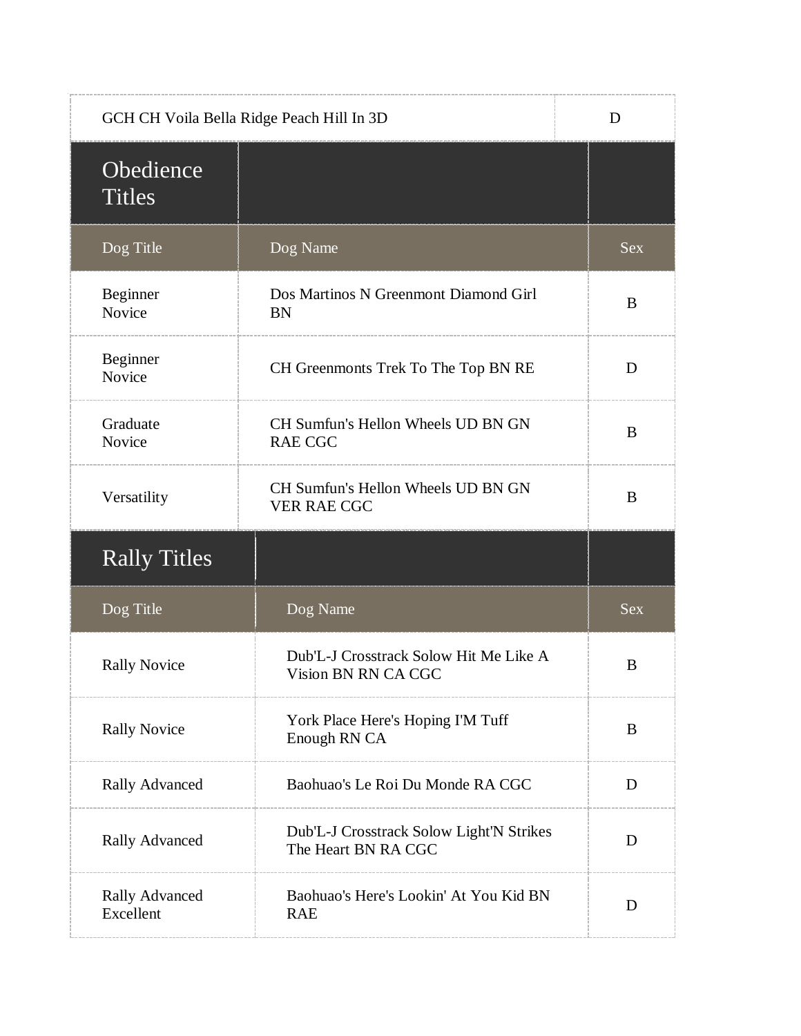| GCH CH Voila Bella Ridge Peach Hill In 3D | D |
|---|---|

## Obedience Titles

| Dog Title | Dog Name | Sex |
|---|---|---|
| Beginner Novice | Dos Martinos N Greenmont Diamond Girl BN | B |
| Beginner Novice | CH Greenmonts Trek To The Top BN RE | D |
| Graduate Novice | CH Sumfun's Hellon Wheels UD BN GN RAE CGC | B |
| Versatility | CH Sumfun's Hellon Wheels UD BN GN VER RAE CGC | B |

## Rally Titles

| Dog Title | Dog Name | Sex |
|---|---|---|
| Rally Novice | Dub'L-J Crosstrack Solow Hit Me Like A Vision BN RN CA CGC | B |
| Rally Novice | York Place Here's Hoping I'M Tuff Enough RN CA | B |
| Rally Advanced | Baohuao's Le Roi Du Monde RA CGC | D |
| Rally Advanced | Dub'L-J Crosstrack Solow Light'N Strikes The Heart BN RA CGC | D |
| Rally Advanced Excellent | Baohuao's Here's Lookin' At You Kid BN RAE | D |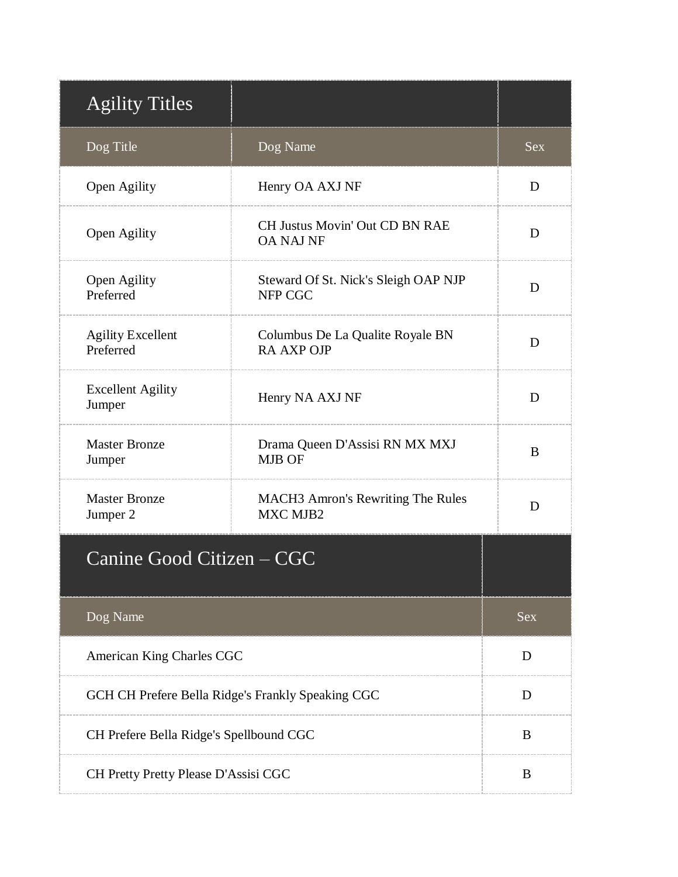## Agility Titles

| Dog Title | Dog Name | Sex |
|---|---|---|
| Open Agility | Henry OA AXJ NF | D |
| Open Agility | CH Justus Movin' Out CD BN RAE OA NAJ NF | D |
| Open Agility Preferred | Steward Of St. Nick's Sleigh OAP NJP NFP CGC | D |
| Agility Excellent Preferred | Columbus De La Qualite Royale BN RA AXP OJP | D |
| Excellent Agility Jumper | Henry NA AXJ NF | D |
| Master Bronze Jumper | Drama Queen D'Assisi RN MX MXJ MJB OF | B |
| Master Bronze Jumper 2 | MACH3 Amron's Rewriting The Rules MXC MJB2 | D |

## Canine Good Citizen – CGC

| Dog Name | Sex |
|---|---|
| American King Charles CGC | D |
| GCH CH Prefere Bella Ridge's Frankly Speaking CGC | D |
| CH Prefere Bella Ridge's Spellbound CGC | B |
| CH Pretty Pretty Please D'Assisi CGC | B |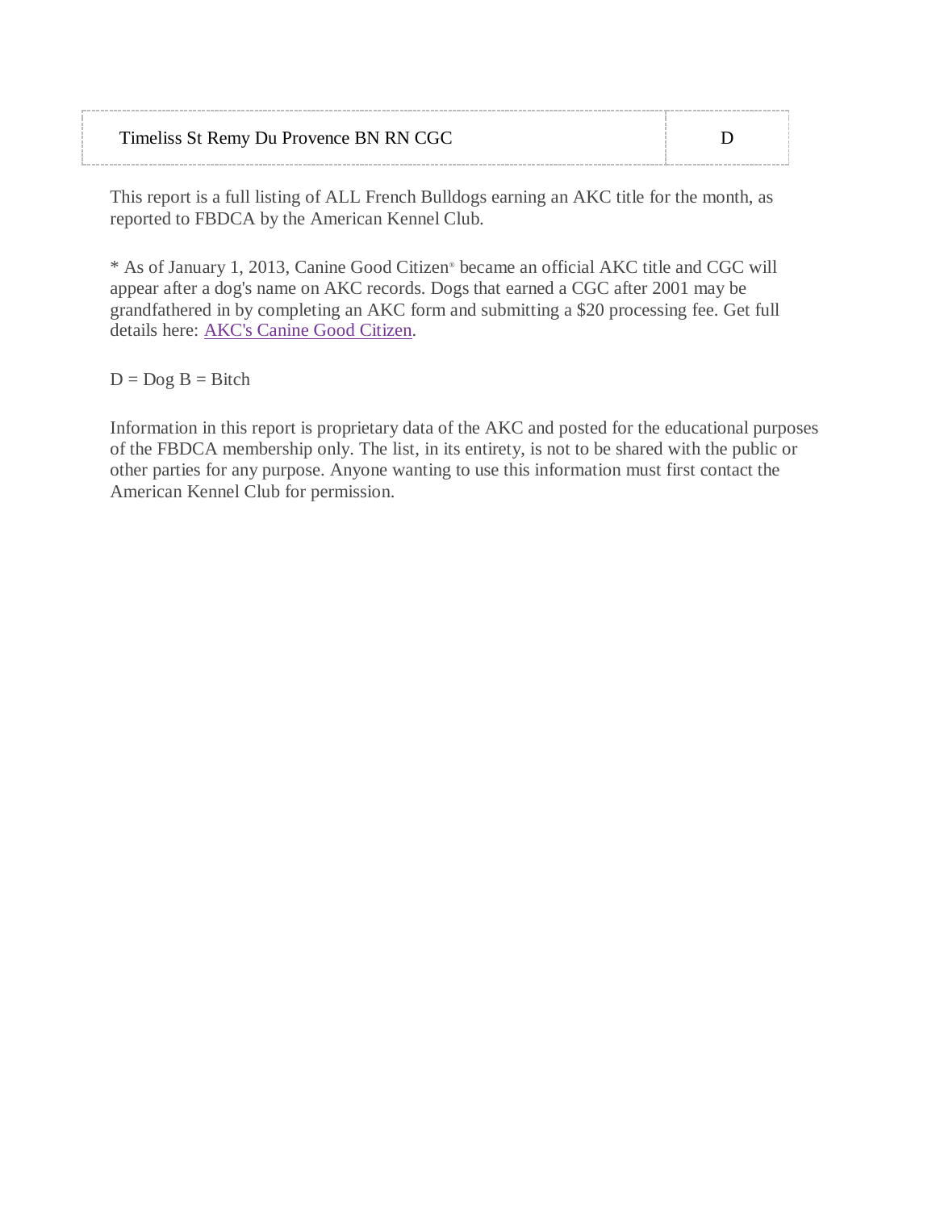| | |
|---|---|
| Timeliss St Remy Du Provence BN RN CGC | D |

This report is a full listing of ALL French Bulldogs earning an AKC title for the month, as reported to FBDCA by the American Kennel Club.

* As of January 1, 2013, Canine Good Citizen® became an official AKC title and CGC will appear after a dog's name on AKC records. Dogs that earned a CGC after 2001 may be grandfathered in by completing an AKC form and submitting a $20 processing fee. Get full details here: AKC's Canine Good Citizen.

D = Dog B = Bitch

Information in this report is proprietary data of the AKC and posted for the educational purposes of the FBDCA membership only. The list, in its entirety, is not to be shared with the public or other parties for any purpose. Anyone wanting to use this information must first contact the American Kennel Club for permission.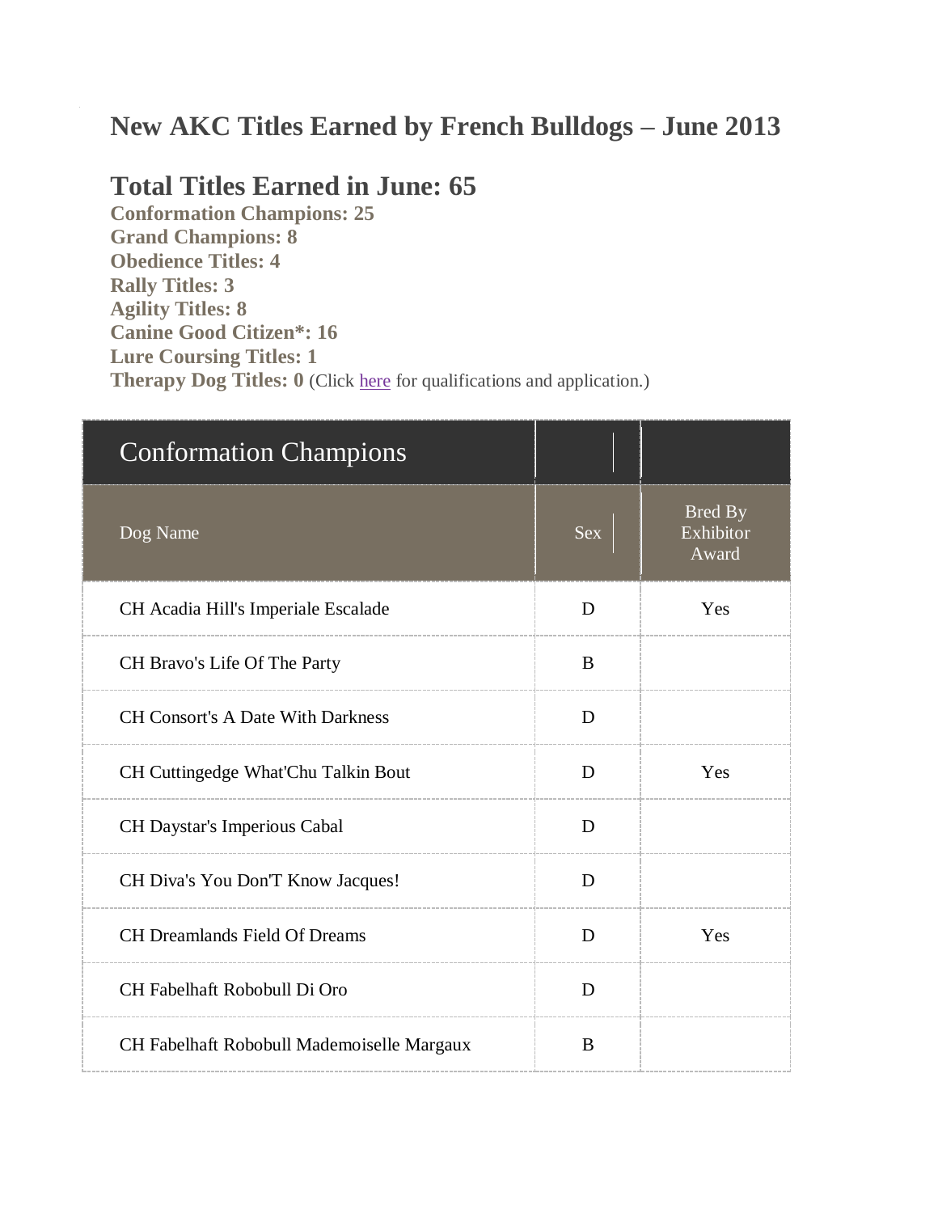# New AKC Titles Earned by French Bulldogs – June 2013

## Total Titles Earned in June: 65

**Conformation Champions: 25**
**Grand Champions: 8**
**Obedience Titles: 4**
**Rally Titles: 3**
**Agility Titles: 8**
**Canine Good Citizen*: 16**
**Lure Coursing Titles: 1**
**Therapy Dog Titles: 0** (Click here for qualifications and application.)

| Conformation Champions | | |
|---|---|---|
| Dog Name | Sex | Bred By Exhibitor Award |
| CH Acadia Hill's Imperiale Escalade | D | Yes |
| CH Bravo's Life Of The Party | B | |
| CH Consort's A Date With Darkness | D | |
| CH Cuttingedge What'Chu Talkin Bout | D | Yes |
| CH Daystar's Imperious Cabal | D | |
| CH Diva's You Don'T Know Jacques! | D | |
| CH Dreamlands Field Of Dreams | D | Yes |
| CH Fabelhaft Robobull Di Oro | D | |
| CH Fabelhaft Robobull Mademoiselle Margaux | B | |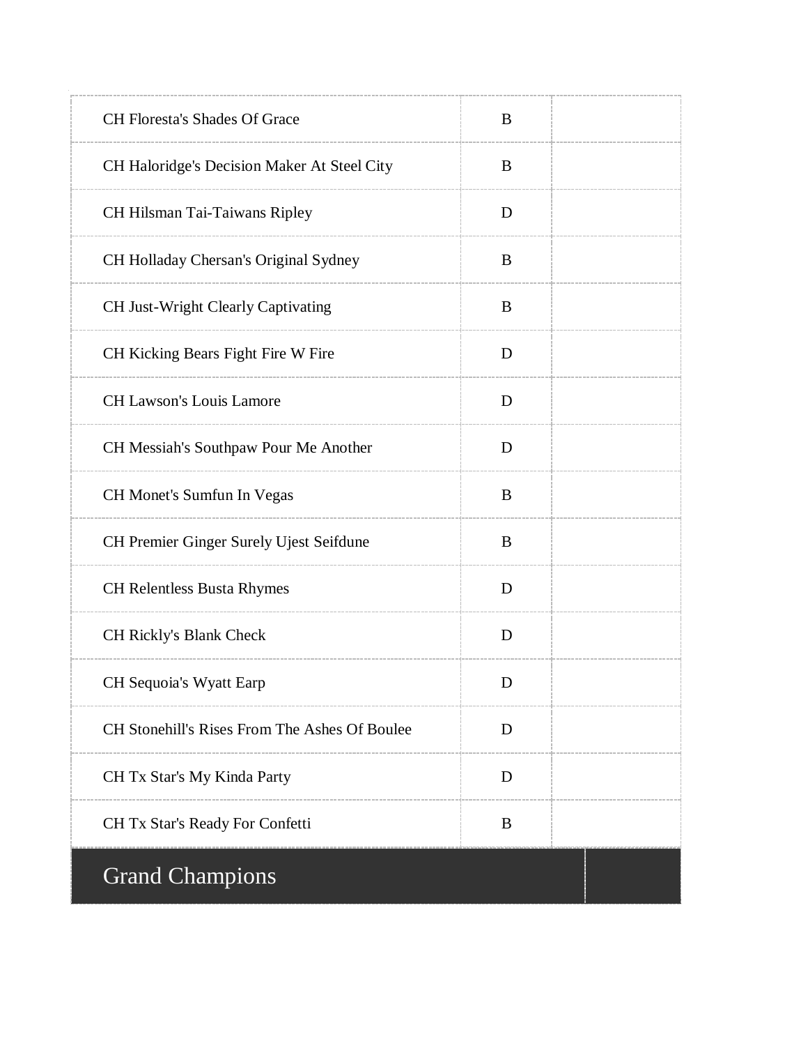| | | |
|---|---|---|
| CH Floresta's Shades Of Grace | B | |
| CH Haloridge's Decision Maker At Steel City | B | |
| CH Hilsman Tai-Taiwans Ripley | D | |
| CH Holladay Chersan's Original Sydney | B | |
| CH Just-Wright Clearly Captivating | B | |
| CH Kicking Bears Fight Fire W Fire | D | |
| CH Lawson's Louis Lamore | D | |
| CH Messiah's Southpaw Pour Me Another | D | |
| CH Monet's Sumfun In Vegas | B | |
| CH Premier Ginger Surely Ujest Seifdune | B | |
| CH Relentless Busta Rhymes | D | |
| CH Rickly's Blank Check | D | |
| CH Sequoia's Wyatt Earp | D | |
| CH Stonehill's Rises From The Ashes Of Boulee | D | |
| CH Tx Star's My Kinda Party | D | |
| CH Tx Star's Ready For Confetti | B | |

## Grand Champions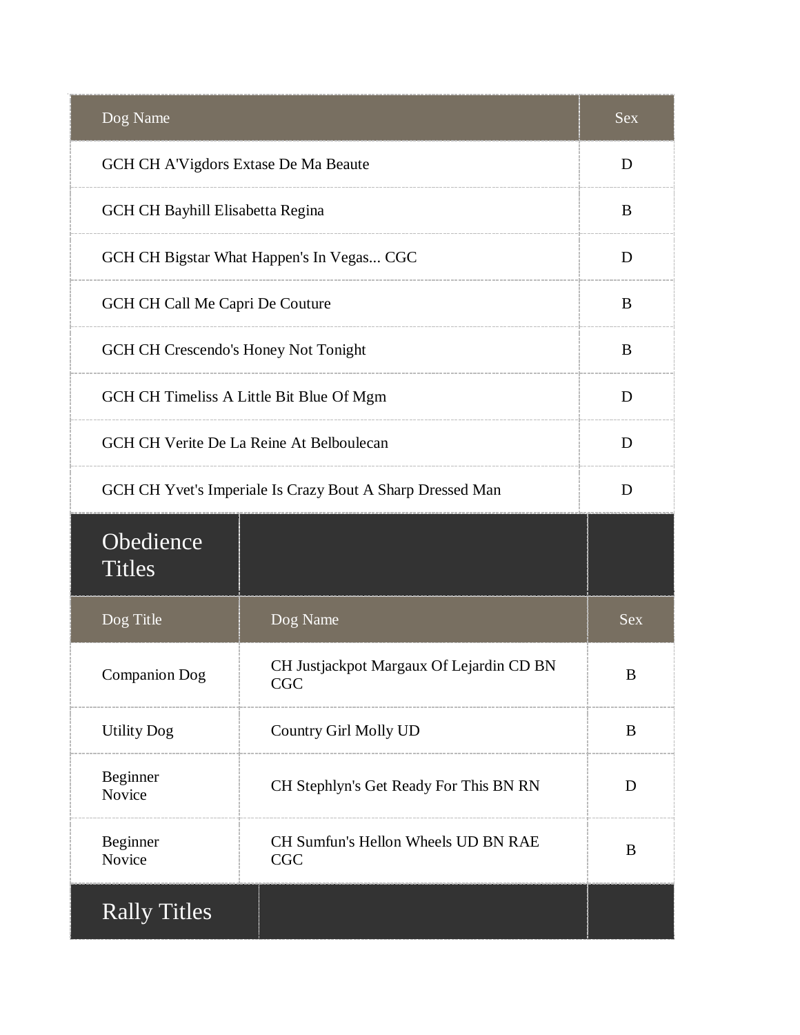| Dog Name | Sex |
| --- | --- |
| GCH CH A'Vigdors Extase De Ma Beaute | D |
| GCH CH Bayhill Elisabetta Regina | B |
| GCH CH Bigstar What Happen's In Vegas... CGC | D |
| GCH CH Call Me Capri De Couture | B |
| GCH CH Crescendo's Honey Not Tonight | B |
| GCH CH Timeliss A Little Bit Blue Of Mgm | D |
| GCH CH Verite De La Reine At Belboulecan | D |
| GCH CH Yvet's Imperiale Is Crazy Bout A Sharp Dressed Man | D |

## Obedience Titles

| Dog Title | Dog Name | Sex |
| --- | --- | --- |
| Companion Dog | CH Justjackpot Margaux Of Lejardin CD BN CGC | B |
| Utility Dog | Country Girl Molly UD | B |
| Beginner Novice | CH Stephlyn's Get Ready For This BN RN | D |
| Beginner Novice | CH Sumfun's Hellon Wheels UD BN RAE CGC | B |

## Rally Titles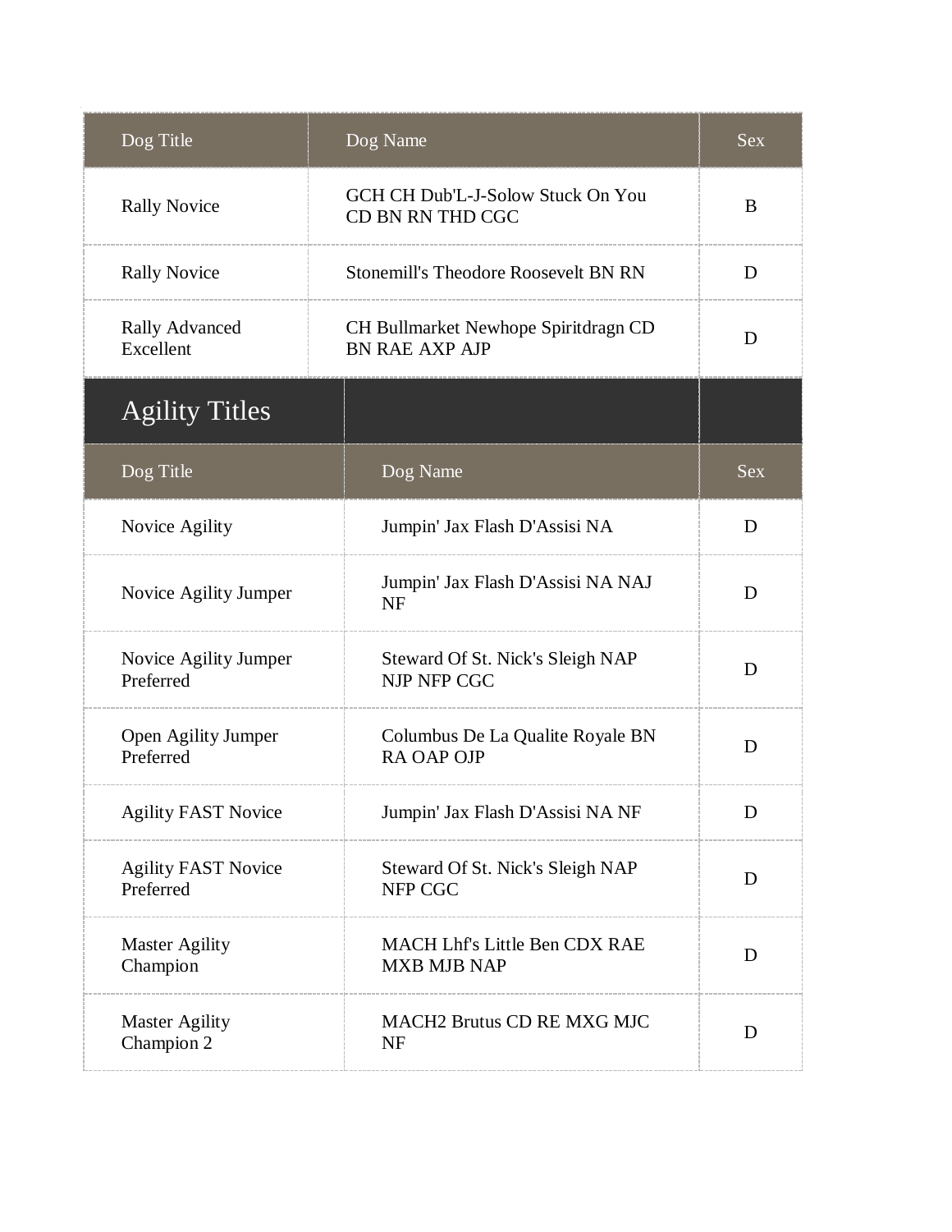| Dog Title | Dog Name | Sex |
|---|---|---|
| Rally Novice | GCH CH Dub'L-J-Solow Stuck On You CD BN RN THD CGC | B |
| Rally Novice | Stonemill's Theodore Roosevelt BN RN | D |
| Rally Advanced Excellent | CH Bullmarket Newhope Spiritdragn CD BN RAE AXP AJP | D |

## Agility Titles

| Dog Title | Dog Name | Sex |
|---|---|---|
| Novice Agility | Jumpin' Jax Flash D'Assisi NA | D |
| Novice Agility Jumper | Jumpin' Jax Flash D'Assisi NA NAJ NF | D |
| Novice Agility Jumper Preferred | Steward Of St. Nick's Sleigh NAP NJP NFP CGC | D |
| Open Agility Jumper Preferred | Columbus De La Qualite Royale BN RA OAP OJP | D |
| Agility FAST Novice | Jumpin' Jax Flash D'Assisi NA NF | D |
| Agility FAST Novice Preferred | Steward Of St. Nick's Sleigh NAP NFP CGC | D |
| Master Agility Champion | MACH Lhf's Little Ben CDX RAE MXB MJB NAP | D |
| Master Agility Champion 2 | MACH2 Brutus CD RE MXG MJC NF | D |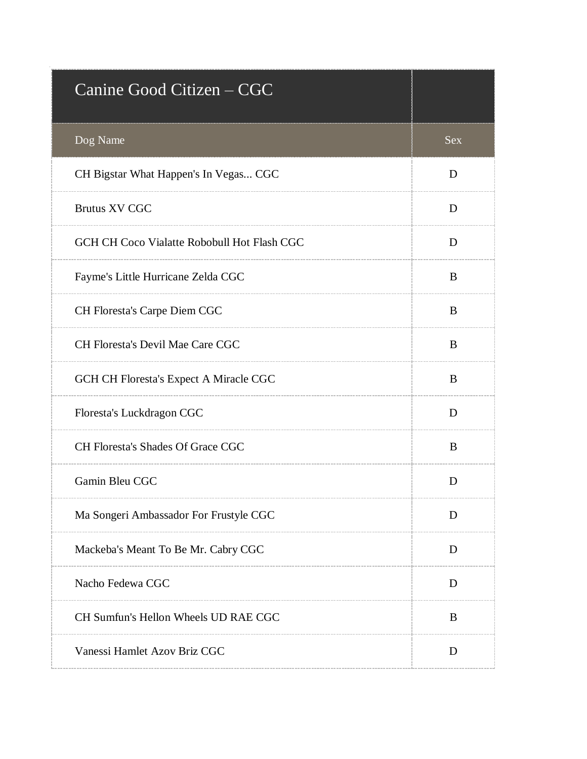| Canine Good Citizen – CGC | |
|---|---|
| Dog Name | Sex |
| CH Bigstar What Happen's In Vegas... CGC | D |
| Brutus XV CGC | D |
| GCH CH Coco Vialatte Robobull Hot Flash CGC | D |
| Fayme's Little Hurricane Zelda CGC | B |
| CH Floresta's Carpe Diem CGC | B |
| CH Floresta's Devil Mae Care CGC | B |
| GCH CH Floresta's Expect A Miracle CGC | B |
| Floresta's Luckdragon CGC | D |
| CH Floresta's Shades Of Grace CGC | B |
| Gamin Bleu CGC | D |
| Ma Songeri Ambassador For Frustyle CGC | D |
| Mackeba's Meant To Be Mr. Cabry CGC | D |
| Nacho Fedewa CGC | D |
| CH Sumfun's Hellon Wheels UD RAE CGC | B |
| Vanessi Hamlet Azov Briz CGC | D |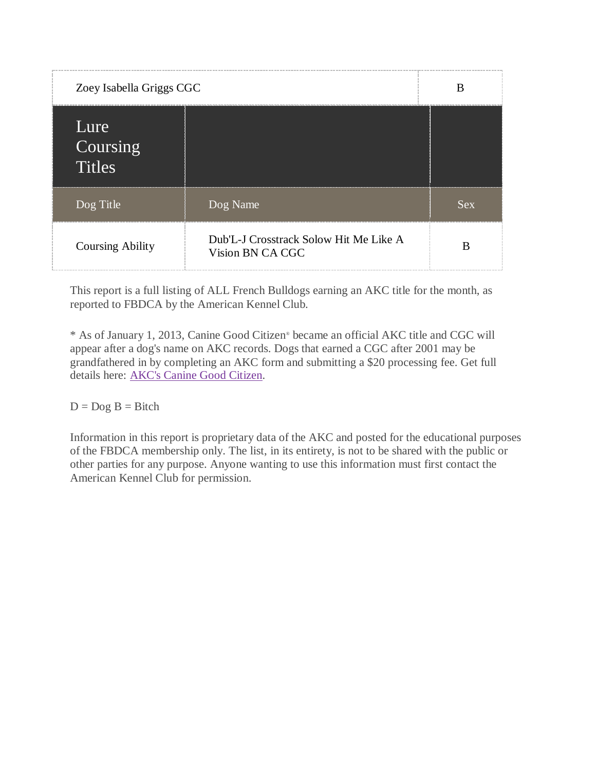| | Zoey Isabella Griggs CGC | B |
|---|---|---|

| Lure Coursing Titles | | |
|---|---|---|
| Dog Title | Dog Name | Sex |
| Coursing Ability | Dub'L-J Crosstrack Solow Hit Me Like A Vision BN CA CGC | B |

This report is a full listing of ALL French Bulldogs earning an AKC title for the month, as reported to FBDCA by the American Kennel Club.

* As of January 1, 2013, Canine Good Citizen® became an official AKC title and CGC will appear after a dog's name on AKC records. Dogs that earned a CGC after 2001 may be grandfathered in by completing an AKC form and submitting a $20 processing fee. Get full details here: AKC's Canine Good Citizen.

D = Dog B = Bitch

Information in this report is proprietary data of the AKC and posted for the educational purposes of the FBDCA membership only. The list, in its entirety, is not to be shared with the public or other parties for any purpose. Anyone wanting to use this information must first contact the American Kennel Club for permission.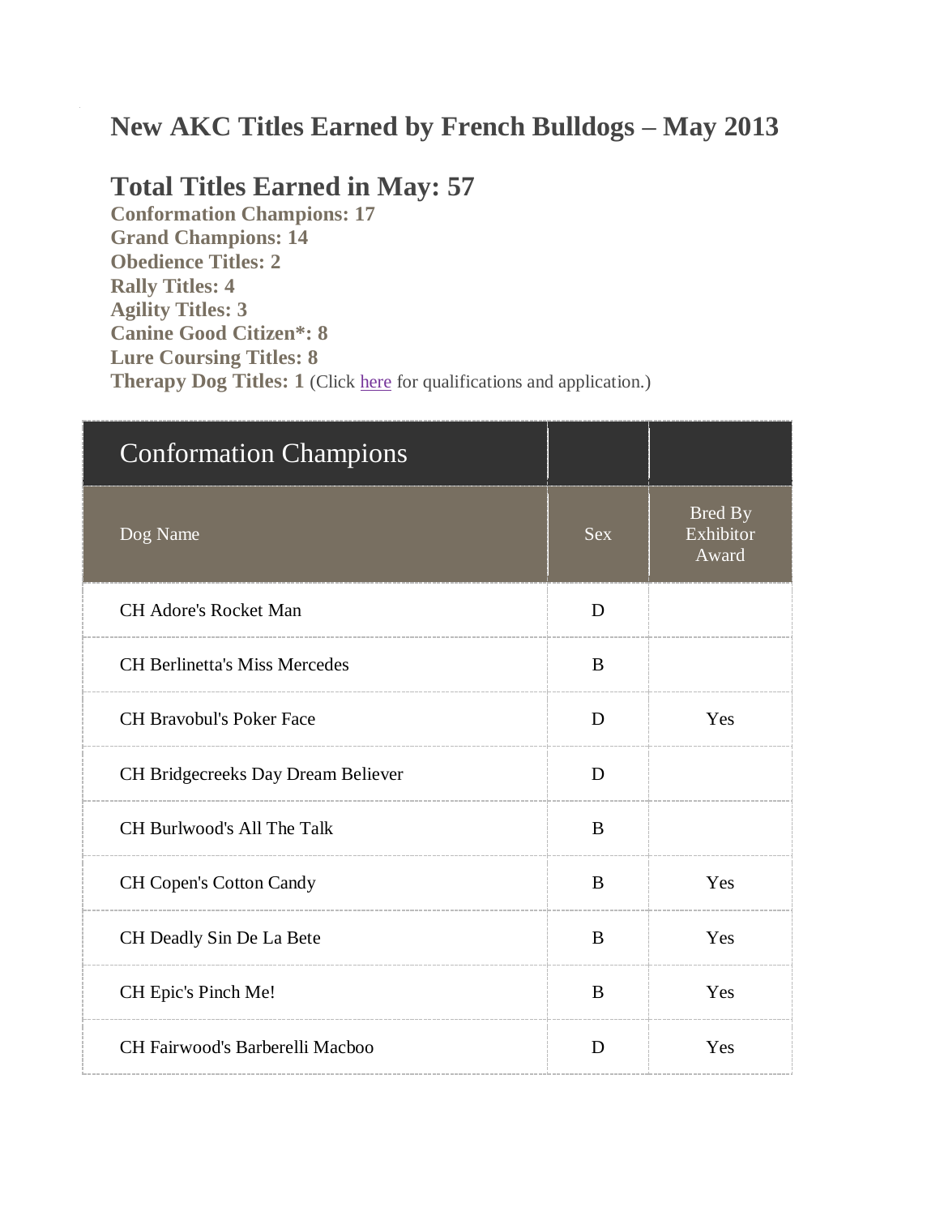# New AKC Titles Earned by French Bulldogs – May 2013

## Total Titles Earned in May: 57

**Conformation Champions: 17**
**Grand Champions: 14**
**Obedience Titles: 2**
**Rally Titles: 4**
**Agility Titles: 3**
**Canine Good Citizen*: 8**
**Lure Coursing Titles: 8**
**Therapy Dog Titles: 1** (Click here for qualifications and application.)

| Conformation Champions | | |
|---|---|---|
| Dog Name | Sex | Bred By Exhibitor Award |
| CH Adore's Rocket Man | D | |
| CH Berlinetta's Miss Mercedes | B | |
| CH Bravobul's Poker Face | D | Yes |
| CH Bridgecreeks Day Dream Believer | D | |
| CH Burlwood's All The Talk | B | |
| CH Copen's Cotton Candy | B | Yes |
| CH Deadly Sin De La Bete | B | Yes |
| CH Epic's Pinch Me! | B | Yes |
| CH Fairwood's Barberelli Macboo | D | Yes |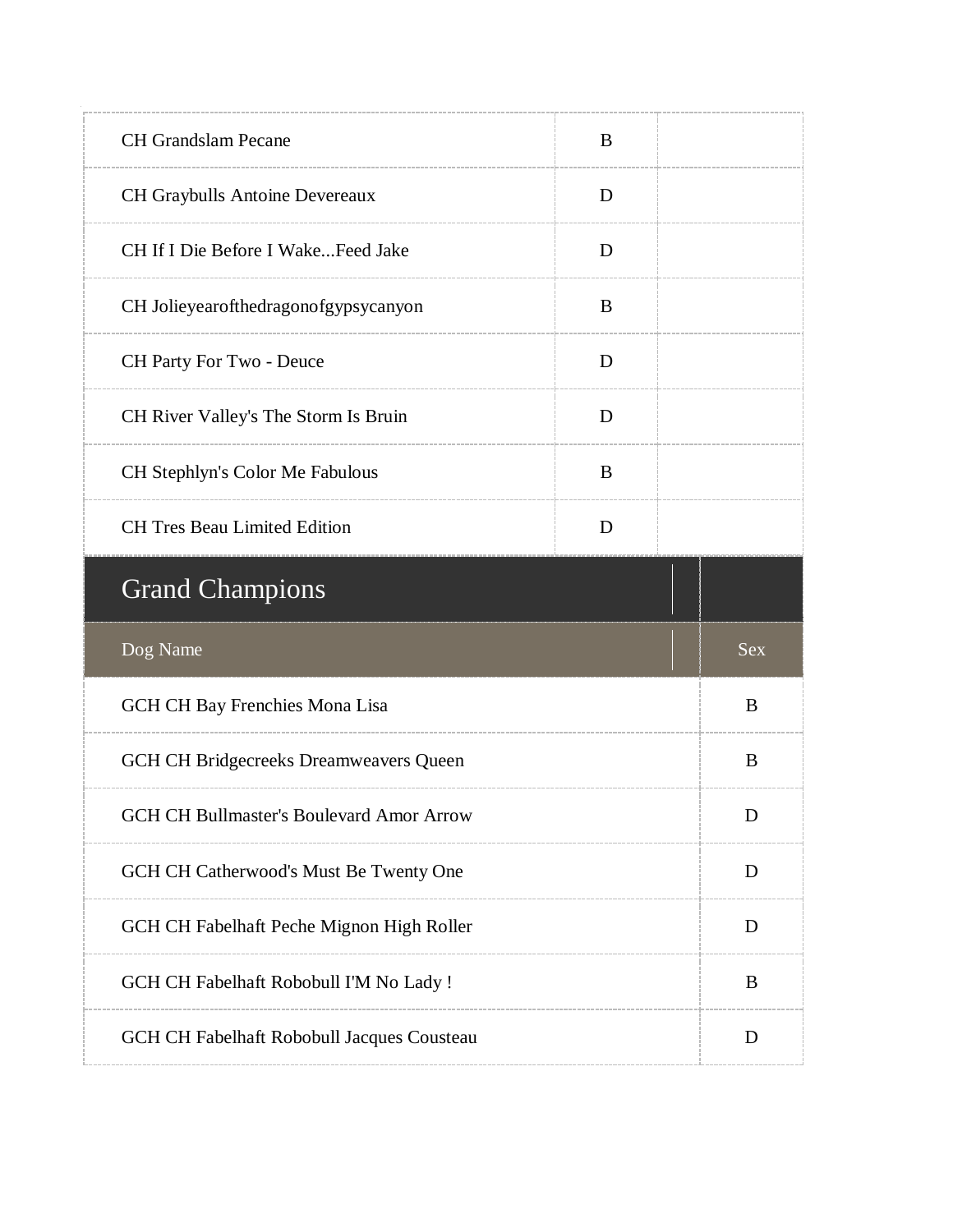| | | |
|---|---|---|
| CH Grandslam Pecane | B | |
| CH Graybulls Antoine Devereaux | D | |
| CH If I Die Before I Wake...Feed Jake | D | |
| CH Jolieyearofthedragonofgypsycanyon | B | |
| CH Party For Two - Deuce | D | |
| CH River Valley's The Storm Is Bruin | D | |
| CH Stephlyn's Color Me Fabulous | B | |
| CH Tres Beau Limited Edition | D | |

## Grand Champions

| Dog Name | Sex |
|---|---|
| GCH CH Bay Frenchies Mona Lisa | B |
| GCH CH Bridgecreeks Dreamweavers Queen | B |
| GCH CH Bullmaster's Boulevard Amor Arrow | D |
| GCH CH Catherwood's Must Be Twenty One | D |
| GCH CH Fabelhaft Peche Mignon High Roller | D |
| GCH CH Fabelhaft Robobull I'M No Lady ! | B |
| GCH CH Fabelhaft Robobull Jacques Cousteau | D |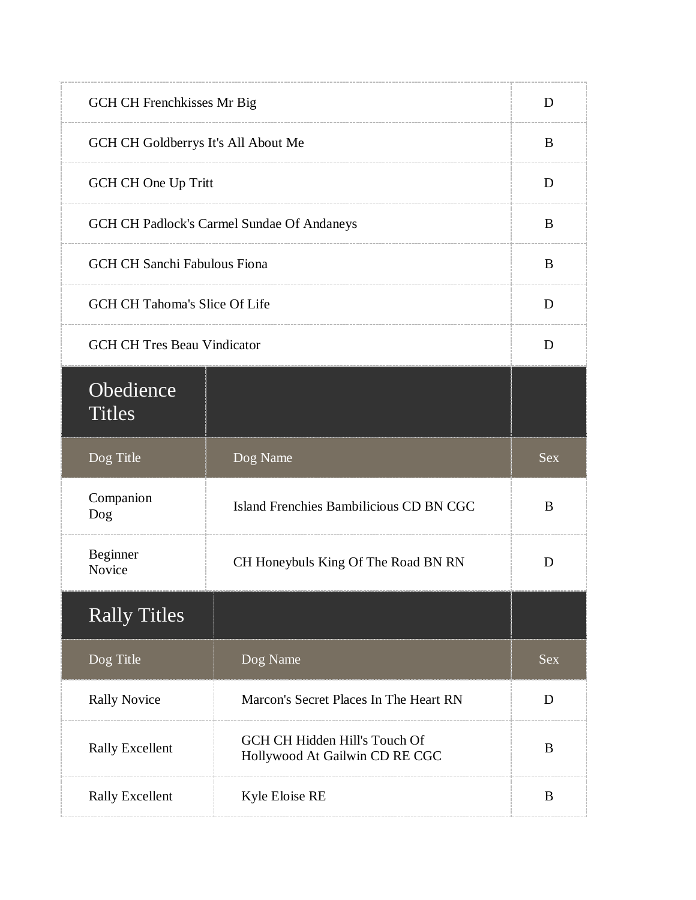| | |
|---|---|
| GCH CH Frenchkisses Mr Big | D |
| GCH CH Goldberrys It's All About Me | B |
| GCH CH One Up Tritt | D |
| GCH CH Padlock's Carmel Sundae Of Andaneys | B |
| GCH CH Sanchi Fabulous Fiona | B |
| GCH CH Tahoma's Slice Of Life | D |
| GCH CH Tres Beau Vindicator | D |

## Obedience Titles

| Dog Title | Dog Name | Sex |
|---|---|---|
| Companion Dog | Island Frenchies Bambilicious CD BN CGC | B |
| Beginner Novice | CH Honeybuls King Of The Road BN RN | D |

## Rally Titles

| Dog Title | Dog Name | Sex |
|---|---|---|
| Rally Novice | Marcon's Secret Places In The Heart RN | D |
| Rally Excellent | GCH CH Hidden Hill's Touch Of Hollywood At Gailwin CD RE CGC | B |
| Rally Excellent | Kyle Eloise RE | B |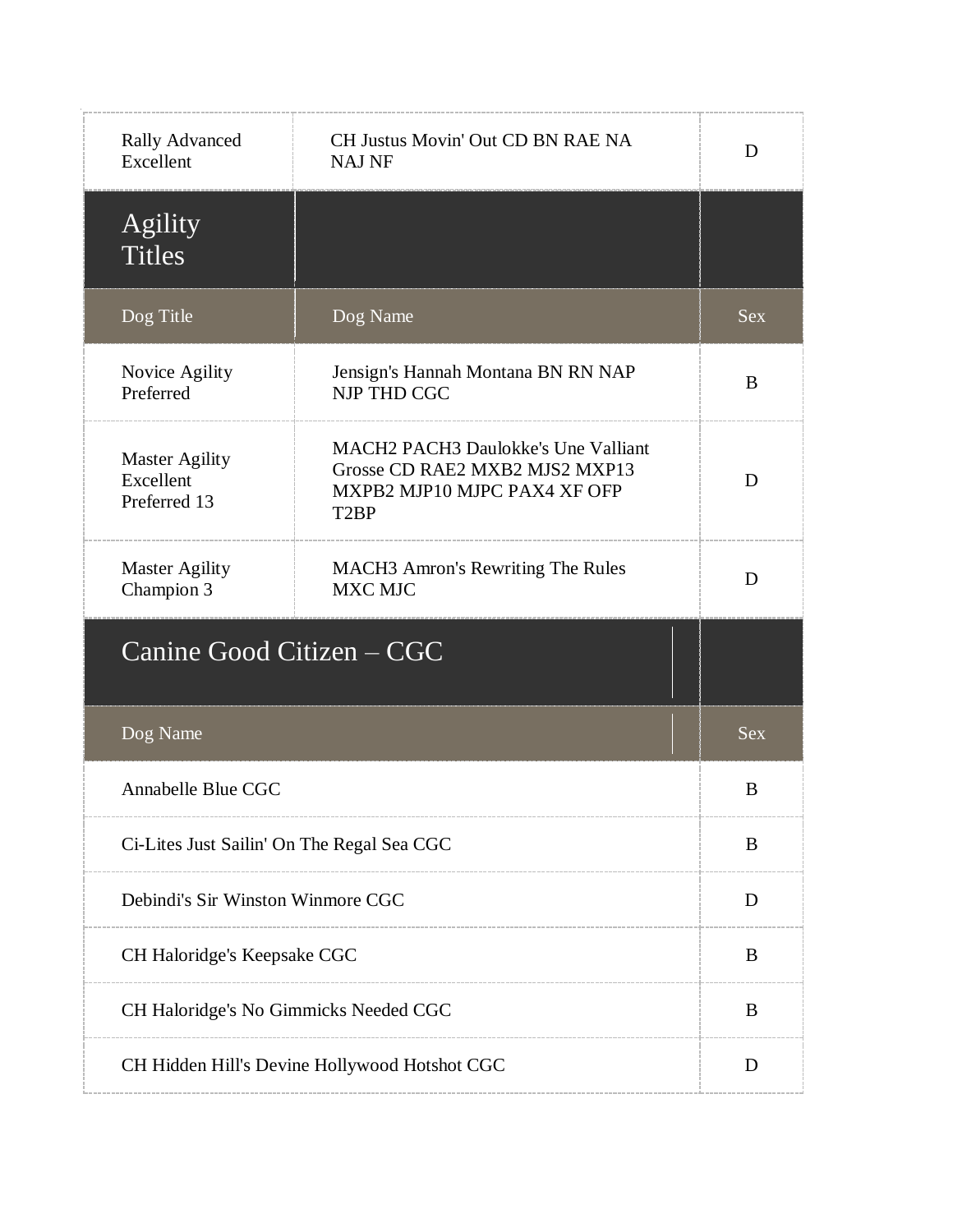| Rally Advanced Excellent | CH Justus Movin' Out CD BN RAE NA NAJ NF | D |
|---|---|---|

## Agility Titles

| Dog Title | Dog Name | Sex |
|---|---|---|
| Novice Agility Preferred | Jensign's Hannah Montana BN RN NAP NJP THD CGC | B |
| Master Agility Excellent Preferred 13 | MACH2 PACH3 Daulokke's Une Valliant Grosse CD RAE2 MXB2 MJS2 MXP13 MXPB2 MJP10 MJPC PAX4 XF OFP T2BP | D |
| Master Agility Champion 3 | MACH3 Amron's Rewriting The Rules MXC MJC | D |

## Canine Good Citizen – CGC

| Dog Name | Sex |
|---|---|
| Annabelle Blue CGC | B |
| Ci-Lites Just Sailin' On The Regal Sea CGC | B |
| Debindi's Sir Winston Winmore CGC | D |
| CH Haloridge's Keepsake CGC | B |
| CH Haloridge's No Gimmicks Needed CGC | B |
| CH Hidden Hill's Devine Hollywood Hotshot CGC | D |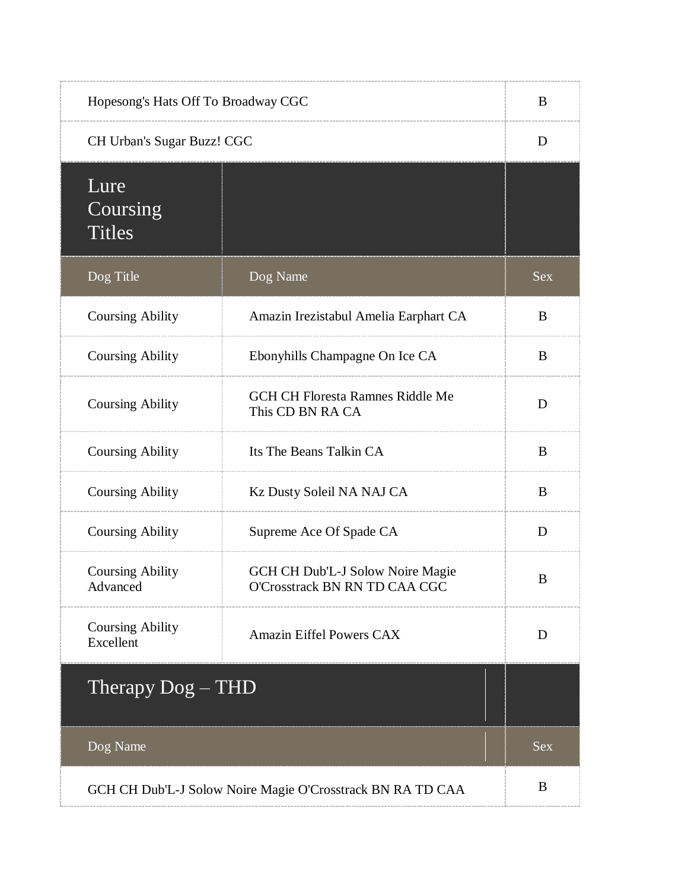| | |
|---|---|
| Hopesong's Hats Off To Broadway CGC | B |
| CH Urban's Sugar Buzz! CGC | D |

## Lure Coursing Titles

| Dog Title | Dog Name | Sex |
|---|---|---|
| Coursing Ability | Amazin Irezistabul Amelia Earphart CA | B |
| Coursing Ability | Ebonyhills Champagne On Ice CA | B |
| Coursing Ability | GCH CH Floresta Ramnes Riddle Me This CD BN RA CA | D |
| Coursing Ability | Its The Beans Talkin CA | B |
| Coursing Ability | Kz Dusty Soleil NA NAJ CA | B |
| Coursing Ability | Supreme Ace Of Spade CA | D |
| Coursing Ability Advanced | GCH CH Dub'L-J Solow Noire Magie O'Crosstrack BN RN TD CAA CGC | B |
| Coursing Ability Excellent | Amazin Eiffel Powers CAX | D |

## Therapy Dog – THD

| Dog Name | Sex |
|---|---|
| GCH CH Dub'L-J Solow Noire Magie O'Crosstrack BN RA TD CAA | B |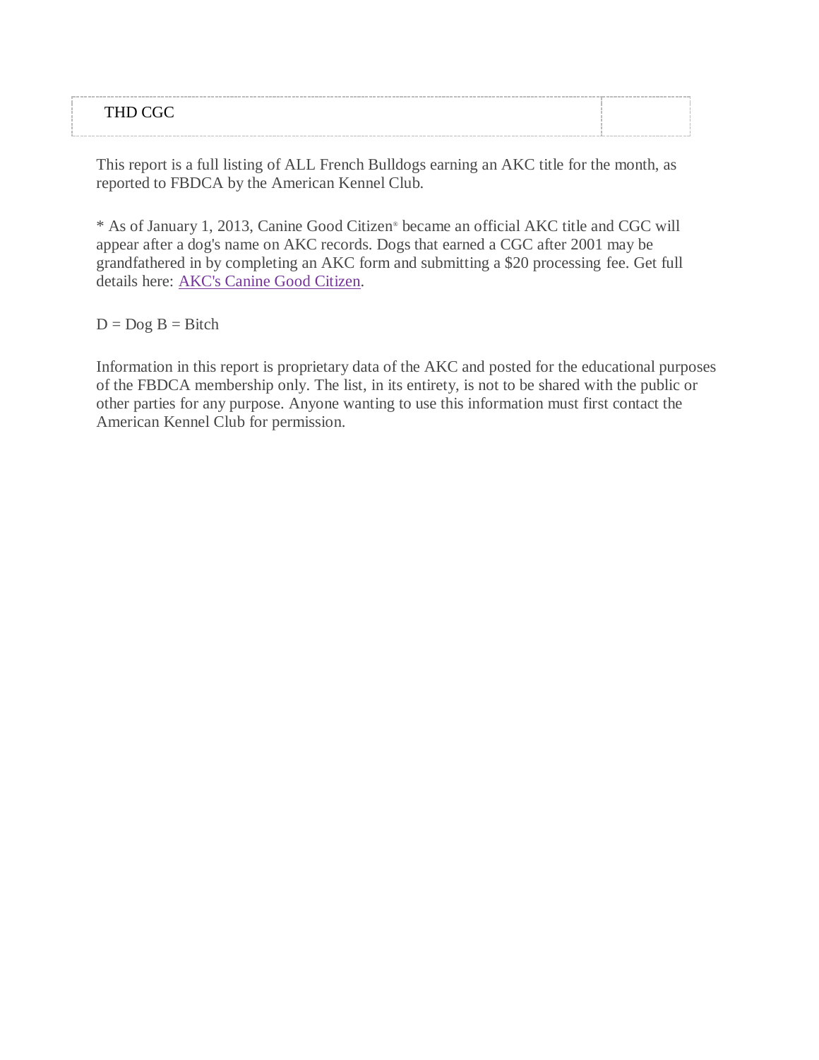| THD CGC | |
| --- | --- |

This report is a full listing of ALL French Bulldogs earning an AKC title for the month, as reported to FBDCA by the American Kennel Club.

* As of January 1, 2013, Canine Good Citizen® became an official AKC title and CGC will appear after a dog's name on AKC records. Dogs that earned a CGC after 2001 may be grandfathered in by completing an AKC form and submitting a $20 processing fee. Get full details here: AKC's Canine Good Citizen.

D = Dog B = Bitch

Information in this report is proprietary data of the AKC and posted for the educational purposes of the FBDCA membership only. The list, in its entirety, is not to be shared with the public or other parties for any purpose. Anyone wanting to use this information must first contact the American Kennel Club for permission.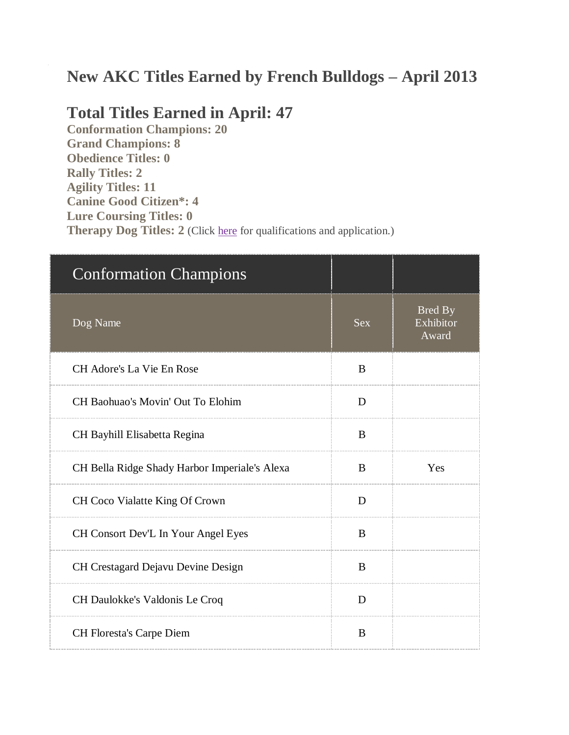# New AKC Titles Earned by French Bulldogs – April 2013

## Total Titles Earned in April: 47

**Conformation Champions: 20**
**Grand Champions: 8**
**Obedience Titles: 0**
**Rally Titles: 2**
**Agility Titles: 11**
**Canine Good Citizen*: 4**
**Lure Coursing Titles: 0**
**Therapy Dog Titles: 2** (Click here for qualifications and application.)

| Conformation Champions | | |
|---|---|---|
| Dog Name | Sex | Bred By Exhibitor Award |
| CH Adore's La Vie En Rose | B | |
| CH Baohuao's Movin' Out To Elohim | D | |
| CH Bayhill Elisabetta Regina | B | |
| CH Bella Ridge Shady Harbor Imperiale's Alexa | B | Yes |
| CH Coco Vialatte King Of Crown | D | |
| CH Consort Dev'L In Your Angel Eyes | B | |
| CH Crestagard Dejavu Devine Design | B | |
| CH Daulokke's Valdonis Le Croq | D | |
| CH Floresta's Carpe Diem | B | |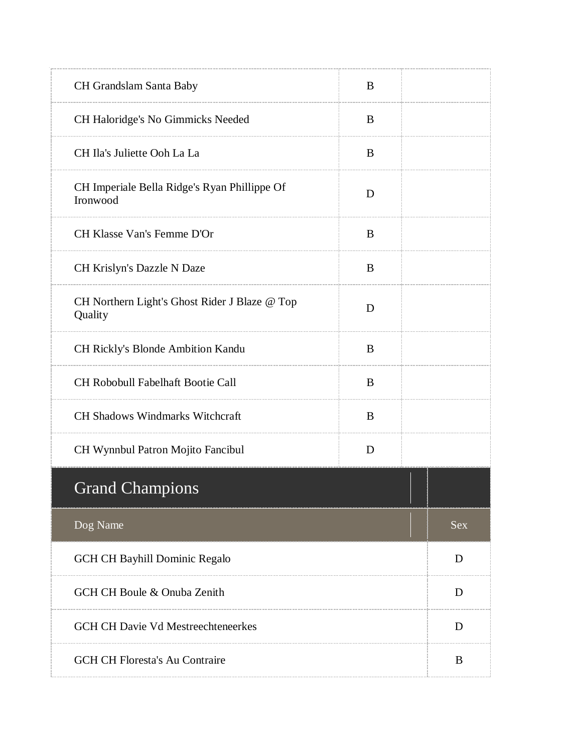| | | |
|---|---|---|
| CH Grandslam Santa Baby | B | |
| CH Haloridge's No Gimmicks Needed | B | |
| CH Ila's Juliette Ooh La La | B | |
| CH Imperiale Bella Ridge's Ryan Phillippe Of Ironwood | D | |
| CH Klasse Van's Femme D'Or | B | |
| CH Krislyn's Dazzle N Daze | B | |
| CH Northern Light's Ghost Rider J Blaze @ Top Quality | D | |
| CH Rickly's Blonde Ambition Kandu | B | |
| CH Robobull Fabelhaft Bootie Call | B | |
| CH Shadows Windmarks Witchcraft | B | |
| CH Wynnbul Patron Mojito Fancibul | D | |

## Grand Champions

| Dog Name | Sex |
|---|---|
| GCH CH Bayhill Dominic Regalo | D |
| GCH CH Boule & Onuba Zenith | D |
| GCH CH Davie Vd Mestreechteneerkes | D |
| GCH CH Floresta's Au Contraire | B |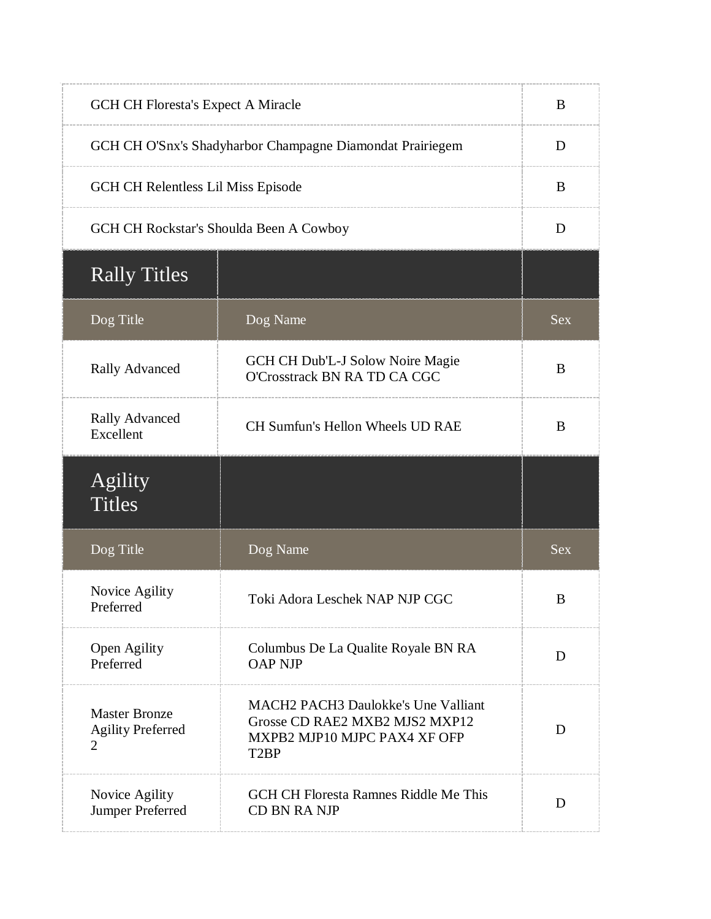| GCH CH Floresta's Expect A Miracle | B |
|---|---|
| GCH CH O'Snx's Shadyharbor Champagne Diamondat Prairiegem | D |
| GCH CH Relentless Lil Miss Episode | B |
| GCH CH Rockstar's Shoulda Been A Cowboy | D |

## Rally Titles

| Dog Title | Dog Name | Sex |
|---|---|---|
| Rally Advanced | GCH CH Dub'L-J Solow Noire Magie O'Crosstrack BN RA TD CA CGC | B |
| Rally Advanced Excellent | CH Sumfun's Hellon Wheels UD RAE | B |

## Agility Titles

| Dog Title | Dog Name | Sex |
|---|---|---|
| Novice Agility Preferred | Toki Adora Leschek NAP NJP CGC | B |
| Open Agility Preferred | Columbus De La Qualite Royale BN RA OAP NJP | D |
| Master Bronze Agility Preferred 2 | MACH2 PACH3 Daulokke's Une Valliant Grosse CD RAE2 MXB2 MJS2 MXP12 MXPB2 MJP10 MJPC PAX4 XF OFP T2BP | D |
| Novice Agility Jumper Preferred | GCH CH Floresta Ramnes Riddle Me This CD BN RA NJP | D |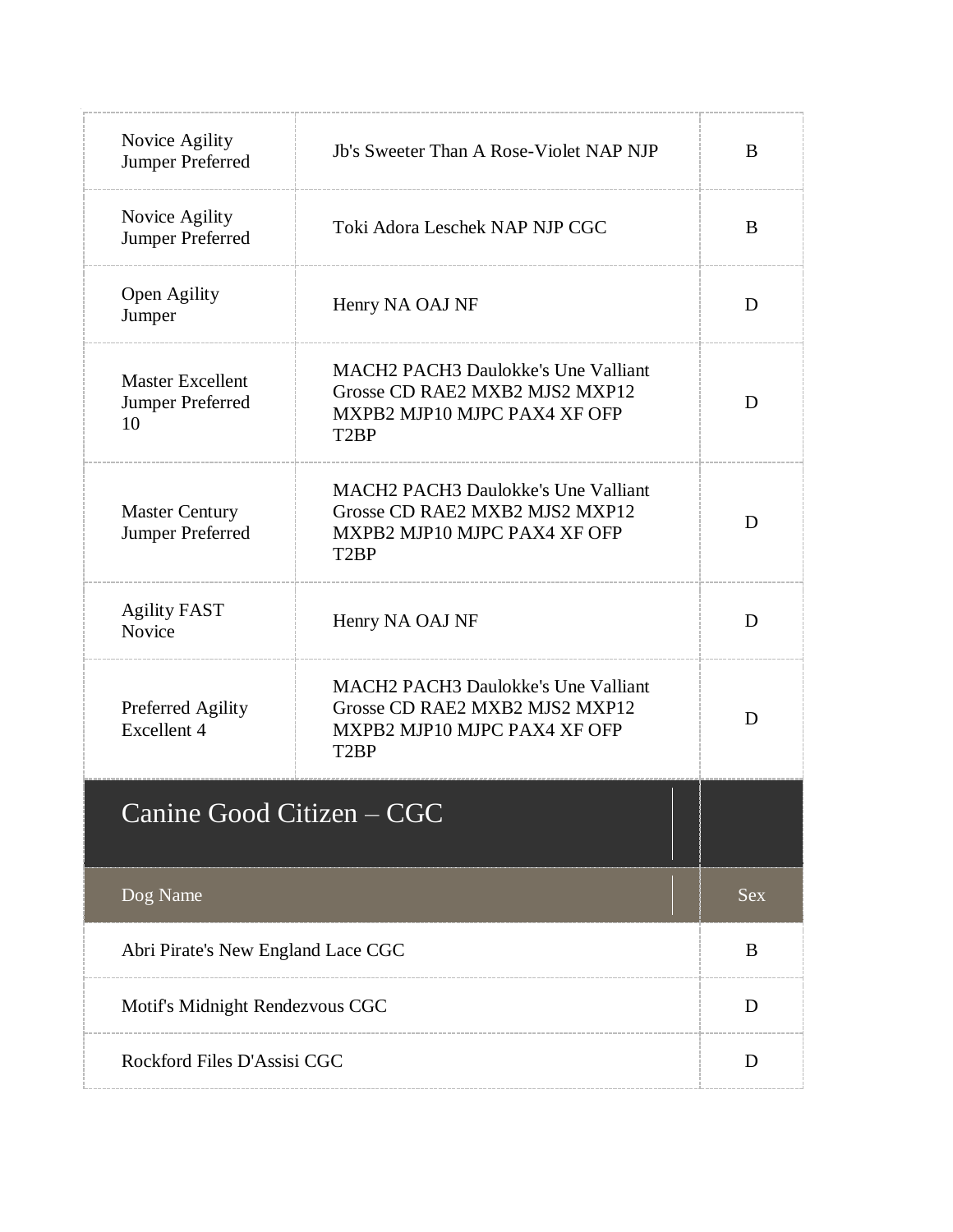| | | |
|---|---|---|
| Novice Agility Jumper Preferred | Jb's Sweeter Than A Rose-Violet NAP NJP | B |
| Novice Agility Jumper Preferred | Toki Adora Leschek NAP NJP CGC | B |
| Open Agility Jumper | Henry NA OAJ NF | D |
| Master Excellent Jumper Preferred 10 | MACH2 PACH3 Daulokke's Une Valliant Grosse CD RAE2 MXB2 MJS2 MXP12 MXPB2 MJP10 MJPC PAX4 XF OFP T2BP | D |
| Master Century Jumper Preferred | MACH2 PACH3 Daulokke's Une Valliant Grosse CD RAE2 MXB2 MJS2 MXP12 MXPB2 MJP10 MJPC PAX4 XF OFP T2BP | D |
| Agility FAST Novice | Henry NA OAJ NF | D |
| Preferred Agility Excellent 4 | MACH2 PACH3 Daulokke's Une Valliant Grosse CD RAE2 MXB2 MJS2 MXP12 MXPB2 MJP10 MJPC PAX4 XF OFP T2BP | D |

## Canine Good Citizen – CGC

| Dog Name | Sex |
|---|---|
| Abri Pirate's New England Lace CGC | B |
| Motif's Midnight Rendezvous CGC | D |
| Rockford Files D'Assisi CGC | D |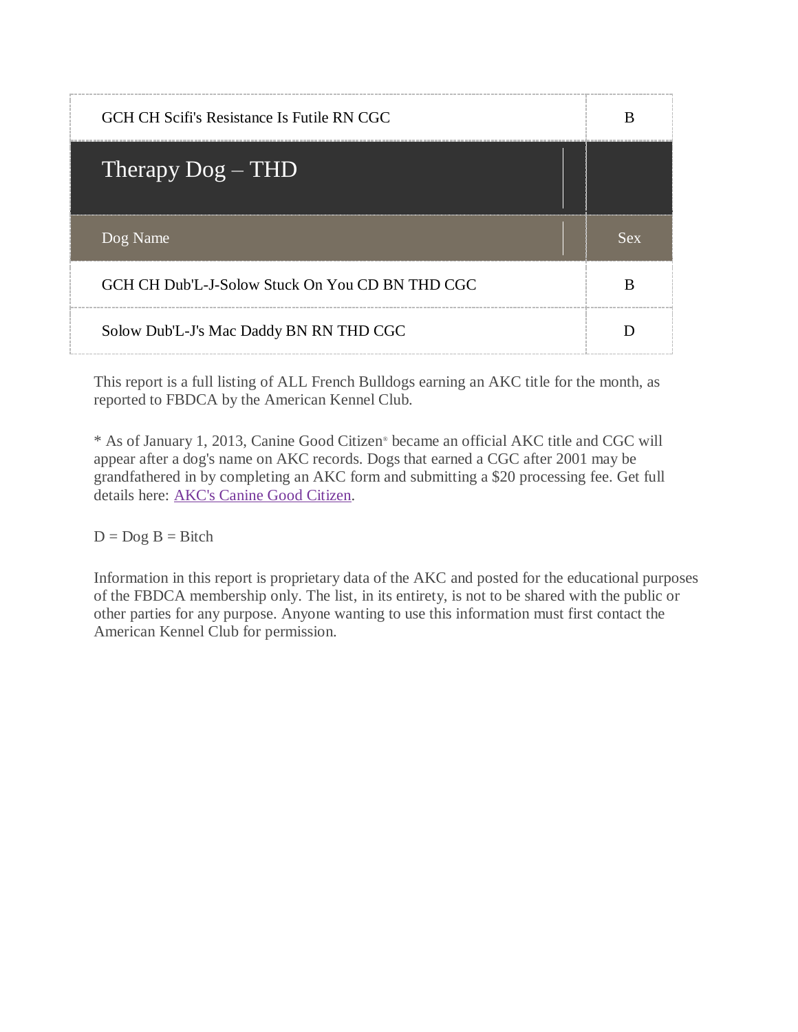| GCH CH Scifi's Resistance Is Futile RN CGC | B |
|---|---|

## Therapy Dog – THD

| Dog Name | Sex |
|---|---|
| GCH CH Dub'L-J-Solow Stuck On You CD BN THD CGC | B |
| Solow Dub'L-J's Mac Daddy BN RN THD CGC | D |

This report is a full listing of ALL French Bulldogs earning an AKC title for the month, as reported to FBDCA by the American Kennel Club.

* As of January 1, 2013, Canine Good Citizen® became an official AKC title and CGC will appear after a dog's name on AKC records. Dogs that earned a CGC after 2001 may be grandfathered in by completing an AKC form and submitting a $20 processing fee. Get full details here: AKC's Canine Good Citizen.

D = Dog B = Bitch

Information in this report is proprietary data of the AKC and posted for the educational purposes of the FBDCA membership only. The list, in its entirety, is not to be shared with the public or other parties for any purpose. Anyone wanting to use this information must first contact the American Kennel Club for permission.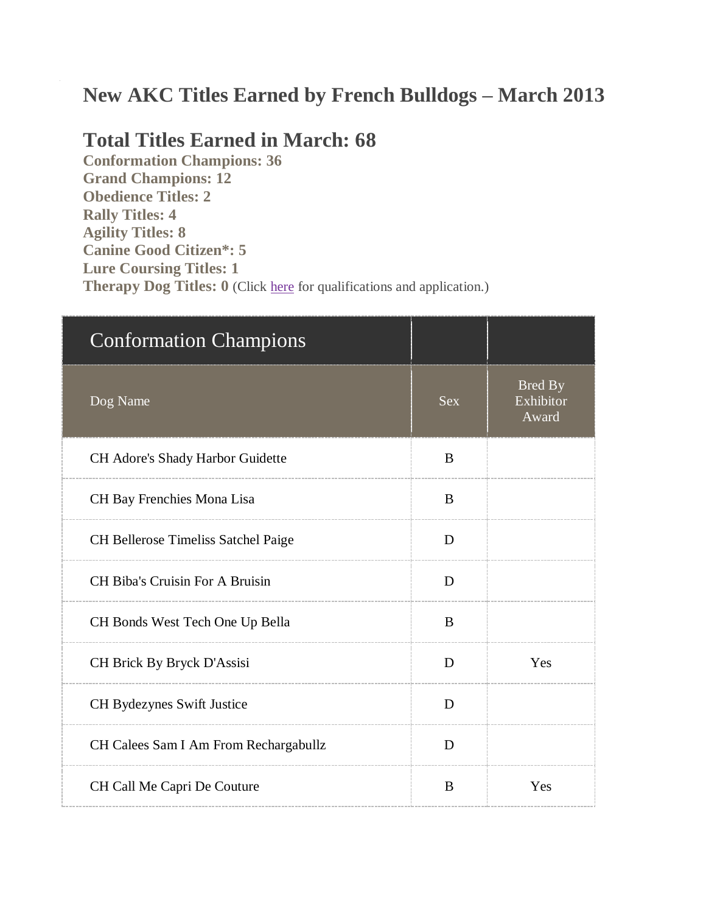# New AKC Titles Earned by French Bulldogs – March 2013

## Total Titles Earned in March: 68

**Conformation Champions: 36**
**Grand Champions: 12**
**Obedience Titles: 2**
**Rally Titles: 4**
**Agility Titles: 8**
**Canine Good Citizen*: 5**
**Lure Coursing Titles: 1**
**Therapy Dog Titles: 0** (Click here for qualifications and application.)

| Conformation Champions | | |
|---|---|---|
| Dog Name | Sex | Bred By Exhibitor Award |
| CH Adore's Shady Harbor Guidette | B | |
| CH Bay Frenchies Mona Lisa | B | |
| CH Bellerose Timeliss Satchel Paige | D | |
| CH Biba's Cruisin For A Bruisin | D | |
| CH Bonds West Tech One Up Bella | B | |
| CH Brick By Bryck D'Assisi | D | Yes |
| CH Bydezynes Swift Justice | D | |
| CH Calees Sam I Am From Rechargabullz | D | |
| CH Call Me Capri De Couture | B | Yes |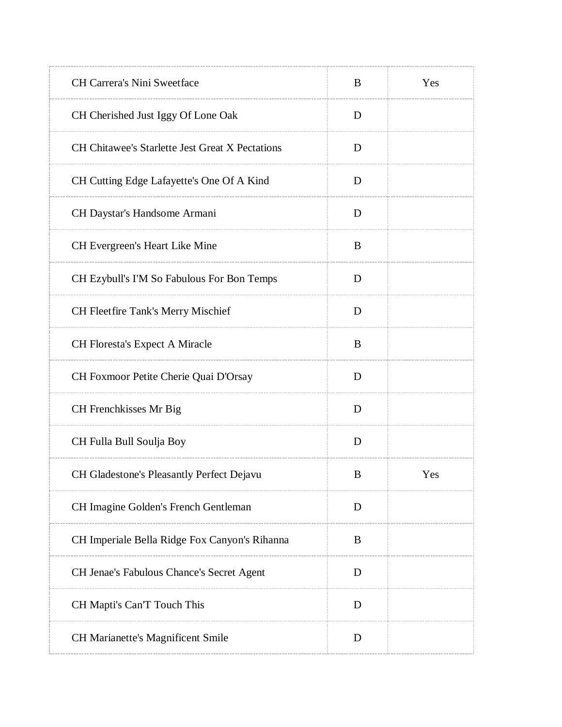| | | |
|---|---|---|
| CH Carrera's Nini Sweetface | B | Yes |
| CH Cherished Just Iggy Of Lone Oak | D | |
| CH Chitawee's Starlette Jest Great X Pectations | D | |
| CH Cutting Edge Lafayette's One Of A Kind | D | |
| CH Daystar's Handsome Armani | D | |
| CH Evergreen's Heart Like Mine | B | |
| CH Ezybull's I'M So Fabulous For Bon Temps | D | |
| CH Fleetfire Tank's Merry Mischief | D | |
| CH Floresta's Expect A Miracle | B | |
| CH Foxmoor Petite Cherie Quai D'Orsay | D | |
| CH Frenchkisses Mr Big | D | |
| CH Fulla Bull Soulja Boy | D | |
| CH Gladestone's Pleasantly Perfect Dejavu | B | Yes |
| CH Imagine Golden's French Gentleman | D | |
| CH Imperiale Bella Ridge Fox Canyon's Rihanna | B | |
| CH Jenae's Fabulous Chance's Secret Agent | D | |
| CH Mapti's Can'T Touch This | D | |
| CH Marianette's Magnificent Smile | D | |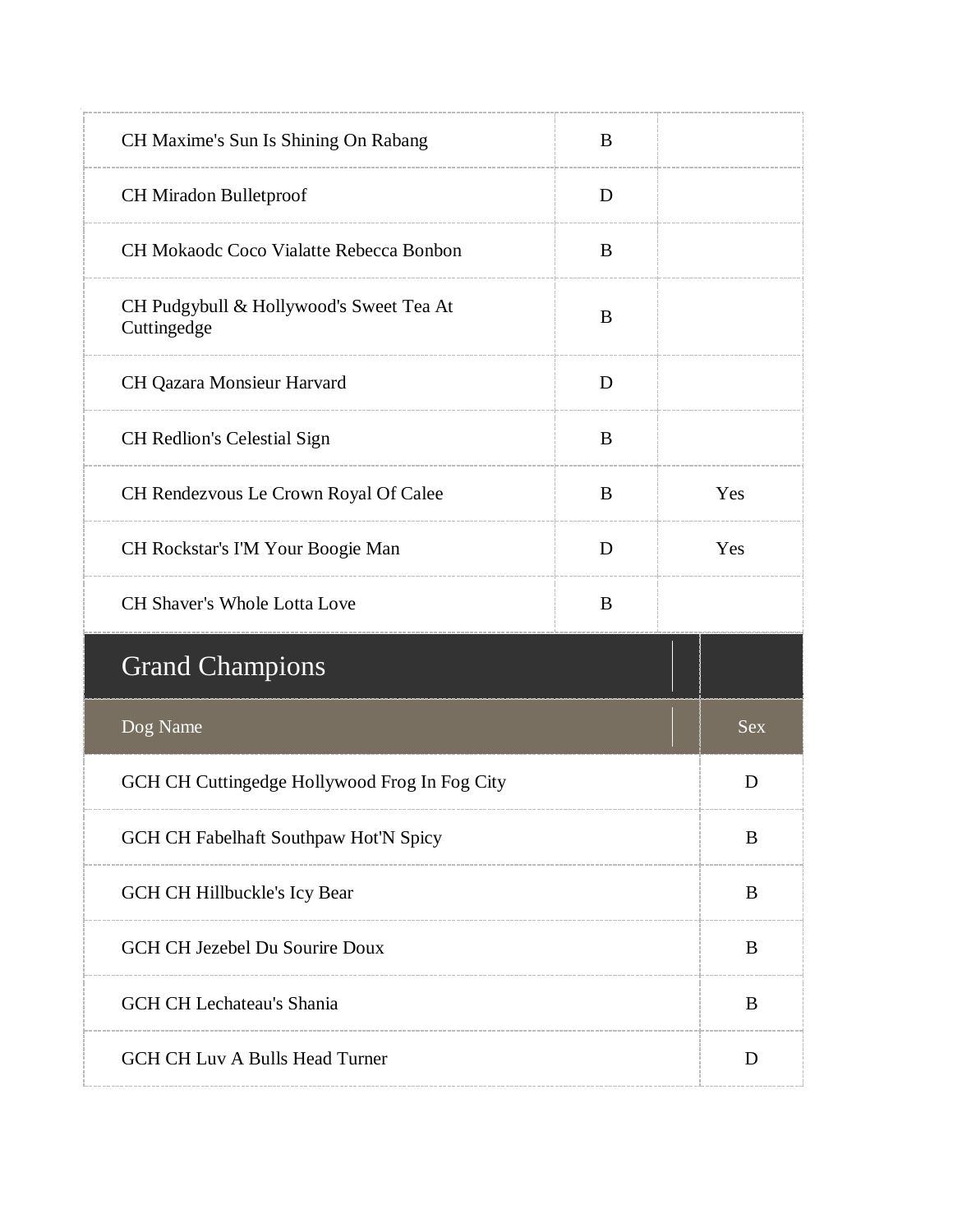| | | |
|---|---|---|
| CH Maxime's Sun Is Shining On Rabang | B | |
| CH Miradon Bulletproof | D | |
| CH Mokaodc Coco Vialatte Rebecca Bonbon | B | |
| CH Pudgybull & Hollywood's Sweet Tea At Cuttingedge | B | |
| CH Qazara Monsieur Harvard | D | |
| CH Redlion's Celestial Sign | B | |
| CH Rendezvous Le Crown Royal Of Calee | B | Yes |
| CH Rockstar's I'M Your Boogie Man | D | Yes |
| CH Shaver's Whole Lotta Love | B | |

## Grand Champions

| Dog Name | Sex |
|---|---|
| GCH CH Cuttingedge Hollywood Frog In Fog City | D |
| GCH CH Fabelhaft Southpaw Hot'N Spicy | B |
| GCH CH Hillbuckle's Icy Bear | B |
| GCH CH Jezebel Du Sourire Doux | B |
| GCH CH Lechateau's Shania | B |
| GCH CH Luv A Bulls Head Turner | D |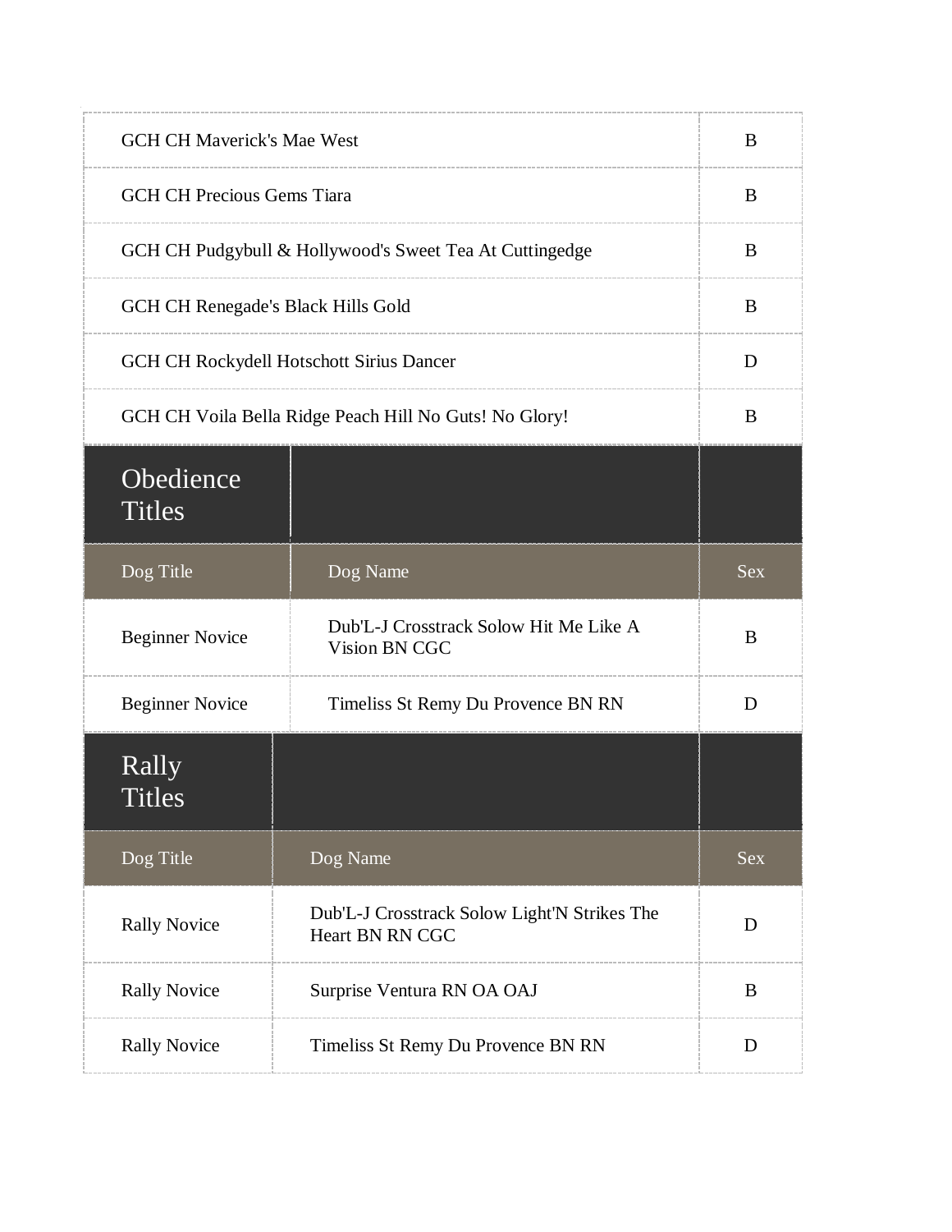| | |
|---|---|
| GCH CH Maverick's Mae West | B |
| GCH CH Precious Gems Tiara | B |
| GCH CH Pudgybull & Hollywood's Sweet Tea At Cuttingedge | B |
| GCH CH Renegade's Black Hills Gold | B |
| GCH CH Rockydell Hotschott Sirius Dancer | D |
| GCH CH Voila Bella Ridge Peach Hill No Guts! No Glory! | B |

## Obedience Titles

| Dog Title | Dog Name | Sex |
|---|---|---|
| Beginner Novice | Dub'L-J Crosstrack Solow Hit Me Like A Vision BN CGC | B |
| Beginner Novice | Timeliss St Remy Du Provence BN RN | D |

## Rally Titles

| Dog Title | Dog Name | Sex |
|---|---|---|
| Rally Novice | Dub'L-J Crosstrack Solow Light'N Strikes The Heart BN RN CGC | D |
| Rally Novice | Surprise Ventura RN OA OAJ | B |
| Rally Novice | Timeliss St Remy Du Provence BN RN | D |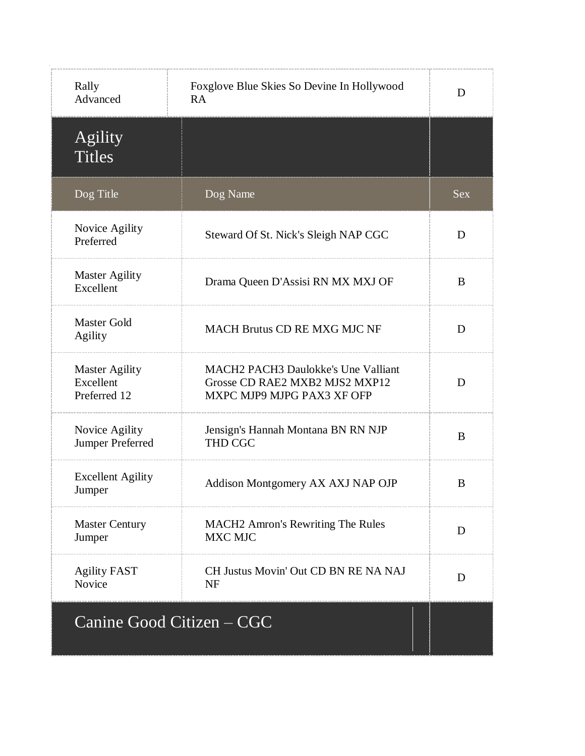| Rally Advanced | Foxglove Blue Skies So Devine In Hollywood RA | D |
|---|---|---|

## Agility Titles

| Dog Title | Dog Name | Sex |
|---|---|---|
| Novice Agility Preferred | Steward Of St. Nick's Sleigh NAP CGC | D |
| Master Agility Excellent | Drama Queen D'Assisi RN MX MXJ OF | B |
| Master Gold Agility | MACH Brutus CD RE MXG MJC NF | D |
| Master Agility Excellent Preferred 12 | MACH2 PACH3 Daulokke's Une Valliant Grosse CD RAE2 MXB2 MJS2 MXP12 MXPC MJP9 MJPG PAX3 XF OFP | D |
| Novice Agility Jumper Preferred | Jensign's Hannah Montana BN RN NJP THD CGC | B |
| Excellent Agility Jumper | Addison Montgomery AX AXJ NAP OJP | B |
| Master Century Jumper | MACH2 Amron's Rewriting The Rules MXC MJC | D |
| Agility FAST Novice | CH Justus Movin' Out CD BN RE NA NAJ NF | D |

## Canine Good Citizen – CGC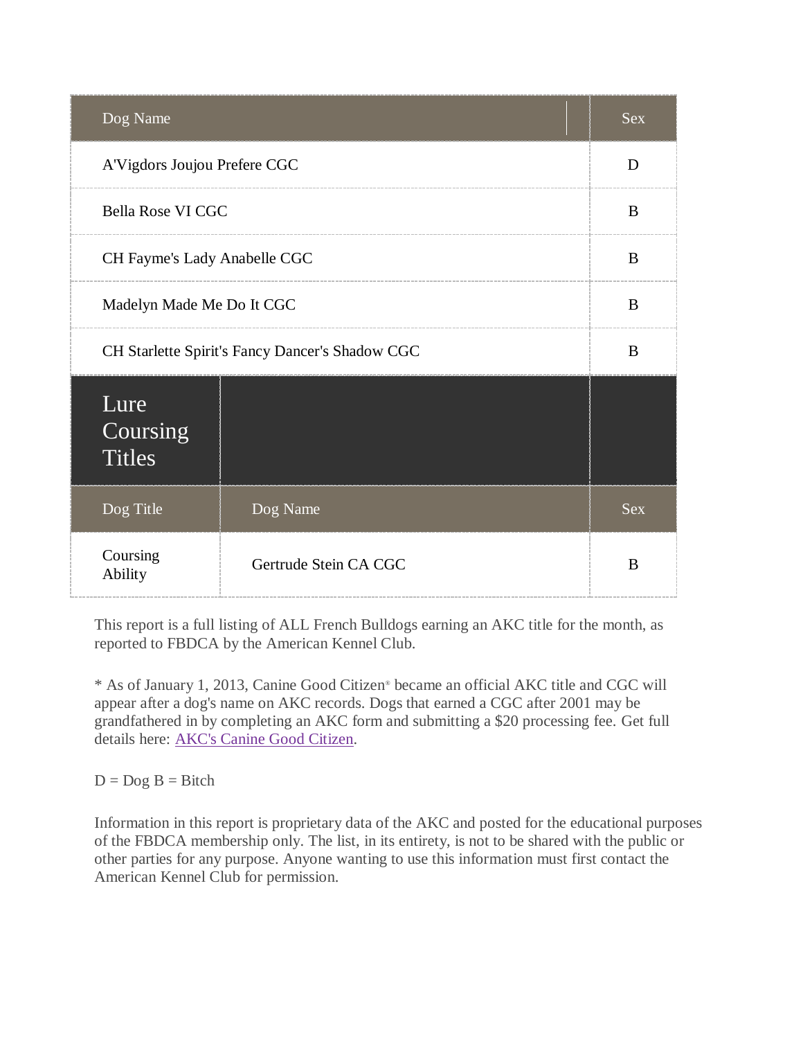| Dog Name | Sex |
|---|---|
| A'Vigdors Joujou Prefere CGC | D |
| Bella Rose VI CGC | B |
| CH Fayme's Lady Anabelle CGC | B |
| Madelyn Made Me Do It CGC | B |
| CH Starlette Spirit's Fancy Dancer's Shadow CGC | B |

## Lure Coursing Titles

| Dog Title | Dog Name | Sex |
|---|---|---|
| Coursing Ability | Gertrude Stein CA CGC | B |

This report is a full listing of ALL French Bulldogs earning an AKC title for the month, as reported to FBDCA by the American Kennel Club.

* As of January 1, 2013, Canine Good Citizen® became an official AKC title and CGC will appear after a dog's name on AKC records. Dogs that earned a CGC after 2001 may be grandfathered in by completing an AKC form and submitting a $20 processing fee. Get full details here: AKC's Canine Good Citizen.

D = Dog B = Bitch

Information in this report is proprietary data of the AKC and posted for the educational purposes of the FBDCA membership only. The list, in its entirety, is not to be shared with the public or other parties for any purpose. Anyone wanting to use this information must first contact the American Kennel Club for permission.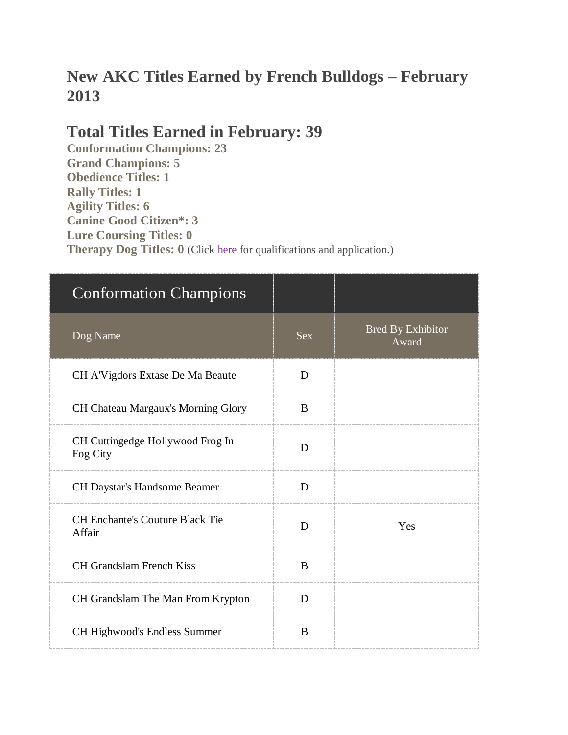# New AKC Titles Earned by French Bulldogs – February 2013

## Total Titles Earned in February: 39

**Conformation Champions: 23**
**Grand Champions: 5**
**Obedience Titles: 1**
**Rally Titles: 1**
**Agility Titles: 6**
**Canine Good Citizen*: 3**
**Lure Coursing Titles: 0**
**Therapy Dog Titles: 0** (Click here for qualifications and application.)

| Conformation Champions | | |
|---|---|---|
| Dog Name | Sex | Bred By Exhibitor Award |
| CH A'Vigdors Extase De Ma Beaute | D | |
| CH Chateau Margaux's Morning Glory | B | |
| CH Cuttingedge Hollywood Frog In Fog City | D | |
| CH Daystar's Handsome Beamer | D | |
| CH Enchante's Couture Black Tie Affair | D | Yes |
| CH Grandslam French Kiss | B | |
| CH Grandslam The Man From Krypton | D | |
| CH Highwood's Endless Summer | B | |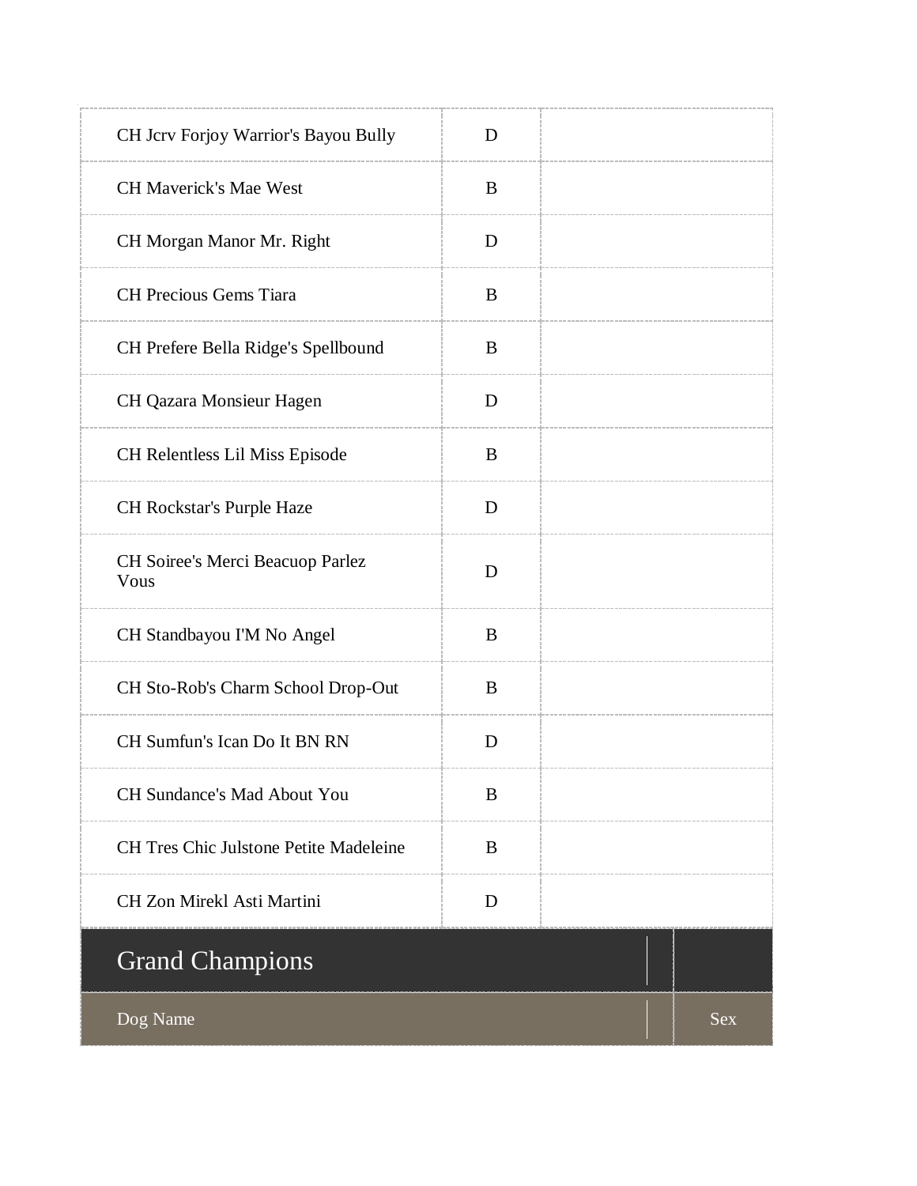| | | |
|---|---|---|
| CH Jcrv Forjoy Warrior's Bayou Bully | D | |
| CH Maverick's Mae West | B | |
| CH Morgan Manor Mr. Right | D | |
| CH Precious Gems Tiara | B | |
| CH Prefere Bella Ridge's Spellbound | B | |
| CH Qazara Monsieur Hagen | D | |
| CH Relentless Lil Miss Episode | B | |
| CH Rockstar's Purple Haze | D | |
| CH Soiree's Merci Beacuop Parlez Vous | D | |
| CH Standbayou I'M No Angel | B | |
| CH Sto-Rob's Charm School Drop-Out | B | |
| CH Sumfun's Ican Do It BN RN | D | |
| CH Sundance's Mad About You | B | |
| CH Tres Chic Julstone Petite Madeleine | B | |
| CH Zon Mirekl Asti Martini | D | |

## Grand Champions

| Dog Name | Sex |
|---|---|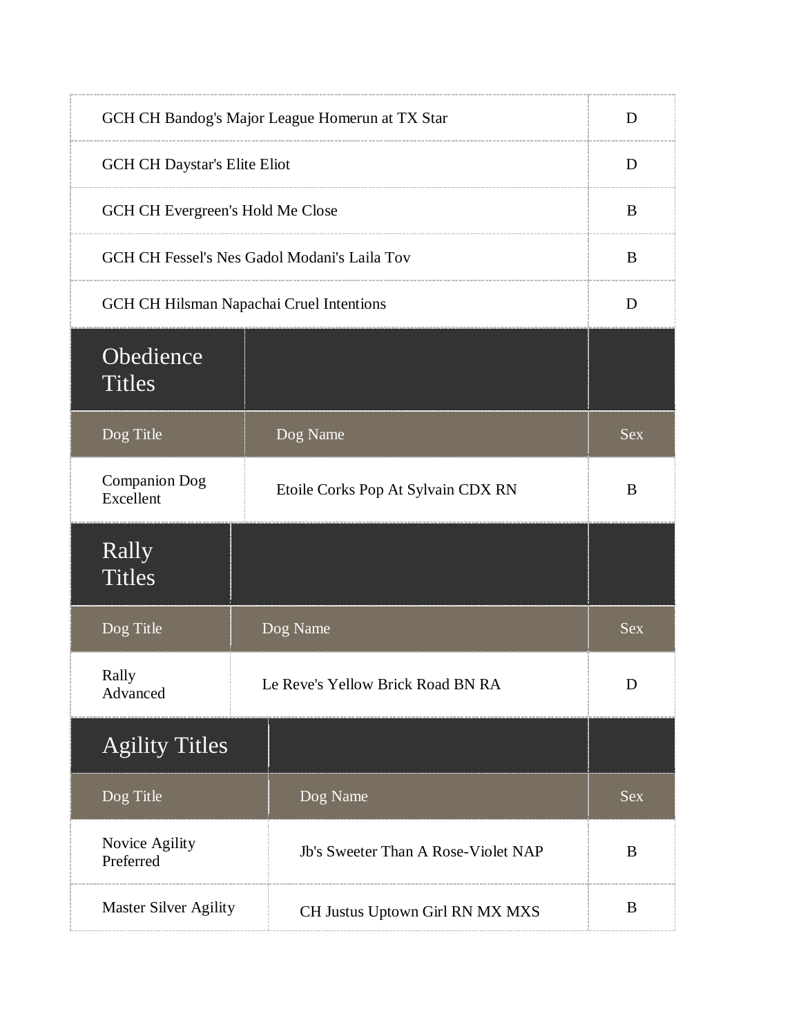| | |
|---|---|
| GCH CH Bandog's Major League Homerun at TX Star | D |
| GCH CH Daystar's Elite Eliot | D |
| GCH CH Evergreen's Hold Me Close | B |
| GCH CH Fessel's Nes Gadol Modani's Laila Tov | B |
| GCH CH Hilsman Napachai Cruel Intentions | D |

## Obedience Titles

| Dog Title | Dog Name | Sex |
|---|---|---|
| Companion Dog Excellent | Etoile Corks Pop At Sylvain CDX RN | B |

## Rally Titles

| Dog Title | Dog Name | Sex |
|---|---|---|
| Rally Advanced | Le Reve's Yellow Brick Road BN RA | D |

## Agility Titles

| Dog Title | Dog Name | Sex |
|---|---|---|
| Novice Agility Preferred | Jb's Sweeter Than A Rose-Violet NAP | B |
| Master Silver Agility | CH Justus Uptown Girl RN MX MXS | B |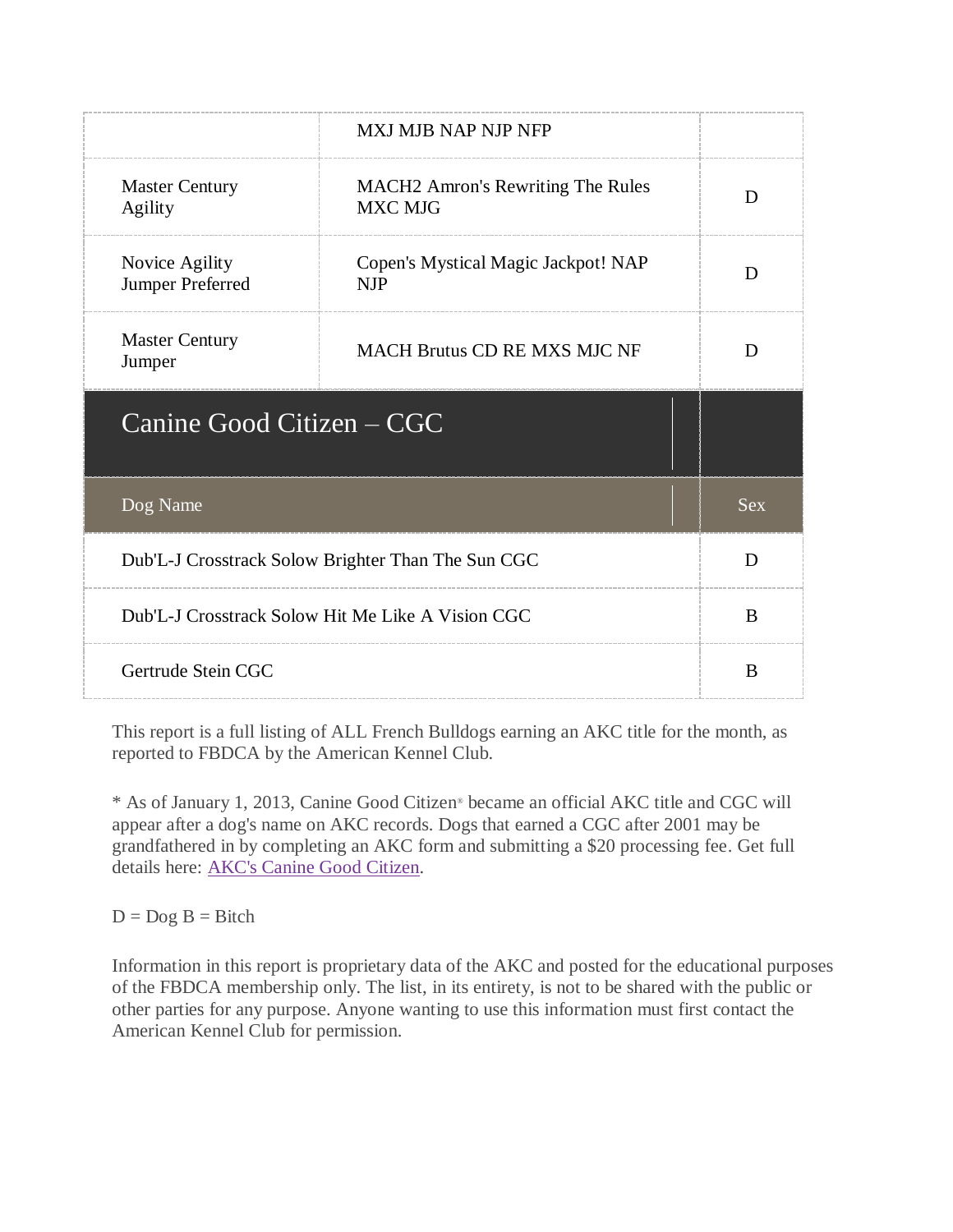| | MXJ MJB NAP NJP NFP | |
|---|---|---|
| Master Century Agility | MACH2 Amron's Rewriting The Rules MXC MJG | D |
| Novice Agility Jumper Preferred | Copen's Mystical Magic Jackpot! NAP NJP | D |
| Master Century Jumper | MACH Brutus CD RE MXS MJC NF | D |

## Canine Good Citizen – CGC

| Dog Name | Sex |
|---|---|
| Dub'L-J Crosstrack Solow Brighter Than The Sun CGC | D |
| Dub'L-J Crosstrack Solow Hit Me Like A Vision CGC | B |
| Gertrude Stein CGC | B |

This report is a full listing of ALL French Bulldogs earning an AKC title for the month, as reported to FBDCA by the American Kennel Club.

* As of January 1, 2013, Canine Good Citizen® became an official AKC title and CGC will appear after a dog's name on AKC records. Dogs that earned a CGC after 2001 may be grandfathered in by completing an AKC form and submitting a $20 processing fee. Get full details here: AKC's Canine Good Citizen.

D = Dog B = Bitch

Information in this report is proprietary data of the AKC and posted for the educational purposes of the FBDCA membership only. The list, in its entirety, is not to be shared with the public or other parties for any purpose. Anyone wanting to use this information must first contact the American Kennel Club for permission.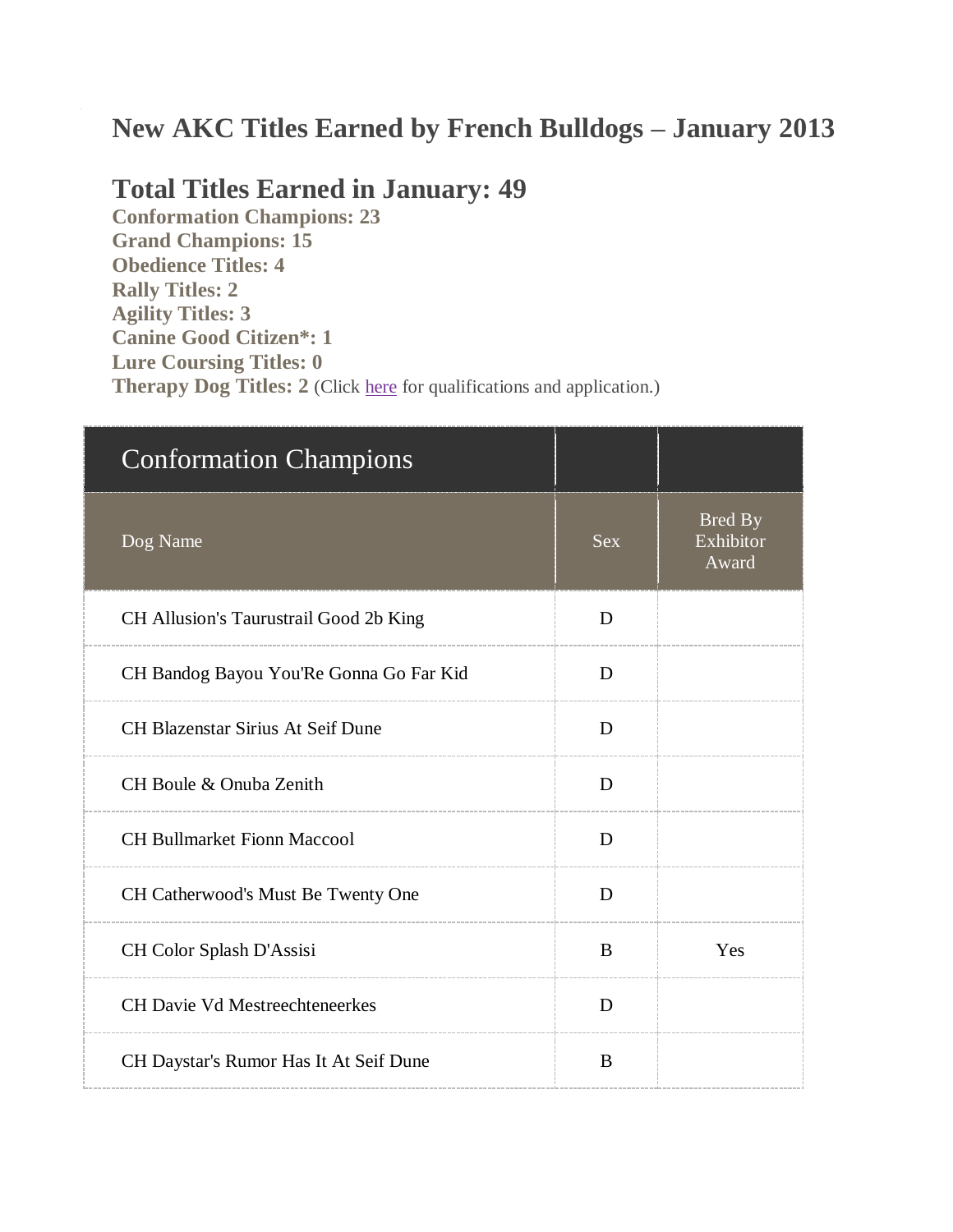# New AKC Titles Earned by French Bulldogs – January 2013

## Total Titles Earned in January: 49

**Conformation Champions: 23**
**Grand Champions: 15**
**Obedience Titles: 4**
**Rally Titles: 2**
**Agility Titles: 3**
**Canine Good Citizen*: 1**
**Lure Coursing Titles: 0**
**Therapy Dog Titles: 2** (Click here for qualifications and application.)

| Conformation Champions | | |
|---|---|---|
| Dog Name | Sex | Bred By Exhibitor Award |
| CH Allusion's Taurustrail Good 2b King | D | |
| CH Bandog Bayou You'Re Gonna Go Far Kid | D | |
| CH Blazenstar Sirius At Seif Dune | D | |
| CH Boule & Onuba Zenith | D | |
| CH Bullmarket Fionn Maccool | D | |
| CH Catherwood's Must Be Twenty One | D | |
| CH Color Splash D'Assisi | B | Yes |
| CH Davie Vd Mestreechteneerkes | D | |
| CH Daystar's Rumor Has It At Seif Dune | B | |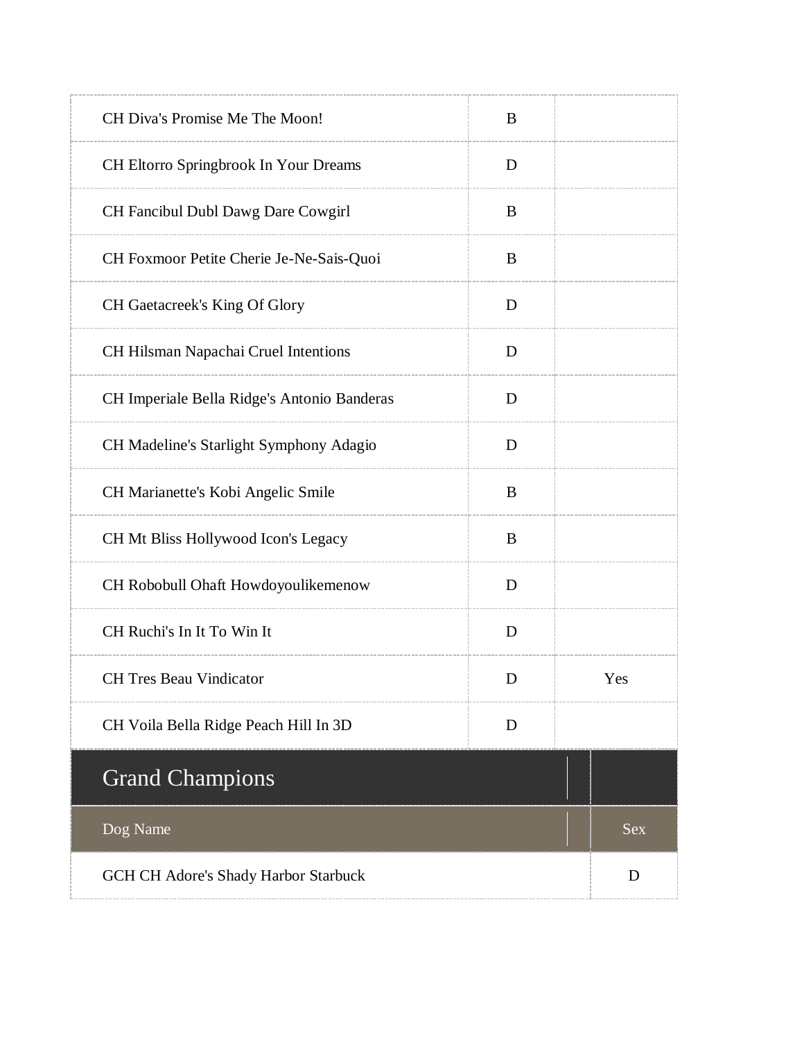| | | |
|---|---|---|
| CH Diva's Promise Me The Moon! | B | |
| CH Eltorro Springbrook In Your Dreams | D | |
| CH Fancibul Dubl Dawg Dare Cowgirl | B | |
| CH Foxmoor Petite Cherie Je-Ne-Sais-Quoi | B | |
| CH Gaetacreek's King Of Glory | D | |
| CH Hilsman Napachai Cruel Intentions | D | |
| CH Imperiale Bella Ridge's Antonio Banderas | D | |
| CH Madeline's Starlight Symphony Adagio | D | |
| CH Marianette's Kobi Angelic Smile | B | |
| CH Mt Bliss Hollywood Icon's Legacy | B | |
| CH Robobull Ohaft Howdoyoulikemenow | D | |
| CH Ruchi's In It To Win It | D | |
| CH Tres Beau Vindicator | D | Yes |
| CH Voila Bella Ridge Peach Hill In 3D | D | |

## Grand Champions

| Dog Name | Sex |
|---|---|
| GCH CH Adore's Shady Harbor Starbuck | D |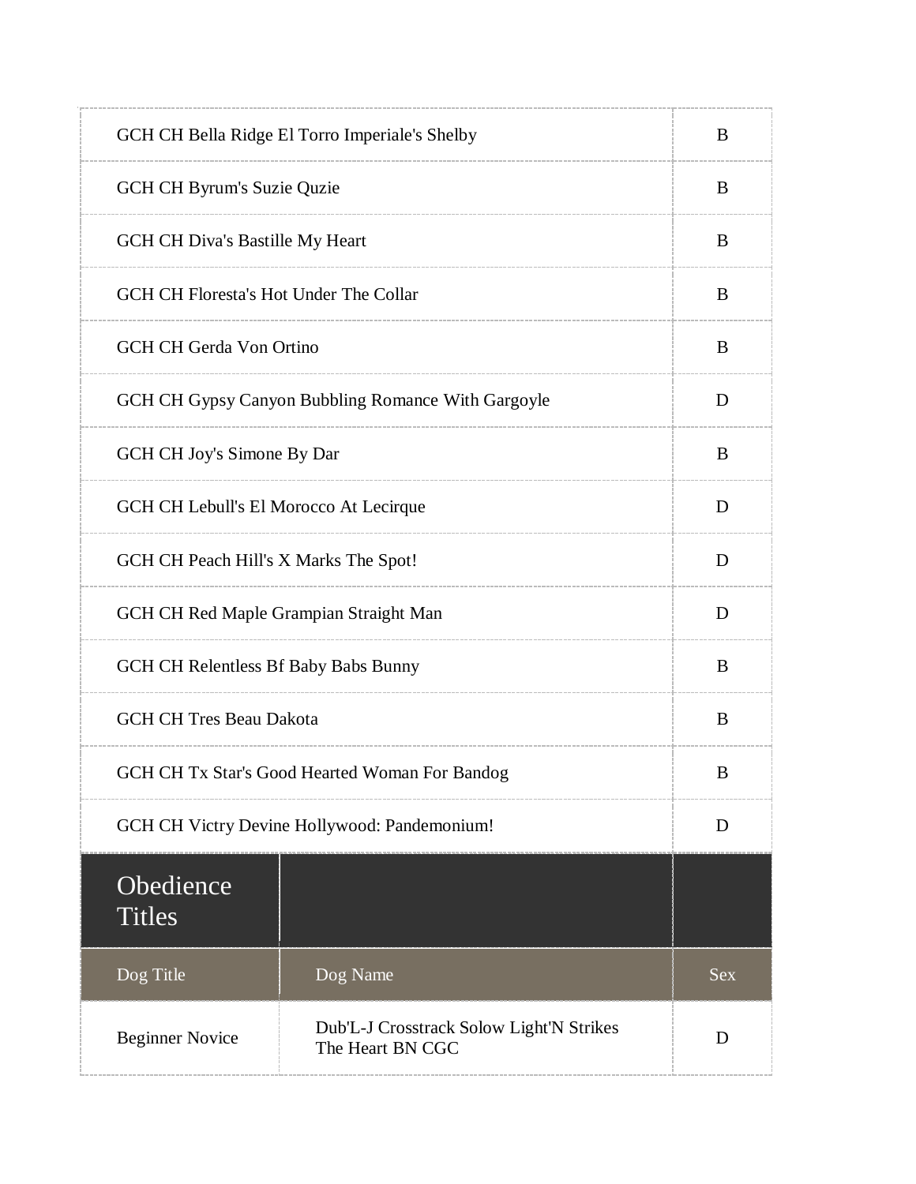| Dog Name | Sex |
|---|---|
| GCH CH Bella Ridge El Torro Imperiale's Shelby | B |
| GCH CH Byrum's Suzie Quzie | B |
| GCH CH Diva's Bastille My Heart | B |
| GCH CH Floresta's Hot Under The Collar | B |
| GCH CH Gerda Von Ortino | B |
| GCH CH Gypsy Canyon Bubbling Romance With Gargoyle | D |
| GCH CH Joy's Simone By Dar | B |
| GCH CH Lebull's El Morocco At Lecirque | D |
| GCH CH Peach Hill's X Marks The Spot! | D |
| GCH CH Red Maple Grampian Straight Man | D |
| GCH CH Relentless Bf Baby Babs Bunny | B |
| GCH CH Tres Beau Dakota | B |
| GCH CH Tx Star's Good Hearted Woman For Bandog | B |
| GCH CH Victry Devine Hollywood: Pandemonium! | D |

## Obedience Titles

| Dog Title | Dog Name | Sex |
|---|---|---|
| Beginner Novice | Dub'L-J Crosstrack Solow Light'N Strikes The Heart BN CGC | D |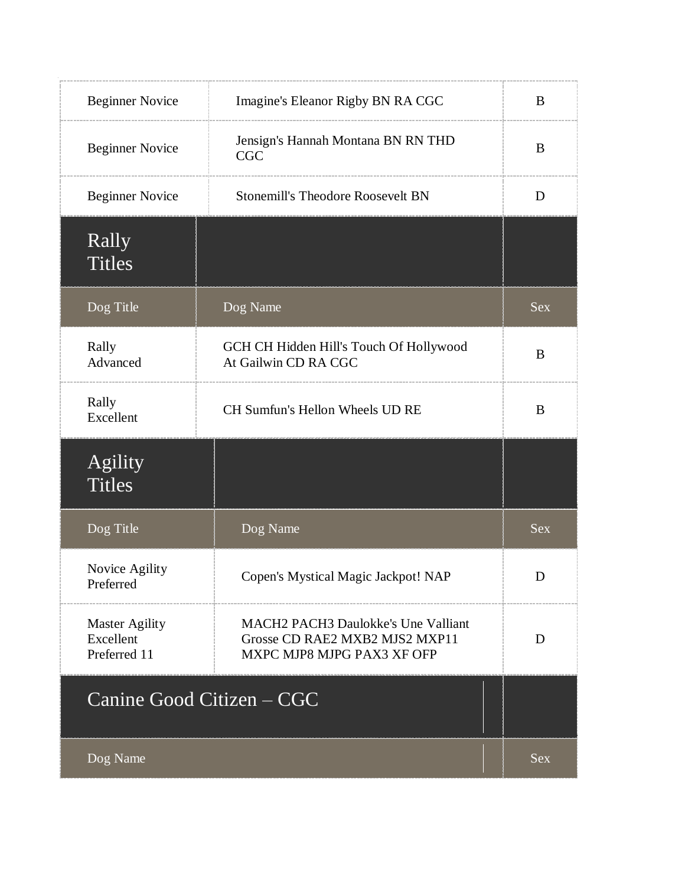| | | |
|---|---|---|
| Beginner Novice | Imagine's Eleanor Rigby BN RA CGC | B |
| Beginner Novice | Jensign's Hannah Montana BN RN THD CGC | B |
| Beginner Novice | Stonemill's Theodore Roosevelt BN | D |

## Rally Titles

| Dog Title | Dog Name | Sex |
|---|---|---|
| Rally Advanced | GCH CH Hidden Hill's Touch Of Hollywood At Gailwin CD RA CGC | B |
| Rally Excellent | CH Sumfun's Hellon Wheels UD RE | B |

## Agility Titles

| Dog Title | Dog Name | Sex |
|---|---|---|
| Novice Agility Preferred | Copen's Mystical Magic Jackpot! NAP | D |
| Master Agility Excellent Preferred 11 | MACH2 PACH3 Daulokke's Une Valliant Grosse CD RAE2 MXB2 MJS2 MXP11 MXPC MJP8 MJPG PAX3 XF OFP | D |

## Canine Good Citizen – CGC

| Dog Name | Sex |
|---|---|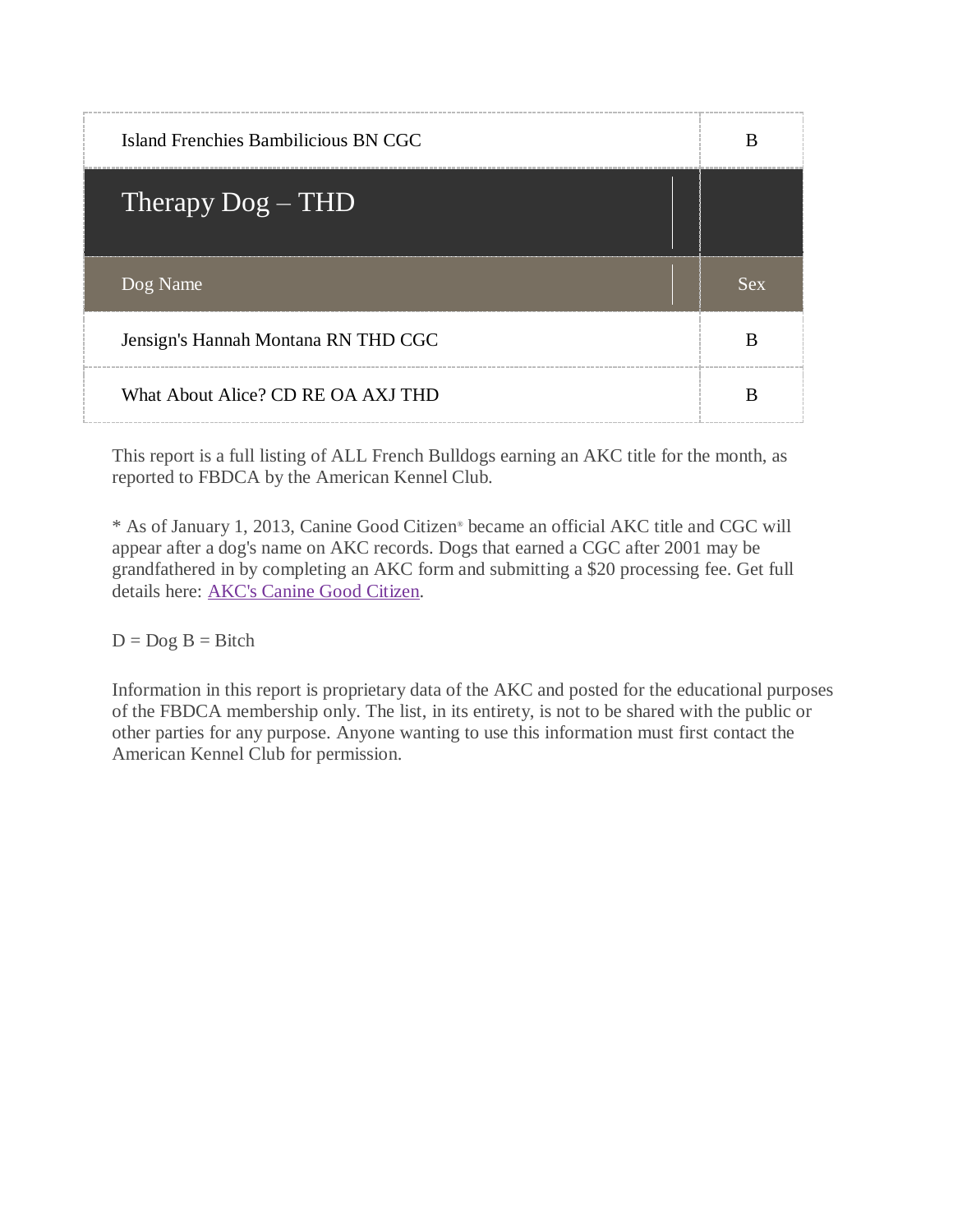| | |
|---|---|
| Island Frenchies Bambilicious BN CGC | B |

## Therapy Dog – THD

| Dog Name | Sex |
|---|---|
| Jensign's Hannah Montana RN THD CGC | B |
| What About Alice? CD RE OA AXJ THD | B |

This report is a full listing of ALL French Bulldogs earning an AKC title for the month, as reported to FBDCA by the American Kennel Club.

* As of January 1, 2013, Canine Good Citizen® became an official AKC title and CGC will appear after a dog's name on AKC records. Dogs that earned a CGC after 2001 may be grandfathered in by completing an AKC form and submitting a $20 processing fee. Get full details here: AKC's Canine Good Citizen.

D = Dog B = Bitch

Information in this report is proprietary data of the AKC and posted for the educational purposes of the FBDCA membership only. The list, in its entirety, is not to be shared with the public or other parties for any purpose. Anyone wanting to use this information must first contact the American Kennel Club for permission.